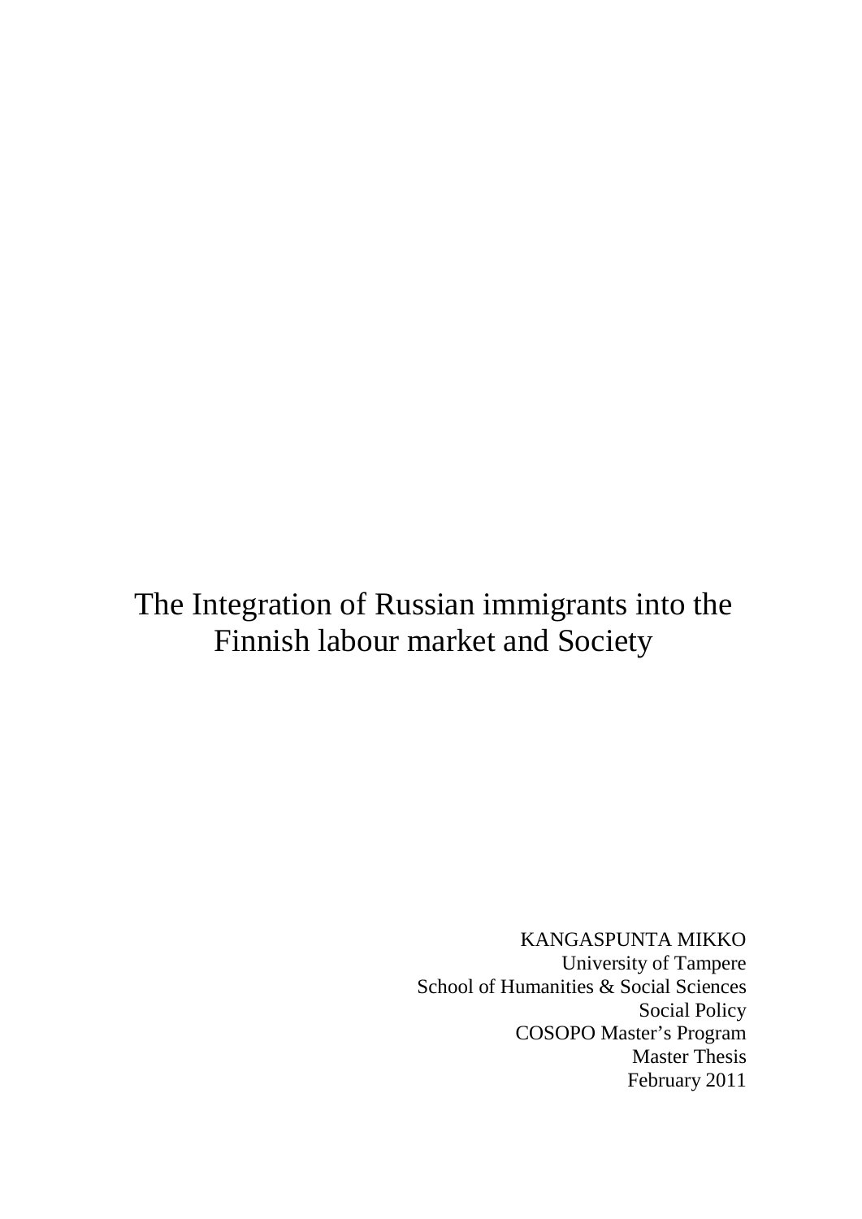# The Integration of Russian immigrants into the Finnish labour market and Society

KANGASPUNTA MIKKO
University of Tampere
School of Humanities & Social Sciences
Social Policy
COSOPO Master's Program
Master Thesis
February 2011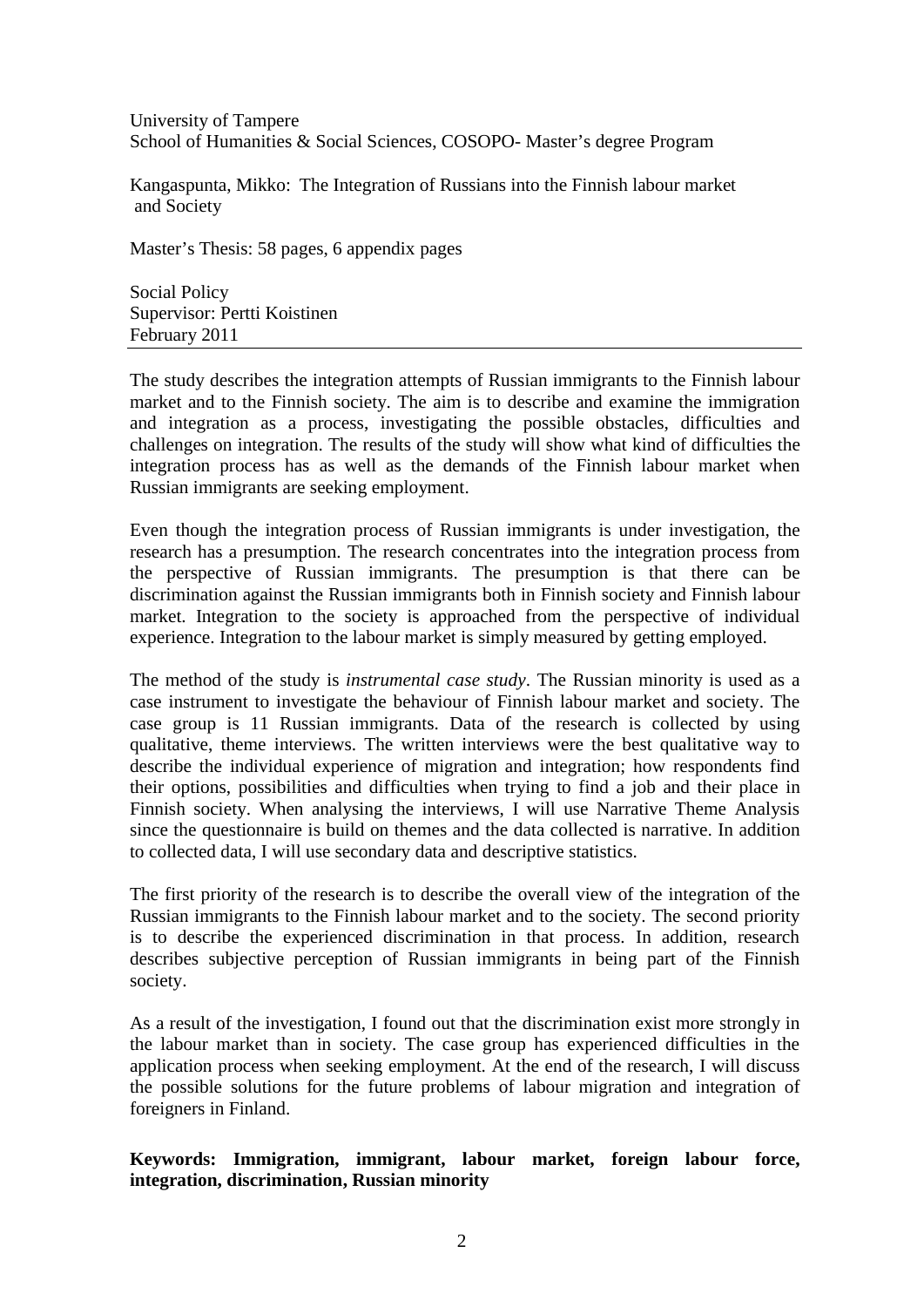University of Tampere
School of Humanities & Social Sciences, COSOPO- Master's degree Program

Kangaspunta, Mikko: The Integration of Russians into the Finnish labour market and Society

Master's Thesis: 58 pages, 6 appendix pages

Social Policy
Supervisor: Pertti Koistinen
February 2011

---

The study describes the integration attempts of Russian immigrants to the Finnish labour market and to the Finnish society. The aim is to describe and examine the immigration and integration as a process, investigating the possible obstacles, difficulties and challenges on integration. The results of the study will show what kind of difficulties the integration process has as well as the demands of the Finnish labour market when Russian immigrants are seeking employment.

Even though the integration process of Russian immigrants is under investigation, the research has a presumption. The research concentrates into the integration process from the perspective of Russian immigrants. The presumption is that there can be discrimination against the Russian immigrants both in Finnish society and Finnish labour market. Integration to the society is approached from the perspective of individual experience. Integration to the labour market is simply measured by getting employed.

The method of the study is *instrumental case study*. The Russian minority is used as a case instrument to investigate the behaviour of Finnish labour market and society. The case group is 11 Russian immigrants. Data of the research is collected by using qualitative, theme interviews. The written interviews were the best qualitative way to describe the individual experience of migration and integration; how respondents find their options, possibilities and difficulties when trying to find a job and their place in Finnish society. When analysing the interviews, I will use Narrative Theme Analysis since the questionnaire is build on themes and the data collected is narrative. In addition to collected data, I will use secondary data and descriptive statistics.

The first priority of the research is to describe the overall view of the integration of the Russian immigrants to the Finnish labour market and to the society. The second priority is to describe the experienced discrimination in that process. In addition, research describes subjective perception of Russian immigrants in being part of the Finnish society.

As a result of the investigation, I found out that the discrimination exist more strongly in the labour market than in society. The case group has experienced difficulties in the application process when seeking employment. At the end of the research, I will discuss the possible solutions for the future problems of labour migration and integration of foreigners in Finland.

**Keywords: Immigration, immigrant, labour market, foreign labour force, integration, discrimination, Russian minority**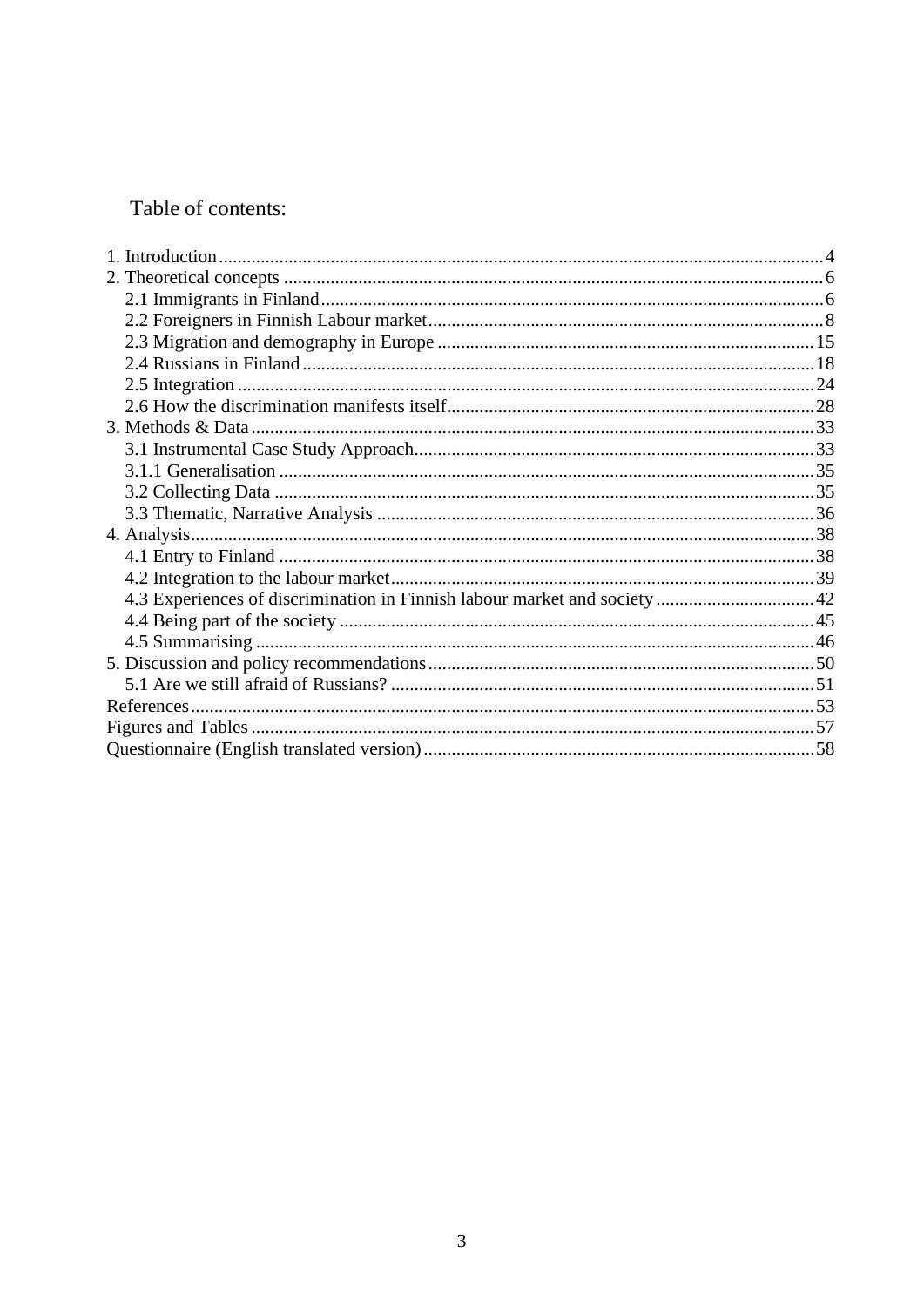# Table of contents:

1. Introduction ........ 4
2. Theoretical concepts ........ 6
   - 2.1 Immigrants in Finland ........ 6
   - 2.2 Foreigners in Finnish Labour market ........ 8
   - 2.3 Migration and demography in Europe ........ 15
   - 2.4 Russians in Finland ........ 18
   - 2.5 Integration ........ 24
   - 2.6 How the discrimination manifests itself ........ 28
3. Methods & Data ........ 33
   - 3.1 Instrumental Case Study Approach ........ 33
   - 3.1.1 Generalisation ........ 35
   - 3.2 Collecting Data ........ 35
   - 3.3 Thematic, Narrative Analysis ........ 36
4. Analysis ........ 38
   - 4.1 Entry to Finland ........ 38
   - 4.2 Integration to the labour market ........ 39
   - 4.3 Experiences of discrimination in Finnish labour market and society ........ 42
   - 4.4 Being part of the society ........ 45
   - 4.5 Summarising ........ 46
5. Discussion and policy recommendations ........ 50
   - 5.1 Are we still afraid of Russians? ........ 51

References ........ 53

Figures and Tables ........ 57

Questionnaire (English translated version) ........ 58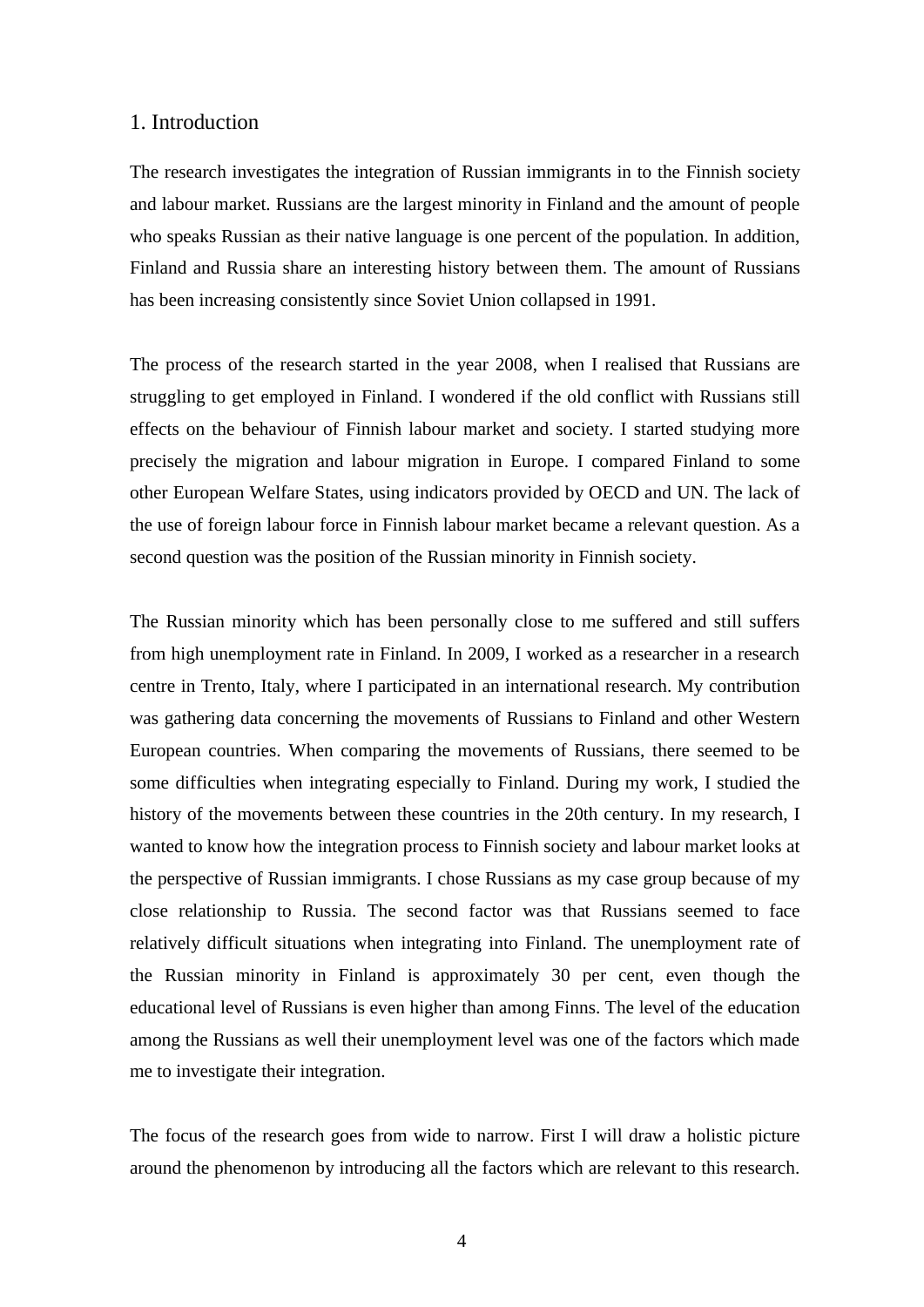# 1. Introduction

The research investigates the integration of Russian immigrants in to the Finnish society and labour market. Russians are the largest minority in Finland and the amount of people who speaks Russian as their native language is one percent of the population. In addition, Finland and Russia share an interesting history between them. The amount of Russians has been increasing consistently since Soviet Union collapsed in 1991.

The process of the research started in the year 2008, when I realised that Russians are struggling to get employed in Finland. I wondered if the old conflict with Russians still effects on the behaviour of Finnish labour market and society. I started studying more precisely the migration and labour migration in Europe. I compared Finland to some other European Welfare States, using indicators provided by OECD and UN. The lack of the use of foreign labour force in Finnish labour market became a relevant question. As a second question was the position of the Russian minority in Finnish society.

The Russian minority which has been personally close to me suffered and still suffers from high unemployment rate in Finland. In 2009, I worked as a researcher in a research centre in Trento, Italy, where I participated in an international research. My contribution was gathering data concerning the movements of Russians to Finland and other Western European countries. When comparing the movements of Russians, there seemed to be some difficulties when integrating especially to Finland. During my work, I studied the history of the movements between these countries in the 20th century. In my research, I wanted to know how the integration process to Finnish society and labour market looks at the perspective of Russian immigrants. I chose Russians as my case group because of my close relationship to Russia. The second factor was that Russians seemed to face relatively difficult situations when integrating into Finland. The unemployment rate of the Russian minority in Finland is approximately 30 per cent, even though the educational level of Russians is even higher than among Finns. The level of the education among the Russians as well their unemployment level was one of the factors which made me to investigate their integration.

The focus of the research goes from wide to narrow. First I will draw a holistic picture around the phenomenon by introducing all the factors which are relevant to this research.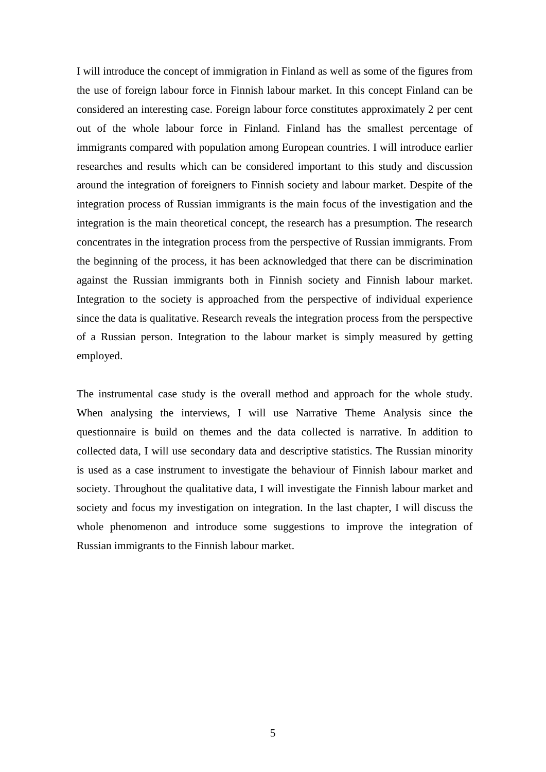I will introduce the concept of immigration in Finland as well as some of the figures from the use of foreign labour force in Finnish labour market. In this concept Finland can be considered an interesting case. Foreign labour force constitutes approximately 2 per cent out of the whole labour force in Finland. Finland has the smallest percentage of immigrants compared with population among European countries. I will introduce earlier researches and results which can be considered important to this study and discussion around the integration of foreigners to Finnish society and labour market. Despite of the integration process of Russian immigrants is the main focus of the investigation and the integration is the main theoretical concept, the research has a presumption. The research concentrates in the integration process from the perspective of Russian immigrants. From the beginning of the process, it has been acknowledged that there can be discrimination against the Russian immigrants both in Finnish society and Finnish labour market. Integration to the society is approached from the perspective of individual experience since the data is qualitative. Research reveals the integration process from the perspective of a Russian person. Integration to the labour market is simply measured by getting employed.

The instrumental case study is the overall method and approach for the whole study. When analysing the interviews, I will use Narrative Theme Analysis since the questionnaire is build on themes and the data collected is narrative. In addition to collected data, I will use secondary data and descriptive statistics. The Russian minority is used as a case instrument to investigate the behaviour of Finnish labour market and society. Throughout the qualitative data, I will investigate the Finnish labour market and society and focus my investigation on integration. In the last chapter, I will discuss the whole phenomenon and introduce some suggestions to improve the integration of Russian immigrants to the Finnish labour market.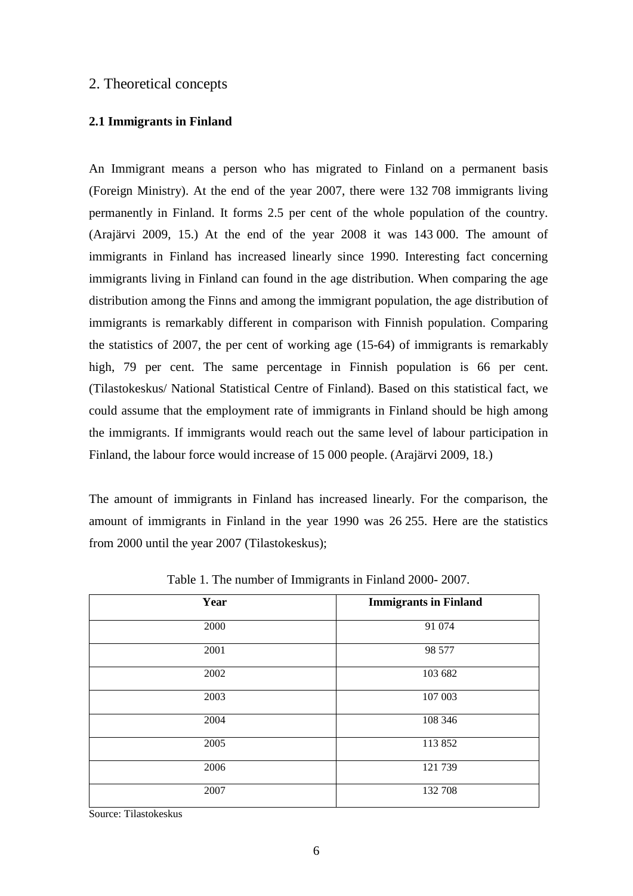## 2. Theoretical concepts

### 2.1 Immigrants in Finland

An Immigrant means a person who has migrated to Finland on a permanent basis (Foreign Ministry). At the end of the year 2007, there were 132 708 immigrants living permanently in Finland. It forms 2.5 per cent of the whole population of the country. (Arajärvi 2009, 15.) At the end of the year 2008 it was 143 000. The amount of immigrants in Finland has increased linearly since 1990. Interesting fact concerning immigrants living in Finland can found in the age distribution. When comparing the age distribution among the Finns and among the immigrant population, the age distribution of immigrants is remarkably different in comparison with Finnish population. Comparing the statistics of 2007, the per cent of working age (15-64) of immigrants is remarkably high, 79 per cent. The same percentage in Finnish population is 66 per cent. (Tilastokeskus/ National Statistical Centre of Finland). Based on this statistical fact, we could assume that the employment rate of immigrants in Finland should be high among the immigrants. If immigrants would reach out the same level of labour participation in Finland, the labour force would increase of 15 000 people. (Arajärvi 2009, 18.)

The amount of immigrants in Finland has increased linearly. For the comparison, the amount of immigrants in Finland in the year 1990 was 26 255. Here are the statistics from 2000 until the year 2007 (Tilastokeskus);

Table 1. The number of Immigrants in Finland 2000- 2007.

| Year | Immigrants in Finland |
|---|---|
| 2000 | 91 074 |
| 2001 | 98 577 |
| 2002 | 103 682 |
| 2003 | 107 003 |
| 2004 | 108 346 |
| 2005 | 113 852 |
| 2006 | 121 739 |
| 2007 | 132 708 |

Source: Tilastokeskus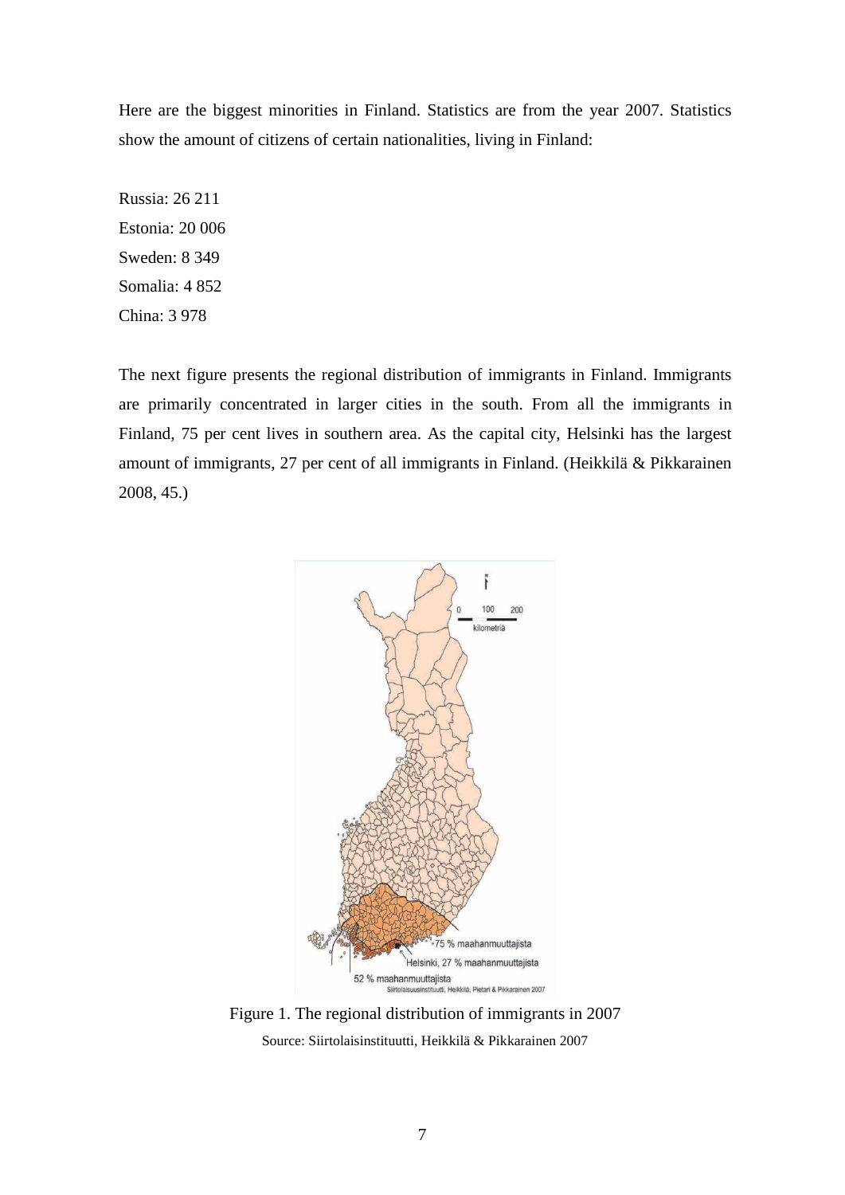Here are the biggest minorities in Finland. Statistics are from the year 2007. Statistics show the amount of citizens of certain nationalities, living in Finland:

Russia: 26 211
Estonia: 20 006
Sweden: 8 349
Somalia: 4 852
China: 3 978

The next figure presents the regional distribution of immigrants in Finland. Immigrants are primarily concentrated in larger cities in the south. From all the immigrants in Finland, 75 per cent lives in southern area. As the capital city, Helsinki has the largest amount of immigrants, 27 per cent of all immigrants in Finland. (Heikkilä & Pikkarainen 2008, 45.)

Figure 1. The regional distribution of immigrants in 2007
Source: Siirtolaisinstituutti, Heikkilä & Pikkarainen 2007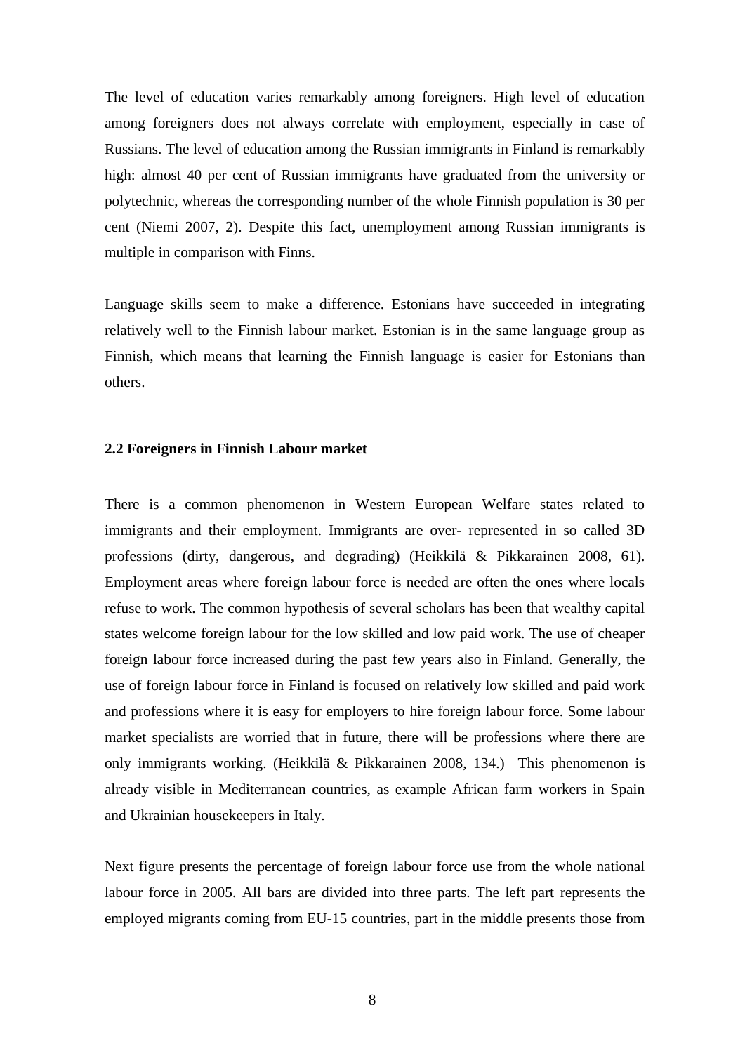The level of education varies remarkably among foreigners. High level of education among foreigners does not always correlate with employment, especially in case of Russians. The level of education among the Russian immigrants in Finland is remarkably high: almost 40 per cent of Russian immigrants have graduated from the university or polytechnic, whereas the corresponding number of the whole Finnish population is 30 per cent (Niemi 2007, 2). Despite this fact, unemployment among Russian immigrants is multiple in comparison with Finns.

Language skills seem to make a difference. Estonians have succeeded in integrating relatively well to the Finnish labour market. Estonian is in the same language group as Finnish, which means that learning the Finnish language is easier for Estonians than others.

### 2.2 Foreigners in Finnish Labour market

There is a common phenomenon in Western European Welfare states related to immigrants and their employment. Immigrants are over- represented in so called 3D professions (dirty, dangerous, and degrading) (Heikkilä & Pikkarainen 2008, 61). Employment areas where foreign labour force is needed are often the ones where locals refuse to work. The common hypothesis of several scholars has been that wealthy capital states welcome foreign labour for the low skilled and low paid work. The use of cheaper foreign labour force increased during the past few years also in Finland. Generally, the use of foreign labour force in Finland is focused on relatively low skilled and paid work and professions where it is easy for employers to hire foreign labour force. Some labour market specialists are worried that in future, there will be professions where there are only immigrants working. (Heikkilä & Pikkarainen 2008, 134.) This phenomenon is already visible in Mediterranean countries, as example African farm workers in Spain and Ukrainian housekeepers in Italy.

Next figure presents the percentage of foreign labour force use from the whole national labour force in 2005. All bars are divided into three parts. The left part represents the employed migrants coming from EU-15 countries, part in the middle presents those from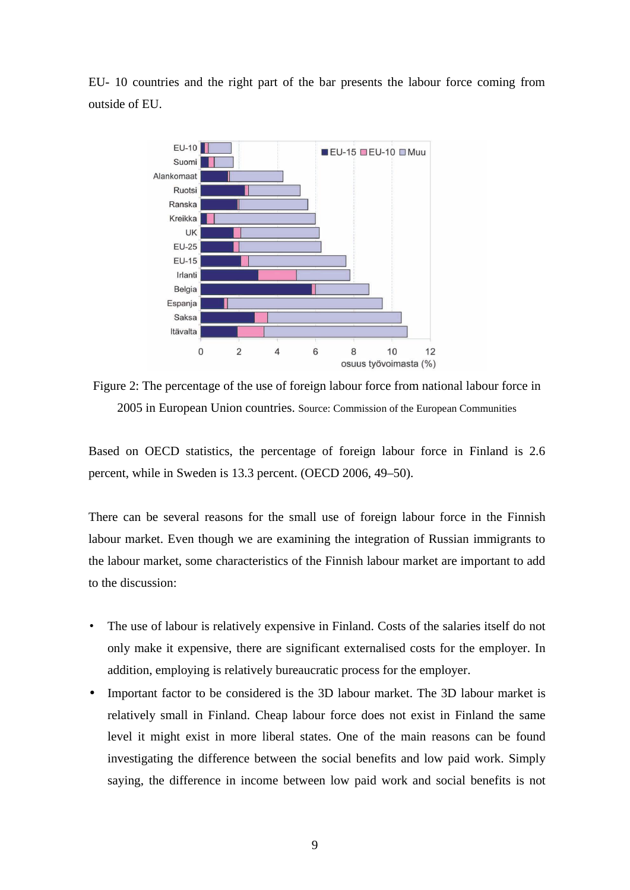EU- 10 countries and the right part of the bar presents the labour force coming from outside of EU.

Figure 2: The percentage of the use of foreign labour force from national labour force in 2005 in European Union countries. Source: Commission of the European Communities

Based on OECD statistics, the percentage of foreign labour force in Finland is 2.6 percent, while in Sweden is 13.3 percent. (OECD 2006, 49–50).

There can be several reasons for the small use of foreign labour force in the Finnish labour market. Even though we are examining the integration of Russian immigrants to the labour market, some characteristics of the Finnish labour market are important to add to the discussion:

- The use of labour is relatively expensive in Finland. Costs of the salaries itself do not only make it expensive, there are significant externalised costs for the employer. In addition, employing is relatively bureaucratic process for the employer.
- Important factor to be considered is the 3D labour market. The 3D labour market is relatively small in Finland. Cheap labour force does not exist in Finland the same level it might exist in more liberal states. One of the main reasons can be found investigating the difference between the social benefits and low paid work. Simply saying, the difference in income between low paid work and social benefits is not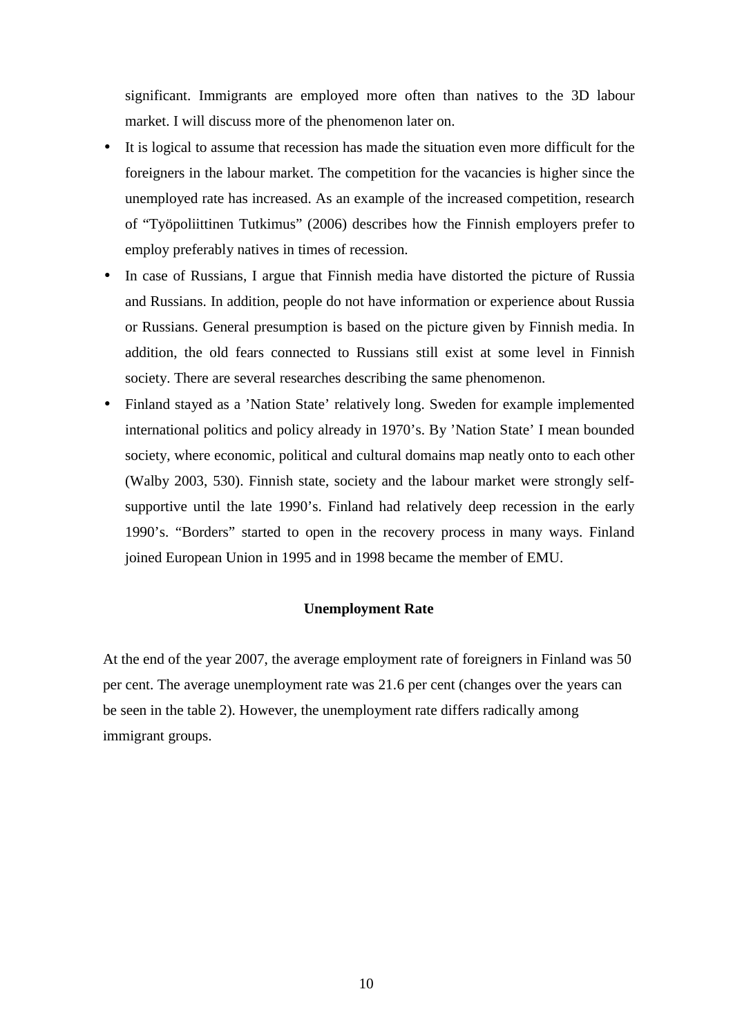significant. Immigrants are employed more often than natives to the 3D labour market. I will discuss more of the phenomenon later on.

- It is logical to assume that recession has made the situation even more difficult for the foreigners in the labour market. The competition for the vacancies is higher since the unemployed rate has increased. As an example of the increased competition, research of "Työpoliittinen Tutkimus" (2006) describes how the Finnish employers prefer to employ preferably natives in times of recession.
- In case of Russians, I argue that Finnish media have distorted the picture of Russia and Russians. In addition, people do not have information or experience about Russia or Russians. General presumption is based on the picture given by Finnish media. In addition, the old fears connected to Russians still exist at some level in Finnish society. There are several researches describing the same phenomenon.
- Finland stayed as a 'Nation State' relatively long. Sweden for example implemented international politics and policy already in 1970's. By 'Nation State' I mean bounded society, where economic, political and cultural domains map neatly onto to each other (Walby 2003, 530). Finnish state, society and the labour market were strongly self-supportive until the late 1990's. Finland had relatively deep recession in the early 1990's. "Borders" started to open in the recovery process in many ways. Finland joined European Union in 1995 and in 1998 became the member of EMU.

**Unemployment Rate**

At the end of the year 2007, the average employment rate of foreigners in Finland was 50 per cent. The average unemployment rate was 21.6 per cent (changes over the years can be seen in the table 2). However, the unemployment rate differs radically among immigrant groups.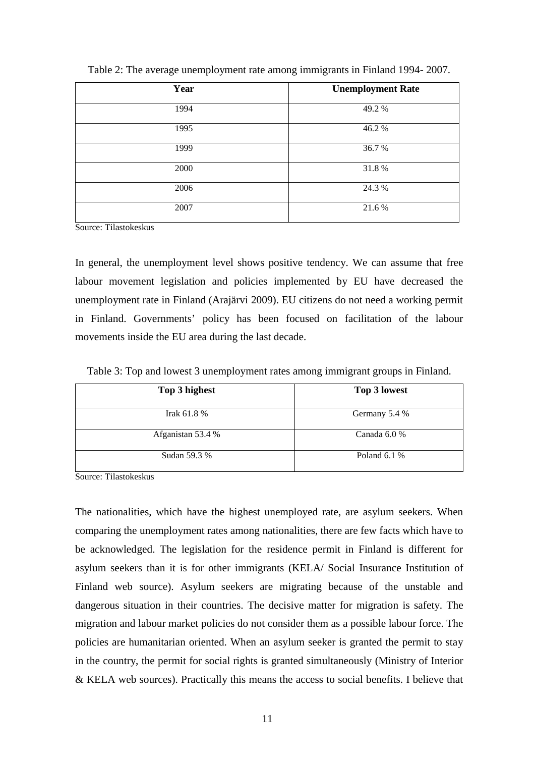Table 2: The average unemployment rate among immigrants in Finland 1994- 2007.

| Year | Unemployment Rate |
|---|---|
| 1994 | 49.2 % |
| 1995 | 46.2 % |
| 1999 | 36.7 % |
| 2000 | 31.8 % |
| 2006 | 24.3 % |
| 2007 | 21.6 % |

Source: Tilastokeskus

In general, the unemployment level shows positive tendency. We can assume that free labour movement legislation and policies implemented by EU have decreased the unemployment rate in Finland (Arajärvi 2009). EU citizens do not need a working permit in Finland. Governments' policy has been focused on facilitation of the labour movements inside the EU area during the last decade.

Table 3: Top and lowest 3 unemployment rates among immigrant groups in Finland.

| Top 3 highest | Top 3 lowest |
|---|---|
| Irak 61.8 % | Germany 5.4 % |
| Afganistan 53.4 % | Canada 6.0 % |
| Sudan 59.3 % | Poland 6.1 % |

Source: Tilastokeskus

The nationalities, which have the highest unemployed rate, are asylum seekers. When comparing the unemployment rates among nationalities, there are few facts which have to be acknowledged. The legislation for the residence permit in Finland is different for asylum seekers than it is for other immigrants (KELA/ Social Insurance Institution of Finland web source). Asylum seekers are migrating because of the unstable and dangerous situation in their countries. The decisive matter for migration is safety. The migration and labour market policies do not consider them as a possible labour force. The policies are humanitarian oriented. When an asylum seeker is granted the permit to stay in the country, the permit for social rights is granted simultaneously (Ministry of Interior & KELA web sources). Practically this means the access to social benefits. I believe that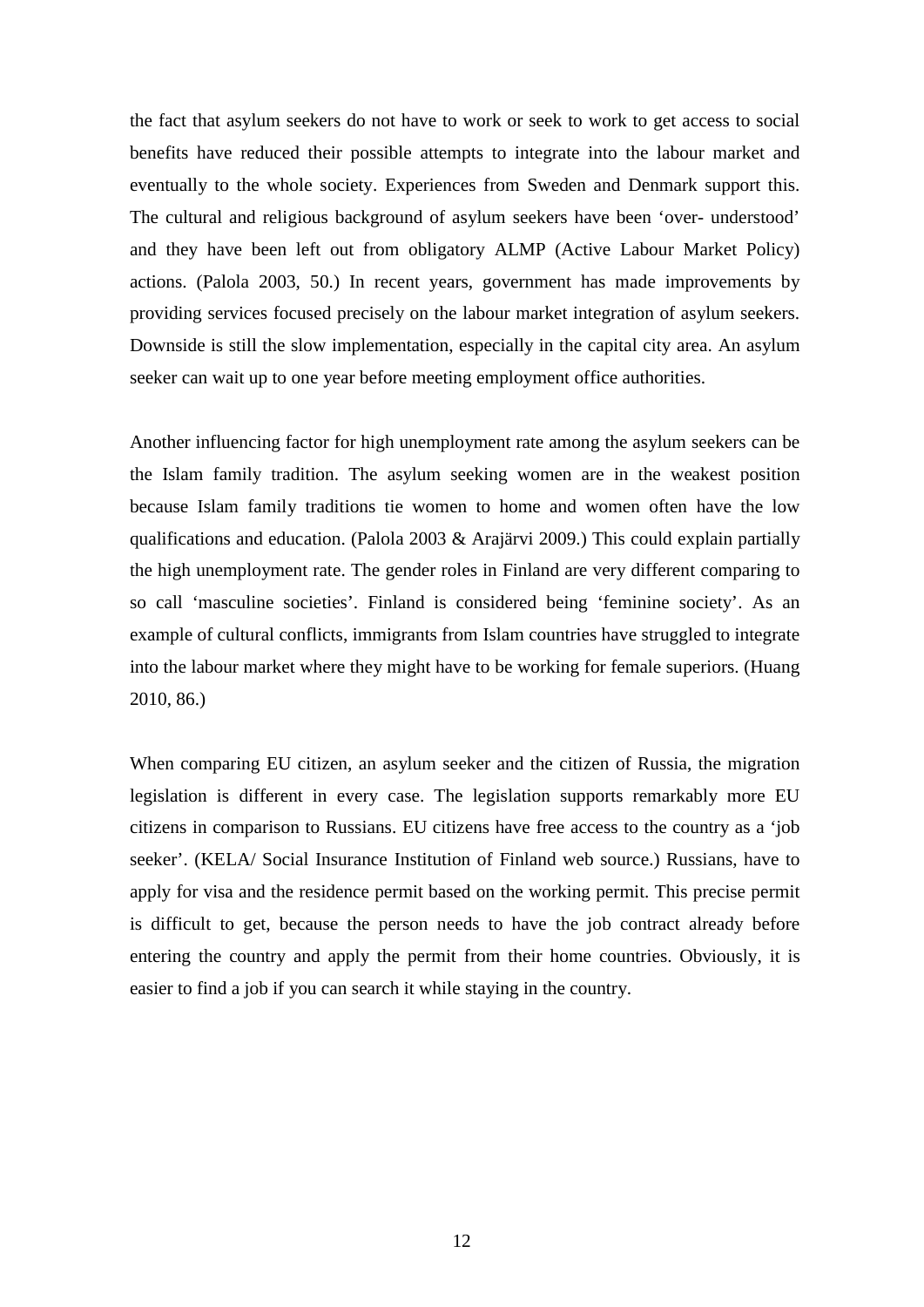the fact that asylum seekers do not have to work or seek to work to get access to social benefits have reduced their possible attempts to integrate into the labour market and eventually to the whole society. Experiences from Sweden and Denmark support this. The cultural and religious background of asylum seekers have been 'over- understood' and they have been left out from obligatory ALMP (Active Labour Market Policy) actions. (Palola 2003, 50.) In recent years, government has made improvements by providing services focused precisely on the labour market integration of asylum seekers. Downside is still the slow implementation, especially in the capital city area. An asylum seeker can wait up to one year before meeting employment office authorities.

Another influencing factor for high unemployment rate among the asylum seekers can be the Islam family tradition. The asylum seeking women are in the weakest position because Islam family traditions tie women to home and women often have the low qualifications and education. (Palola 2003 & Arajärvi 2009.) This could explain partially the high unemployment rate. The gender roles in Finland are very different comparing to so call 'masculine societies'. Finland is considered being 'feminine society'. As an example of cultural conflicts, immigrants from Islam countries have struggled to integrate into the labour market where they might have to be working for female superiors. (Huang 2010, 86.)

When comparing EU citizen, an asylum seeker and the citizen of Russia, the migration legislation is different in every case. The legislation supports remarkably more EU citizens in comparison to Russians. EU citizens have free access to the country as a 'job seeker'. (KELA/ Social Insurance Institution of Finland web source.) Russians, have to apply for visa and the residence permit based on the working permit. This precise permit is difficult to get, because the person needs to have the job contract already before entering the country and apply the permit from their home countries. Obviously, it is easier to find a job if you can search it while staying in the country.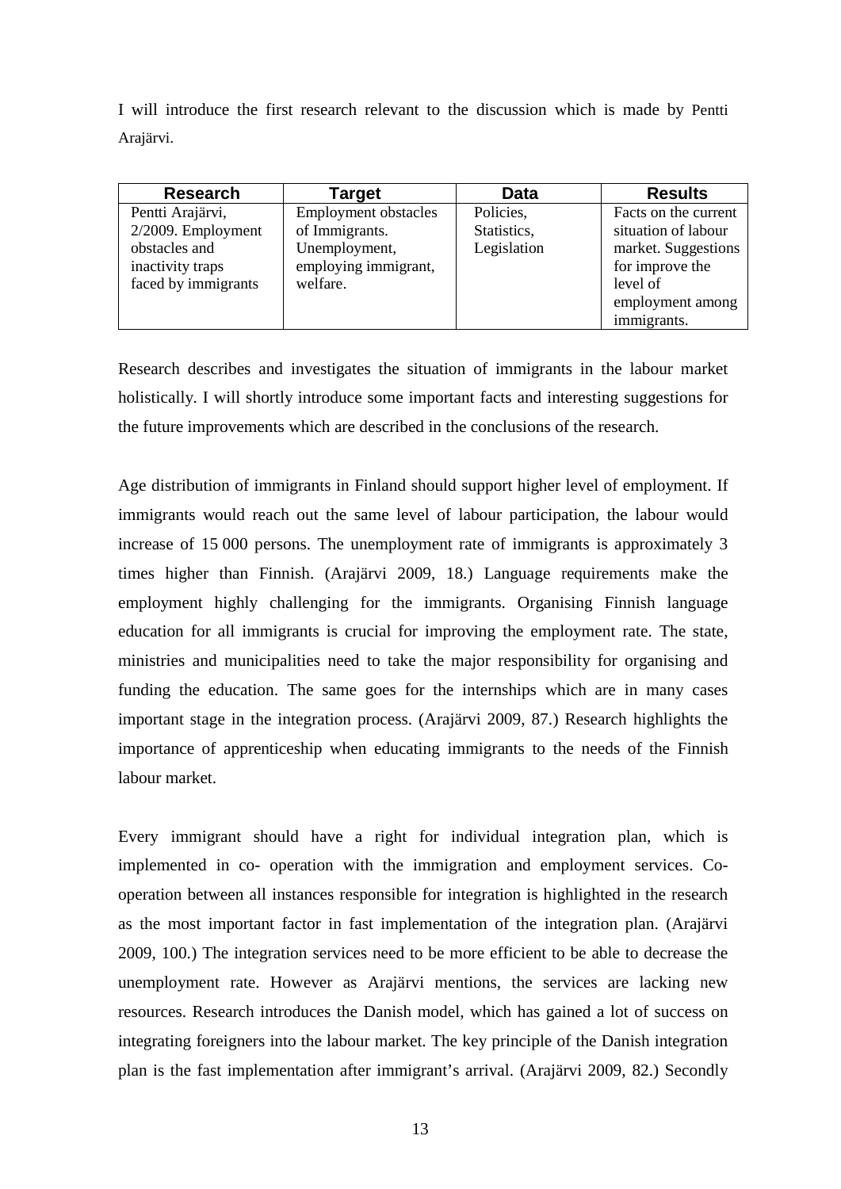I will introduce the first research relevant to the discussion which is made by Pentti Arajärvi.

| Research | Target | Data | Results |
|---|---|---|---|
| Pentti Arajärvi, 2/2009. Employment obstacles and inactivity traps faced by immigrants | Employment obstacles of Immigrants. Unemployment, employing immigrant, welfare. | Policies, Statistics, Legislation | Facts on the current situation of labour market. Suggestions for improve the level of employment among immigrants. |

Research describes and investigates the situation of immigrants in the labour market holistically. I will shortly introduce some important facts and interesting suggestions for the future improvements which are described in the conclusions of the research.

Age distribution of immigrants in Finland should support higher level of employment. If immigrants would reach out the same level of labour participation, the labour would increase of 15 000 persons. The unemployment rate of immigrants is approximately 3 times higher than Finnish. (Arajärvi 2009, 18.) Language requirements make the employment highly challenging for the immigrants. Organising Finnish language education for all immigrants is crucial for improving the employment rate. The state, ministries and municipalities need to take the major responsibility for organising and funding the education. The same goes for the internships which are in many cases important stage in the integration process. (Arajärvi 2009, 87.) Research highlights the importance of apprenticeship when educating immigrants to the needs of the Finnish labour market.

Every immigrant should have a right for individual integration plan, which is implemented in co- operation with the immigration and employment services. Co-operation between all instances responsible for integration is highlighted in the research as the most important factor in fast implementation of the integration plan. (Arajärvi 2009, 100.) The integration services need to be more efficient to be able to decrease the unemployment rate. However as Arajärvi mentions, the services are lacking new resources. Research introduces the Danish model, which has gained a lot of success on integrating foreigners into the labour market. The key principle of the Danish integration plan is the fast implementation after immigrant's arrival. (Arajärvi 2009, 82.) Secondly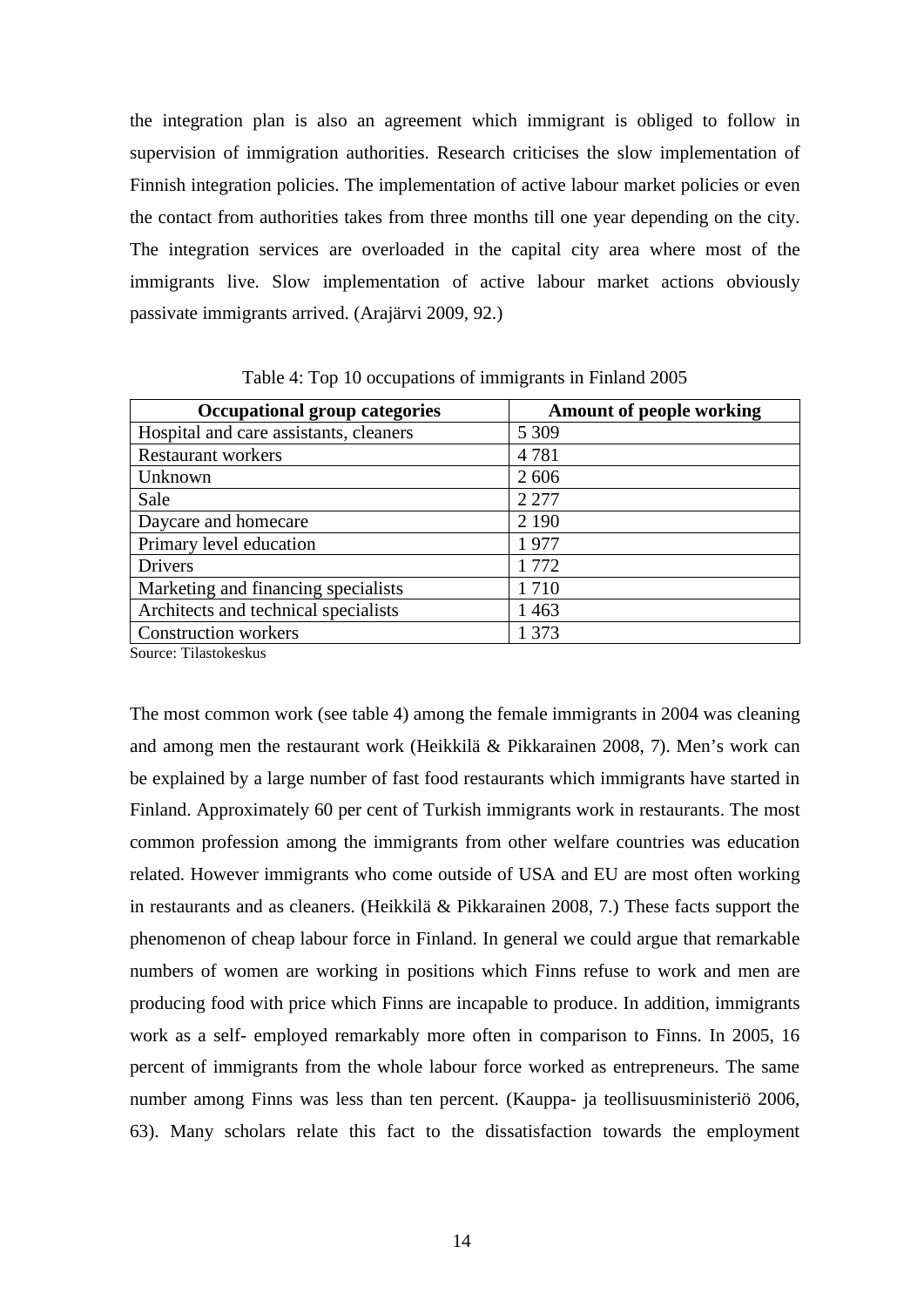the integration plan is also an agreement which immigrant is obliged to follow in supervision of immigration authorities. Research criticises the slow implementation of Finnish integration policies. The implementation of active labour market policies or even the contact from authorities takes from three months till one year depending on the city. The integration services are overloaded in the capital city area where most of the immigrants live. Slow implementation of active labour market actions obviously passivate immigrants arrived. (Arajärvi 2009, 92.)

Table 4: Top 10 occupations of immigrants in Finland 2005

| Occupational group categories | Amount of people working |
|---|---|
| Hospital and care assistants, cleaners | 5 309 |
| Restaurant workers | 4 781 |
| Unknown | 2 606 |
| Sale | 2 277 |
| Daycare and homecare | 2 190 |
| Primary level education | 1 977 |
| Drivers | 1 772 |
| Marketing and financing specialists | 1 710 |
| Architects and technical specialists | 1 463 |
| Construction workers | 1 373 |

Source: Tilastokeskus

The most common work (see table 4) among the female immigrants in 2004 was cleaning and among men the restaurant work (Heikkilä & Pikkarainen 2008, 7). Men's work can be explained by a large number of fast food restaurants which immigrants have started in Finland. Approximately 60 per cent of Turkish immigrants work in restaurants. The most common profession among the immigrants from other welfare countries was education related. However immigrants who come outside of USA and EU are most often working in restaurants and as cleaners. (Heikkilä & Pikkarainen 2008, 7.) These facts support the phenomenon of cheap labour force in Finland. In general we could argue that remarkable numbers of women are working in positions which Finns refuse to work and men are producing food with price which Finns are incapable to produce. In addition, immigrants work as a self- employed remarkably more often in comparison to Finns. In 2005, 16 percent of immigrants from the whole labour force worked as entrepreneurs. The same number among Finns was less than ten percent. (Kauppa- ja teollisuusministeriö 2006, 63). Many scholars relate this fact to the dissatisfaction towards the employment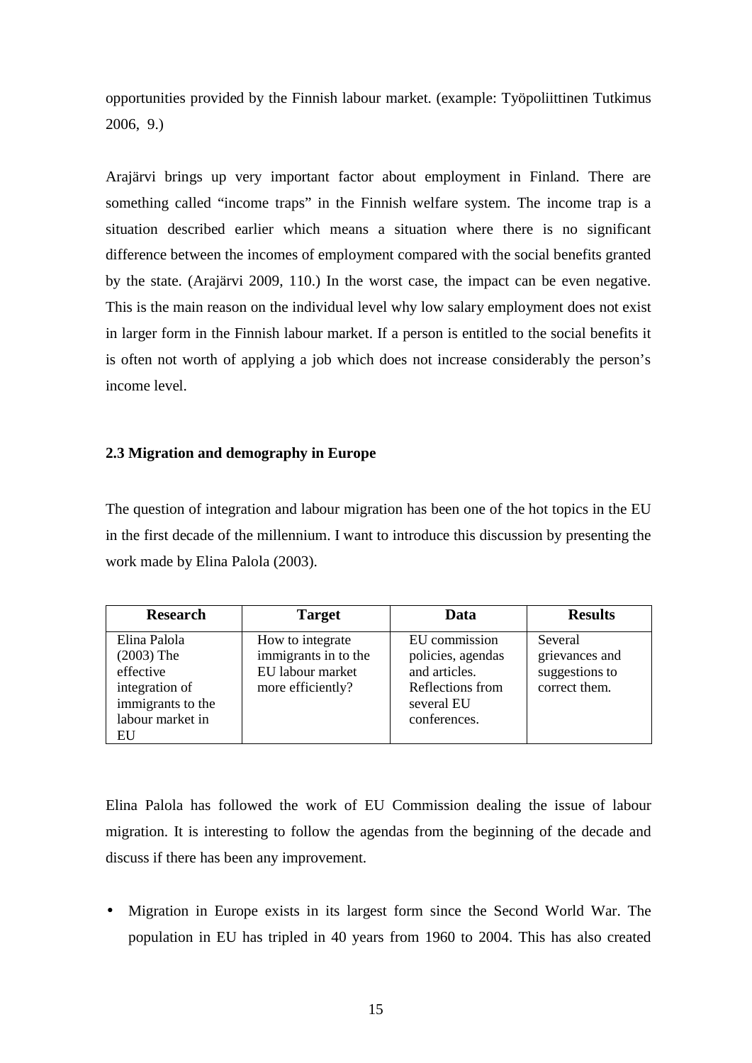opportunities provided by the Finnish labour market. (example: Työpoliittinen Tutkimus 2006, 9.)

Arajärvi brings up very important factor about employment in Finland. There are something called "income traps" in the Finnish welfare system. The income trap is a situation described earlier which means a situation where there is no significant difference between the incomes of employment compared with the social benefits granted by the state. (Arajärvi 2009, 110.) In the worst case, the impact can be even negative. This is the main reason on the individual level why low salary employment does not exist in larger form in the Finnish labour market. If a person is entitled to the social benefits it is often not worth of applying a job which does not increase considerably the person's income level.

### 2.3 Migration and demography in Europe

The question of integration and labour migration has been one of the hot topics in the EU in the first decade of the millennium. I want to introduce this discussion by presenting the work made by Elina Palola (2003).

| Research | Target | Data | Results |
|---|---|---|---|
| Elina Palola (2003) The effective integration of immigrants to the labour market in EU | How to integrate immigrants in to the EU labour market more efficiently? | EU commission policies, agendas and articles. Reflections from several EU conferences. | Several grievances and suggestions to correct them. |

Elina Palola has followed the work of EU Commission dealing the issue of labour migration. It is interesting to follow the agendas from the beginning of the decade and discuss if there has been any improvement.

- Migration in Europe exists in its largest form since the Second World War. The population in EU has tripled in 40 years from 1960 to 2004. This has also created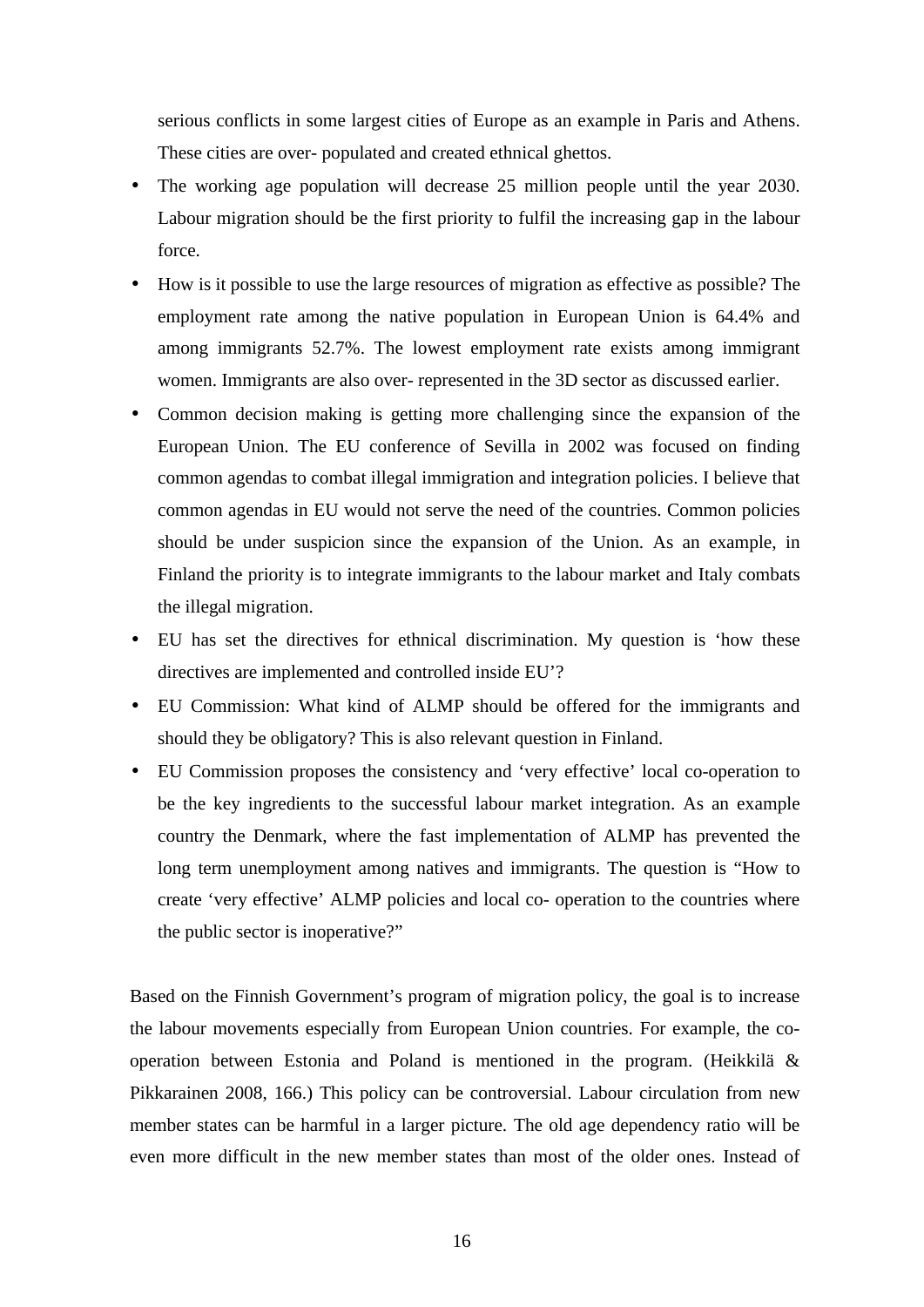serious conflicts in some largest cities of Europe as an example in Paris and Athens. These cities are over- populated and created ethnical ghettos.

- The working age population will decrease 25 million people until the year 2030. Labour migration should be the first priority to fulfil the increasing gap in the labour force.
- How is it possible to use the large resources of migration as effective as possible? The employment rate among the native population in European Union is 64.4% and among immigrants 52.7%. The lowest employment rate exists among immigrant women. Immigrants are also over- represented in the 3D sector as discussed earlier.
- Common decision making is getting more challenging since the expansion of the European Union. The EU conference of Sevilla in 2002 was focused on finding common agendas to combat illegal immigration and integration policies. I believe that common agendas in EU would not serve the need of the countries. Common policies should be under suspicion since the expansion of the Union. As an example, in Finland the priority is to integrate immigrants to the labour market and Italy combats the illegal migration.
- EU has set the directives for ethnical discrimination. My question is 'how these directives are implemented and controlled inside EU'?
- EU Commission: What kind of ALMP should be offered for the immigrants and should they be obligatory? This is also relevant question in Finland.
- EU Commission proposes the consistency and 'very effective' local co-operation to be the key ingredients to the successful labour market integration. As an example country the Denmark, where the fast implementation of ALMP has prevented the long term unemployment among natives and immigrants. The question is "How to create 'very effective' ALMP policies and local co- operation to the countries where the public sector is inoperative?"

Based on the Finnish Government's program of migration policy, the goal is to increase the labour movements especially from European Union countries. For example, the co-operation between Estonia and Poland is mentioned in the program. (Heikkilä & Pikkarainen 2008, 166.) This policy can be controversial. Labour circulation from new member states can be harmful in a larger picture. The old age dependency ratio will be even more difficult in the new member states than most of the older ones. Instead of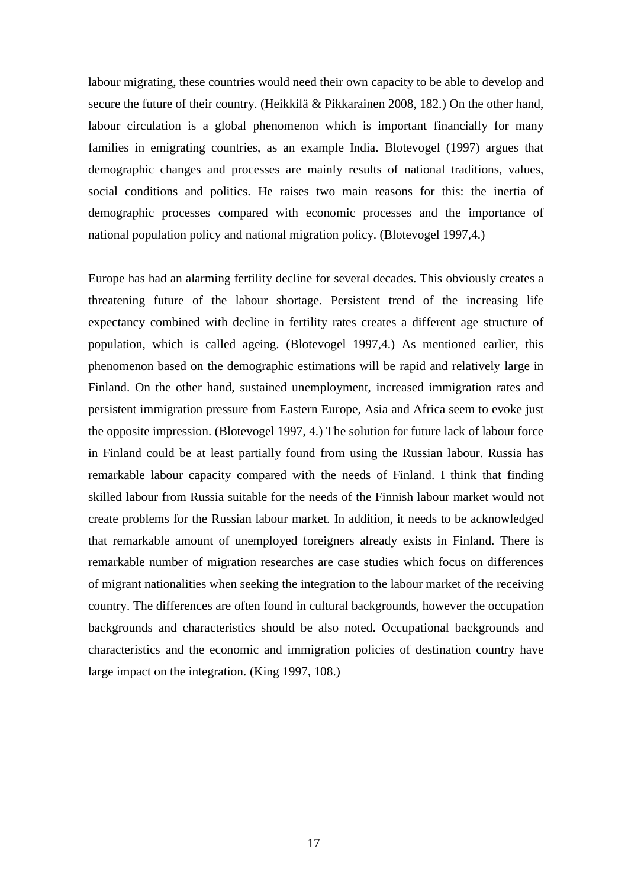labour migrating, these countries would need their own capacity to be able to develop and secure the future of their country. (Heikkilä & Pikkarainen 2008, 182.) On the other hand, labour circulation is a global phenomenon which is important financially for many families in emigrating countries, as an example India. Blotevogel (1997) argues that demographic changes and processes are mainly results of national traditions, values, social conditions and politics. He raises two main reasons for this: the inertia of demographic processes compared with economic processes and the importance of national population policy and national migration policy. (Blotevogel 1997,4.)

Europe has had an alarming fertility decline for several decades. This obviously creates a threatening future of the labour shortage. Persistent trend of the increasing life expectancy combined with decline in fertility rates creates a different age structure of population, which is called ageing. (Blotevogel 1997,4.) As mentioned earlier, this phenomenon based on the demographic estimations will be rapid and relatively large in Finland. On the other hand, sustained unemployment, increased immigration rates and persistent immigration pressure from Eastern Europe, Asia and Africa seem to evoke just the opposite impression. (Blotevogel 1997, 4.) The solution for future lack of labour force in Finland could be at least partially found from using the Russian labour. Russia has remarkable labour capacity compared with the needs of Finland. I think that finding skilled labour from Russia suitable for the needs of the Finnish labour market would not create problems for the Russian labour market. In addition, it needs to be acknowledged that remarkable amount of unemployed foreigners already exists in Finland. There is remarkable number of migration researches are case studies which focus on differences of migrant nationalities when seeking the integration to the labour market of the receiving country. The differences are often found in cultural backgrounds, however the occupation backgrounds and characteristics should be also noted. Occupational backgrounds and characteristics and the economic and immigration policies of destination country have large impact on the integration. (King 1997, 108.)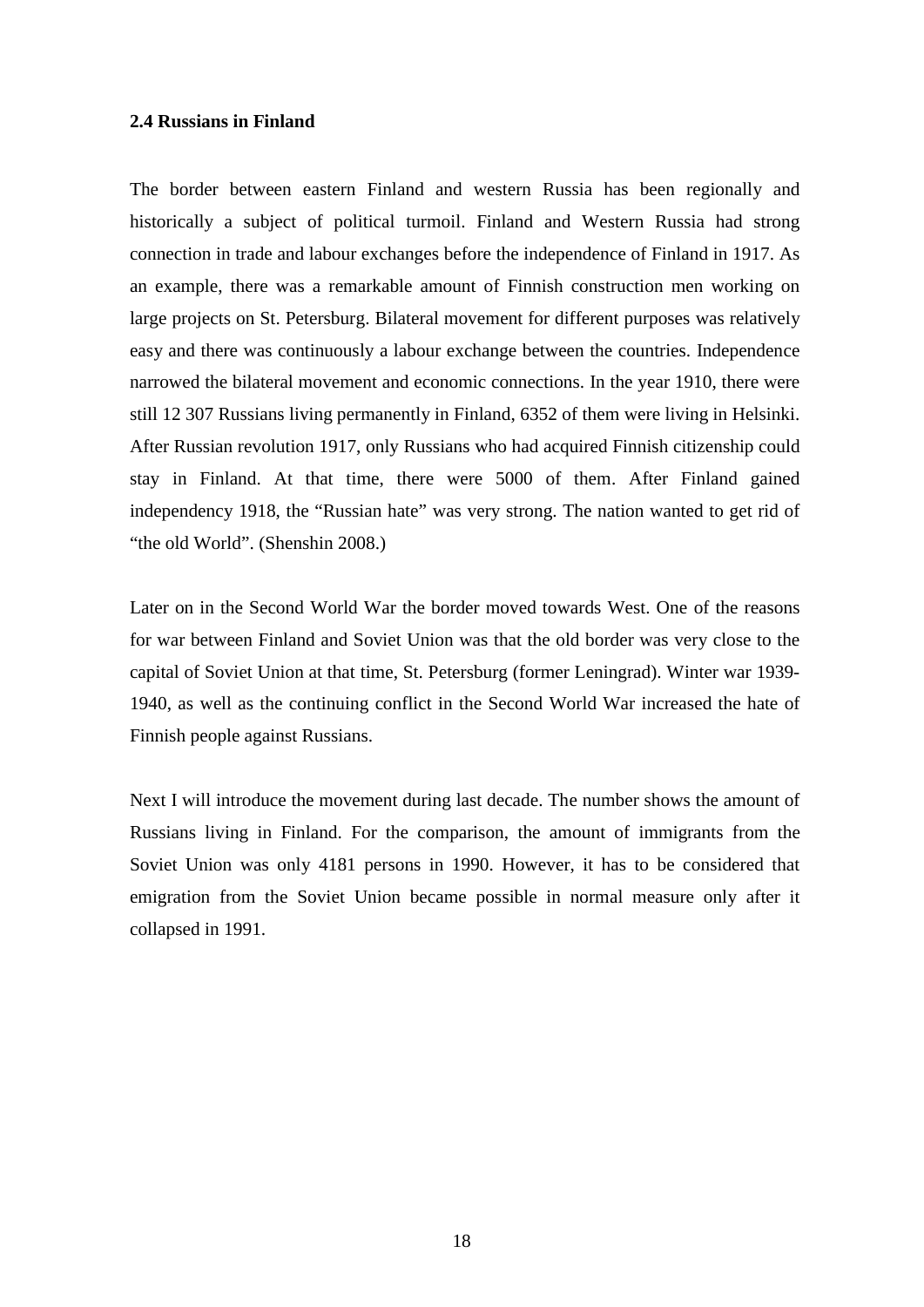### 2.4 Russians in Finland

The border between eastern Finland and western Russia has been regionally and historically a subject of political turmoil. Finland and Western Russia had strong connection in trade and labour exchanges before the independence of Finland in 1917. As an example, there was a remarkable amount of Finnish construction men working on large projects on St. Petersburg. Bilateral movement for different purposes was relatively easy and there was continuously a labour exchange between the countries. Independence narrowed the bilateral movement and economic connections. In the year 1910, there were still 12 307 Russians living permanently in Finland, 6352 of them were living in Helsinki. After Russian revolution 1917, only Russians who had acquired Finnish citizenship could stay in Finland. At that time, there were 5000 of them. After Finland gained independency 1918, the "Russian hate" was very strong. The nation wanted to get rid of "the old World". (Shenshin 2008.)

Later on in the Second World War the border moved towards West. One of the reasons for war between Finland and Soviet Union was that the old border was very close to the capital of Soviet Union at that time, St. Petersburg (former Leningrad). Winter war 1939-1940, as well as the continuing conflict in the Second World War increased the hate of Finnish people against Russians.

Next I will introduce the movement during last decade. The number shows the amount of Russians living in Finland. For the comparison, the amount of immigrants from the Soviet Union was only 4181 persons in 1990. However, it has to be considered that emigration from the Soviet Union became possible in normal measure only after it collapsed in 1991.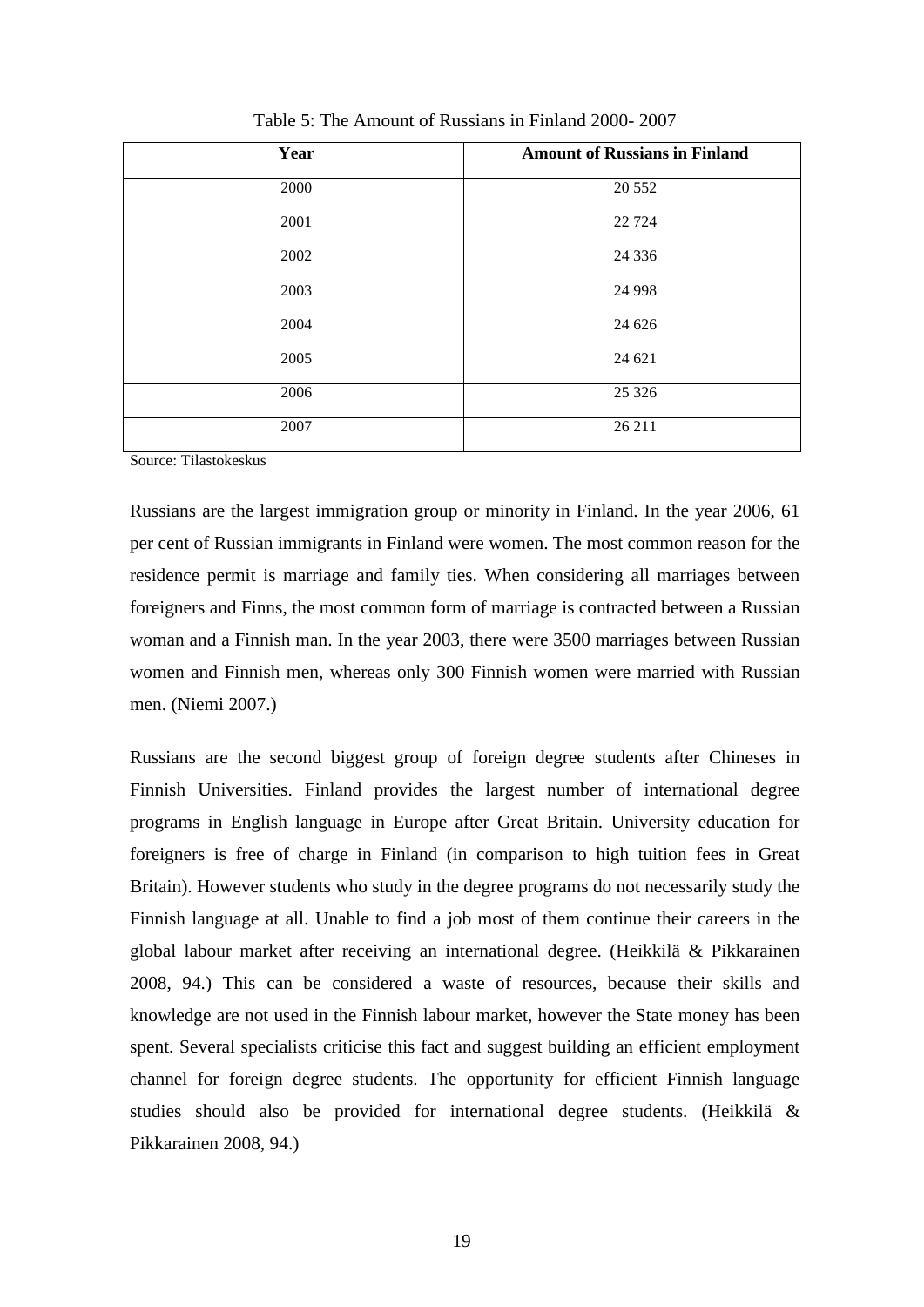Table 5: The Amount of Russians in Finland 2000- 2007

| Year | Amount of Russians in Finland |
|---|---|
| 2000 | 20 552 |
| 2001 | 22 724 |
| 2002 | 24 336 |
| 2003 | 24 998 |
| 2004 | 24 626 |
| 2005 | 24 621 |
| 2006 | 25 326 |
| 2007 | 26 211 |

Source: Tilastokeskus

Russians are the largest immigration group or minority in Finland. In the year 2006, 61 per cent of Russian immigrants in Finland were women. The most common reason for the residence permit is marriage and family ties. When considering all marriages between foreigners and Finns, the most common form of marriage is contracted between a Russian woman and a Finnish man. In the year 2003, there were 3500 marriages between Russian women and Finnish men, whereas only 300 Finnish women were married with Russian men. (Niemi 2007.)

Russians are the second biggest group of foreign degree students after Chineses in Finnish Universities. Finland provides the largest number of international degree programs in English language in Europe after Great Britain. University education for foreigners is free of charge in Finland (in comparison to high tuition fees in Great Britain). However students who study in the degree programs do not necessarily study the Finnish language at all. Unable to find a job most of them continue their careers in the global labour market after receiving an international degree. (Heikkilä & Pikkarainen 2008, 94.) This can be considered a waste of resources, because their skills and knowledge are not used in the Finnish labour market, however the State money has been spent. Several specialists criticise this fact and suggest building an efficient employment channel for foreign degree students. The opportunity for efficient Finnish language studies should also be provided for international degree students. (Heikkilä & Pikkarainen 2008, 94.)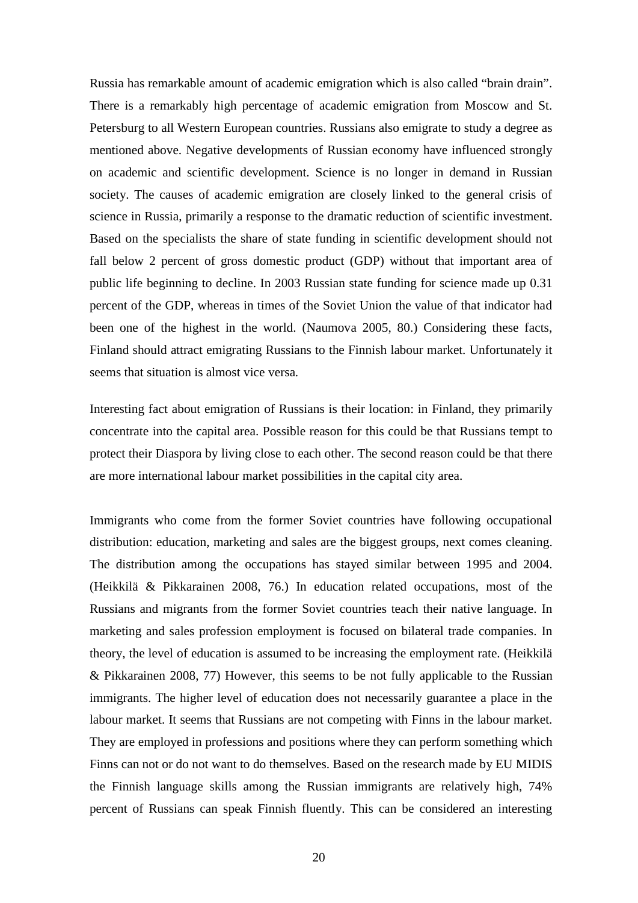Russia has remarkable amount of academic emigration which is also called "brain drain". There is a remarkably high percentage of academic emigration from Moscow and St. Petersburg to all Western European countries. Russians also emigrate to study a degree as mentioned above. Negative developments of Russian economy have influenced strongly on academic and scientific development. Science is no longer in demand in Russian society. The causes of academic emigration are closely linked to the general crisis of science in Russia, primarily a response to the dramatic reduction of scientific investment. Based on the specialists the share of state funding in scientific development should not fall below 2 percent of gross domestic product (GDP) without that important area of public life beginning to decline. In 2003 Russian state funding for science made up 0.31 percent of the GDP, whereas in times of the Soviet Union the value of that indicator had been one of the highest in the world. (Naumova 2005, 80.) Considering these facts, Finland should attract emigrating Russians to the Finnish labour market. Unfortunately it seems that situation is almost vice versa.

Interesting fact about emigration of Russians is their location: in Finland, they primarily concentrate into the capital area. Possible reason for this could be that Russians tempt to protect their Diaspora by living close to each other. The second reason could be that there are more international labour market possibilities in the capital city area.

Immigrants who come from the former Soviet countries have following occupational distribution: education, marketing and sales are the biggest groups, next comes cleaning. The distribution among the occupations has stayed similar between 1995 and 2004. (Heikkilä & Pikkarainen 2008, 76.) In education related occupations, most of the Russians and migrants from the former Soviet countries teach their native language. In marketing and sales profession employment is focused on bilateral trade companies. In theory, the level of education is assumed to be increasing the employment rate. (Heikkilä & Pikkarainen 2008, 77) However, this seems to be not fully applicable to the Russian immigrants. The higher level of education does not necessarily guarantee a place in the labour market. It seems that Russians are not competing with Finns in the labour market. They are employed in professions and positions where they can perform something which Finns can not or do not want to do themselves. Based on the research made by EU MIDIS the Finnish language skills among the Russian immigrants are relatively high, 74% percent of Russians can speak Finnish fluently. This can be considered an interesting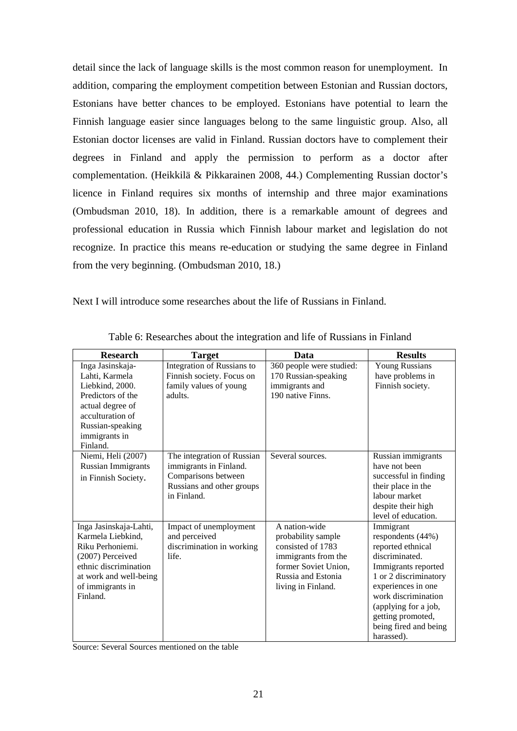detail since the lack of language skills is the most common reason for unemployment. In addition, comparing the employment competition between Estonian and Russian doctors, Estonians have better chances to be employed. Estonians have potential to learn the Finnish language easier since languages belong to the same linguistic group. Also, all Estonian doctor licenses are valid in Finland. Russian doctors have to complement their degrees in Finland and apply the permission to perform as a doctor after complementation. (Heikkilä & Pikkarainen 2008, 44.) Complementing Russian doctor's licence in Finland requires six months of internship and three major examinations (Ombudsman 2010, 18). In addition, there is a remarkable amount of degrees and professional education in Russia which Finnish labour market and legislation do not recognize. In practice this means re-education or studying the same degree in Finland from the very beginning. (Ombudsman 2010, 18.)

Next I will introduce some researches about the life of Russians in Finland.

Table 6: Researches about the integration and life of Russians in Finland

| Research | Target | Data | Results |
|---|---|---|---|
| Inga Jasinskaja-Lahti, Karmela Liebkind, 2000. Predictors of the actual degree of acculturation of Russian-speaking immigrants in Finland. | Integration of Russians to Finnish society. Focus on family values of young adults. | 360 people were studied: 170 Russian-speaking immigrants and 190 native Finns. | Young Russians have problems in Finnish society. |
| Niemi, Heli (2007) Russian Immigrants in Finnish Society. | The integration of Russian immigrants in Finland. Comparisons between Russians and other groups in Finland. | Several sources. | Russian immigrants have not been successful in finding their place in the labour market despite their high level of education. |
| Inga Jasinskaja-Lahti, Karmela Liebkind, Riku Perhoniemi. (2007) Perceived ethnic discrimination at work and well-being of immigrants in Finland. | Impact of unemployment and perceived discrimination in working life. | A nation-wide probability sample consisted of 1783 immigrants from the former Soviet Union, Russia and Estonia living in Finland. | Immigrant respondents (44%) reported ethnical discriminated. Immigrants reported 1 or 2 discriminatory experiences in one work discrimination (applying for a job, getting promoted, being fired and being harassed). |

Source: Several Sources mentioned on the table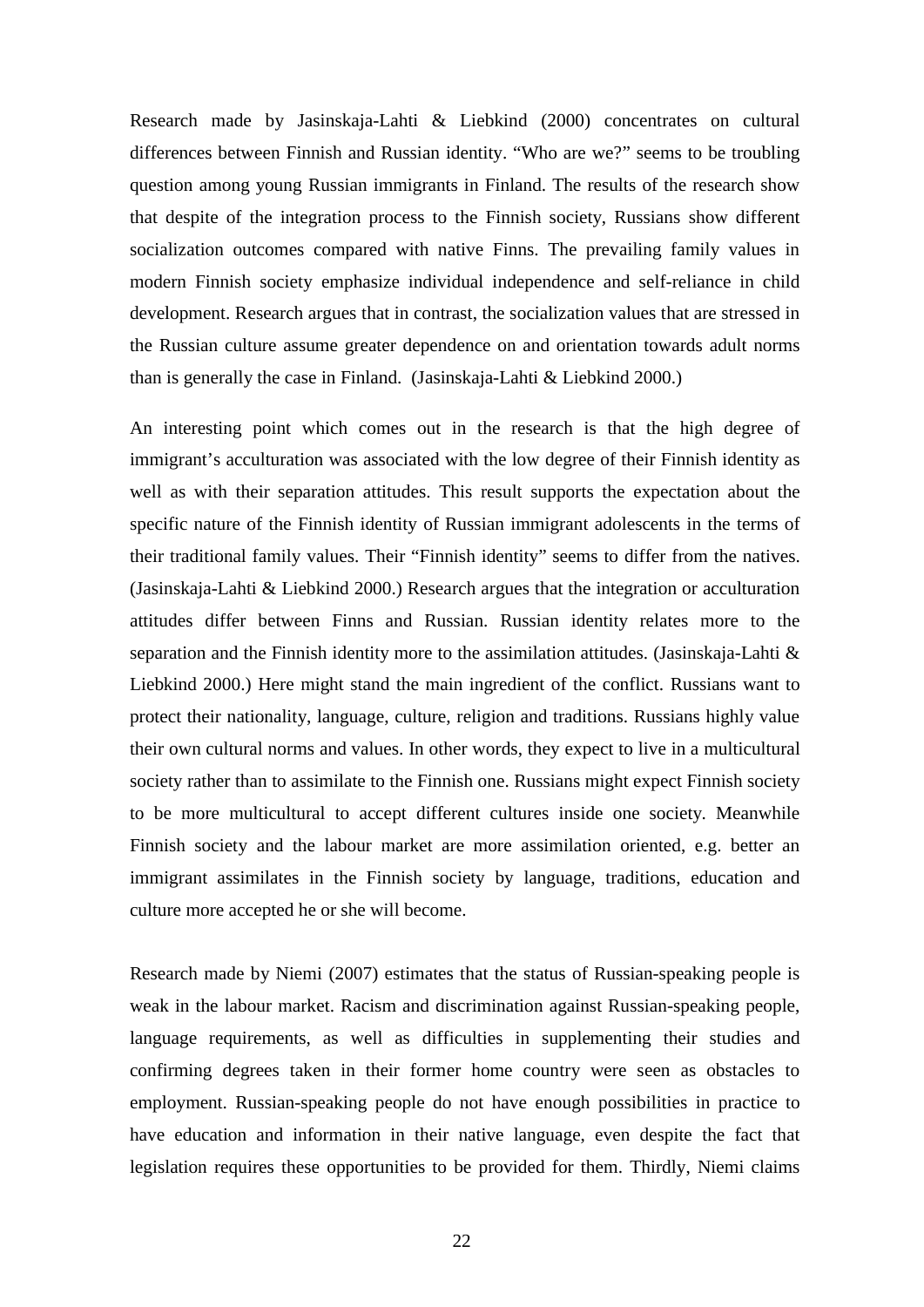Research made by Jasinskaja-Lahti & Liebkind (2000) concentrates on cultural differences between Finnish and Russian identity. "Who are we?" seems to be troubling question among young Russian immigrants in Finland. The results of the research show that despite of the integration process to the Finnish society, Russians show different socialization outcomes compared with native Finns. The prevailing family values in modern Finnish society emphasize individual independence and self-reliance in child development. Research argues that in contrast, the socialization values that are stressed in the Russian culture assume greater dependence on and orientation towards adult norms than is generally the case in Finland. (Jasinskaja-Lahti & Liebkind 2000.)

An interesting point which comes out in the research is that the high degree of immigrant's acculturation was associated with the low degree of their Finnish identity as well as with their separation attitudes. This result supports the expectation about the specific nature of the Finnish identity of Russian immigrant adolescents in the terms of their traditional family values. Their "Finnish identity" seems to differ from the natives. (Jasinskaja-Lahti & Liebkind 2000.) Research argues that the integration or acculturation attitudes differ between Finns and Russian. Russian identity relates more to the separation and the Finnish identity more to the assimilation attitudes. (Jasinskaja-Lahti & Liebkind 2000.) Here might stand the main ingredient of the conflict. Russians want to protect their nationality, language, culture, religion and traditions. Russians highly value their own cultural norms and values. In other words, they expect to live in a multicultural society rather than to assimilate to the Finnish one. Russians might expect Finnish society to be more multicultural to accept different cultures inside one society. Meanwhile Finnish society and the labour market are more assimilation oriented, e.g. better an immigrant assimilates in the Finnish society by language, traditions, education and culture more accepted he or she will become.

Research made by Niemi (2007) estimates that the status of Russian-speaking people is weak in the labour market. Racism and discrimination against Russian-speaking people, language requirements, as well as difficulties in supplementing their studies and confirming degrees taken in their former home country were seen as obstacles to employment. Russian-speaking people do not have enough possibilities in practice to have education and information in their native language, even despite the fact that legislation requires these opportunities to be provided for them. Thirdly, Niemi claims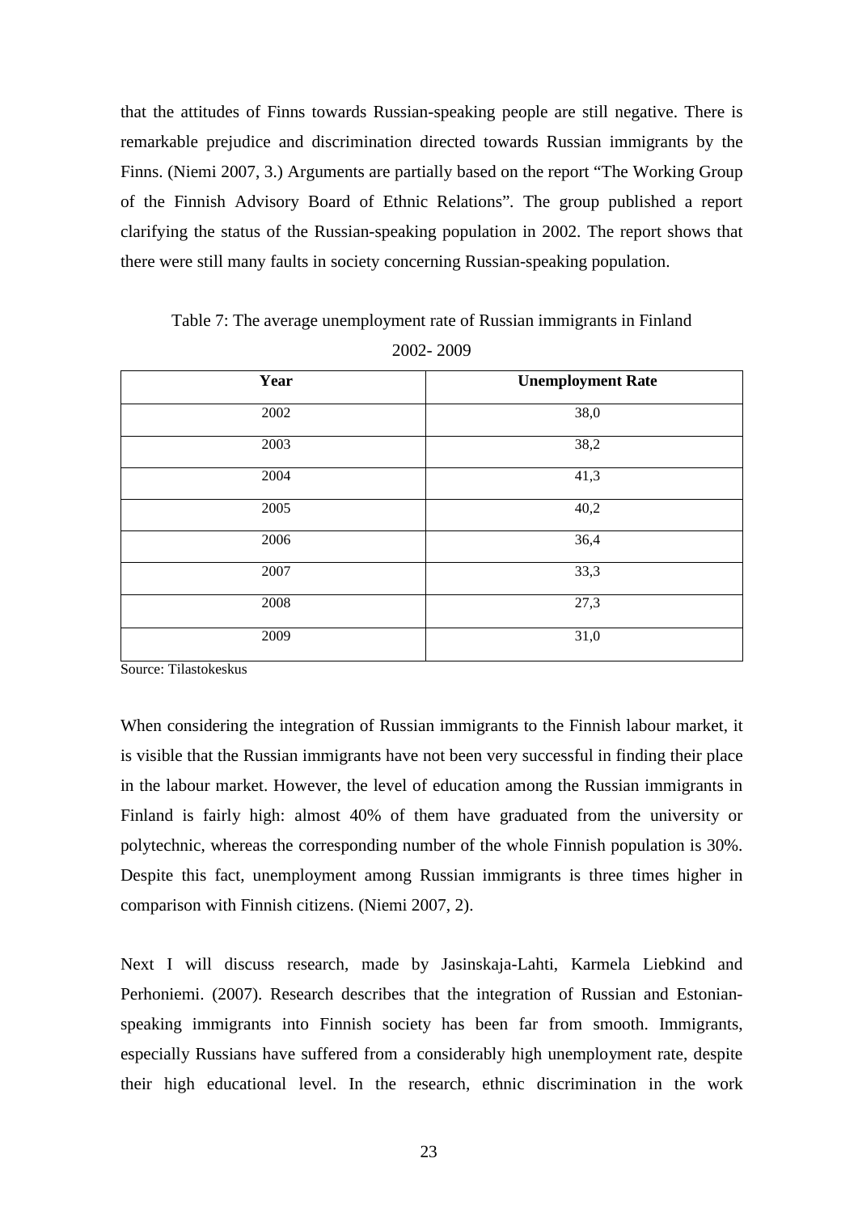that the attitudes of Finns towards Russian-speaking people are still negative. There is remarkable prejudice and discrimination directed towards Russian immigrants by the Finns. (Niemi 2007, 3.) Arguments are partially based on the report "The Working Group of the Finnish Advisory Board of Ethnic Relations". The group published a report clarifying the status of the Russian-speaking population in 2002. The report shows that there were still many faults in society concerning Russian-speaking population.

Table 7: The average unemployment rate of Russian immigrants in Finland 2002- 2009

| Year | Unemployment Rate |
|---|---|
| 2002 | 38,0 |
| 2003 | 38,2 |
| 2004 | 41,3 |
| 2005 | 40,2 |
| 2006 | 36,4 |
| 2007 | 33,3 |
| 2008 | 27,3 |
| 2009 | 31,0 |

Source: Tilastokeskus

When considering the integration of Russian immigrants to the Finnish labour market, it is visible that the Russian immigrants have not been very successful in finding their place in the labour market. However, the level of education among the Russian immigrants in Finland is fairly high: almost 40% of them have graduated from the university or polytechnic, whereas the corresponding number of the whole Finnish population is 30%. Despite this fact, unemployment among Russian immigrants is three times higher in comparison with Finnish citizens. (Niemi 2007, 2).

Next I will discuss research, made by Jasinskaja-Lahti, Karmela Liebkind and Perhoniemi. (2007). Research describes that the integration of Russian and Estonian-speaking immigrants into Finnish society has been far from smooth. Immigrants, especially Russians have suffered from a considerably high unemployment rate, despite their high educational level. In the research, ethnic discrimination in the work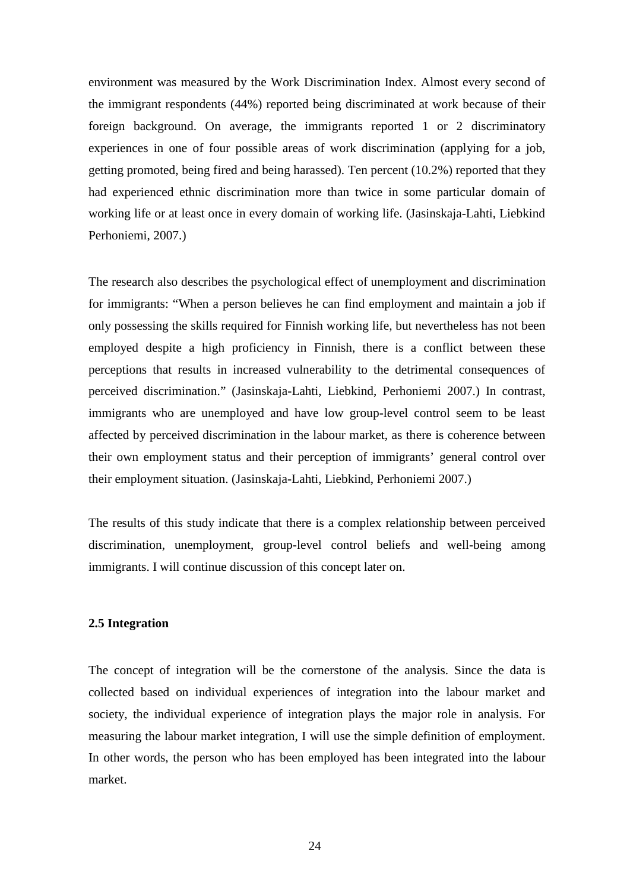environment was measured by the Work Discrimination Index. Almost every second of the immigrant respondents (44%) reported being discriminated at work because of their foreign background. On average, the immigrants reported 1 or 2 discriminatory experiences in one of four possible areas of work discrimination (applying for a job, getting promoted, being fired and being harassed). Ten percent (10.2%) reported that they had experienced ethnic discrimination more than twice in some particular domain of working life or at least once in every domain of working life. (Jasinskaja-Lahti, Liebkind Perhoniemi, 2007.)

The research also describes the psychological effect of unemployment and discrimination for immigrants: "When a person believes he can find employment and maintain a job if only possessing the skills required for Finnish working life, but nevertheless has not been employed despite a high proficiency in Finnish, there is a conflict between these perceptions that results in increased vulnerability to the detrimental consequences of perceived discrimination." (Jasinskaja-Lahti, Liebkind, Perhoniemi 2007.) In contrast, immigrants who are unemployed and have low group-level control seem to be least affected by perceived discrimination in the labour market, as there is coherence between their own employment status and their perception of immigrants' general control over their employment situation. (Jasinskaja-Lahti, Liebkind, Perhoniemi 2007.)

The results of this study indicate that there is a complex relationship between perceived discrimination, unemployment, group-level control beliefs and well-being among immigrants. I will continue discussion of this concept later on.

### 2.5 Integration

The concept of integration will be the cornerstone of the analysis. Since the data is collected based on individual experiences of integration into the labour market and society, the individual experience of integration plays the major role in analysis. For measuring the labour market integration, I will use the simple definition of employment. In other words, the person who has been employed has been integrated into the labour market.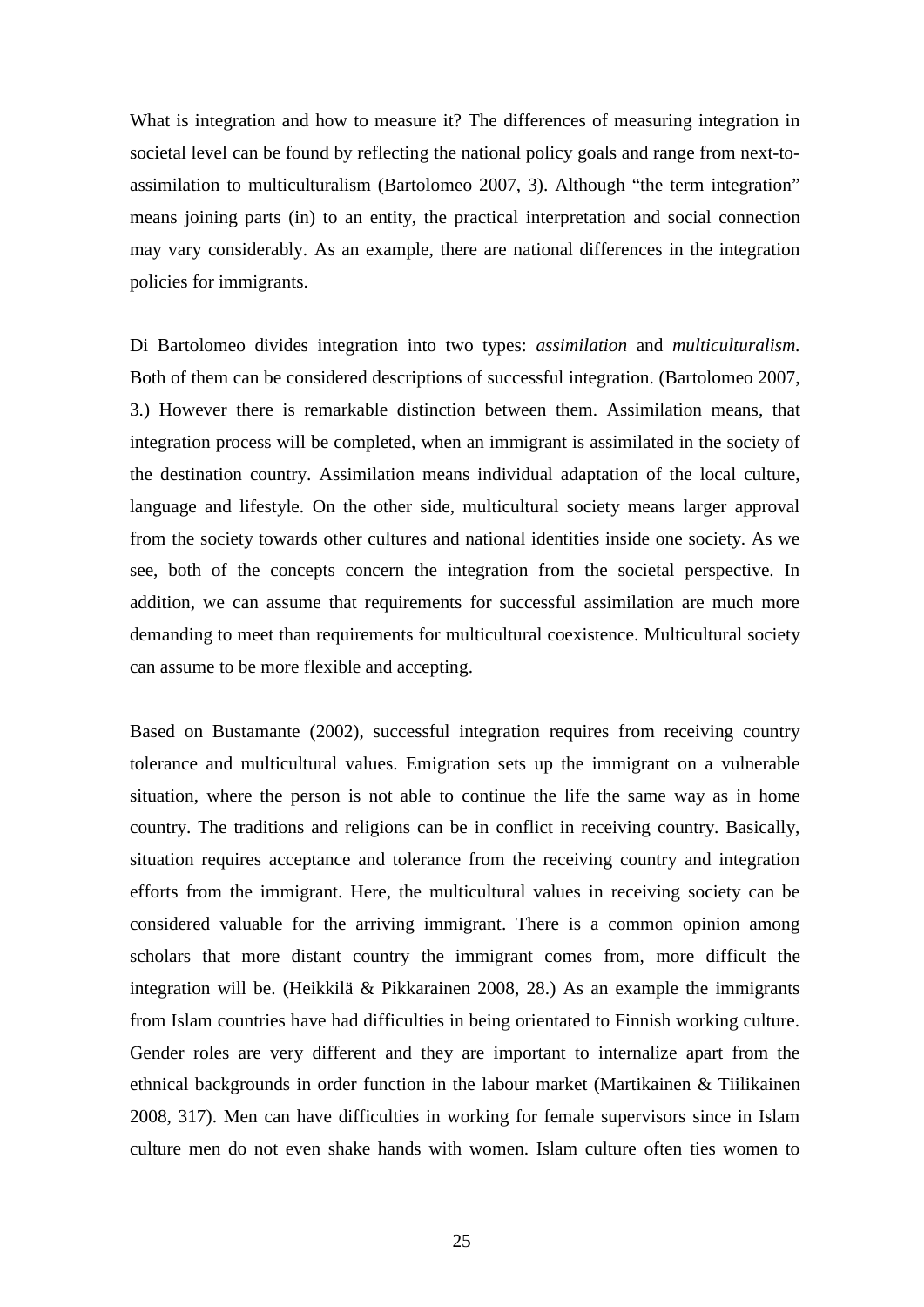What is integration and how to measure it? The differences of measuring integration in societal level can be found by reflecting the national policy goals and range from next-to-assimilation to multiculturalism (Bartolomeo 2007, 3). Although "the term integration" means joining parts (in) to an entity, the practical interpretation and social connection may vary considerably. As an example, there are national differences in the integration policies for immigrants.

Di Bartolomeo divides integration into two types: *assimilation* and *multiculturalism.* Both of them can be considered descriptions of successful integration. (Bartolomeo 2007, 3.) However there is remarkable distinction between them. Assimilation means, that integration process will be completed, when an immigrant is assimilated in the society of the destination country. Assimilation means individual adaptation of the local culture, language and lifestyle. On the other side, multicultural society means larger approval from the society towards other cultures and national identities inside one society. As we see, both of the concepts concern the integration from the societal perspective. In addition, we can assume that requirements for successful assimilation are much more demanding to meet than requirements for multicultural coexistence. Multicultural society can assume to be more flexible and accepting.

Based on Bustamante (2002), successful integration requires from receiving country tolerance and multicultural values. Emigration sets up the immigrant on a vulnerable situation, where the person is not able to continue the life the same way as in home country. The traditions and religions can be in conflict in receiving country. Basically, situation requires acceptance and tolerance from the receiving country and integration efforts from the immigrant. Here, the multicultural values in receiving society can be considered valuable for the arriving immigrant. There is a common opinion among scholars that more distant country the immigrant comes from, more difficult the integration will be. (Heikkilä & Pikkarainen 2008, 28.) As an example the immigrants from Islam countries have had difficulties in being orientated to Finnish working culture. Gender roles are very different and they are important to internalize apart from the ethnical backgrounds in order function in the labour market (Martikainen & Tiilikainen 2008, 317). Men can have difficulties in working for female supervisors since in Islam culture men do not even shake hands with women. Islam culture often ties women to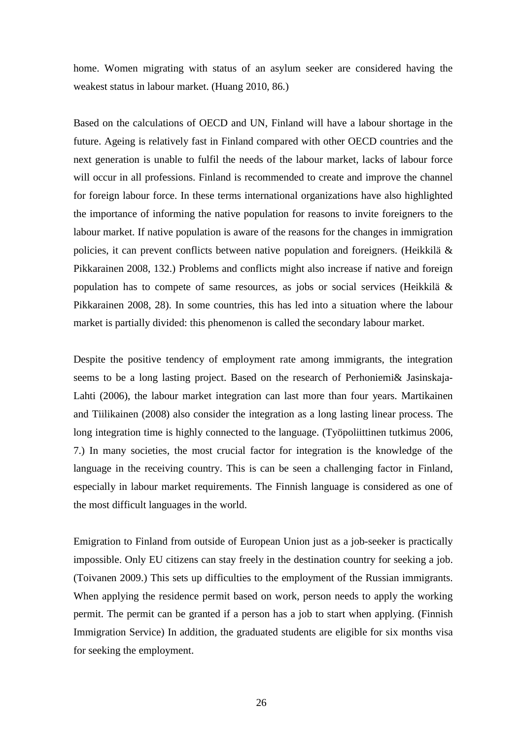home. Women migrating with status of an asylum seeker are considered having the weakest status in labour market. (Huang 2010, 86.)

Based on the calculations of OECD and UN, Finland will have a labour shortage in the future. Ageing is relatively fast in Finland compared with other OECD countries and the next generation is unable to fulfil the needs of the labour market, lacks of labour force will occur in all professions. Finland is recommended to create and improve the channel for foreign labour force. In these terms international organizations have also highlighted the importance of informing the native population for reasons to invite foreigners to the labour market. If native population is aware of the reasons for the changes in immigration policies, it can prevent conflicts between native population and foreigners. (Heikkilä & Pikkarainen 2008, 132.) Problems and conflicts might also increase if native and foreign population has to compete of same resources, as jobs or social services (Heikkilä & Pikkarainen 2008, 28). In some countries, this has led into a situation where the labour market is partially divided: this phenomenon is called the secondary labour market.

Despite the positive tendency of employment rate among immigrants, the integration seems to be a long lasting project. Based on the research of Perhoniemi& Jasinskaja-Lahti (2006), the labour market integration can last more than four years. Martikainen and Tiilikainen (2008) also consider the integration as a long lasting linear process. The long integration time is highly connected to the language. (Työpoliittinen tutkimus 2006, 7.) In many societies, the most crucial factor for integration is the knowledge of the language in the receiving country. This is can be seen a challenging factor in Finland, especially in labour market requirements. The Finnish language is considered as one of the most difficult languages in the world.

Emigration to Finland from outside of European Union just as a job-seeker is practically impossible. Only EU citizens can stay freely in the destination country for seeking a job. (Toivanen 2009.) This sets up difficulties to the employment of the Russian immigrants. When applying the residence permit based on work, person needs to apply the working permit. The permit can be granted if a person has a job to start when applying. (Finnish Immigration Service) In addition, the graduated students are eligible for six months visa for seeking the employment.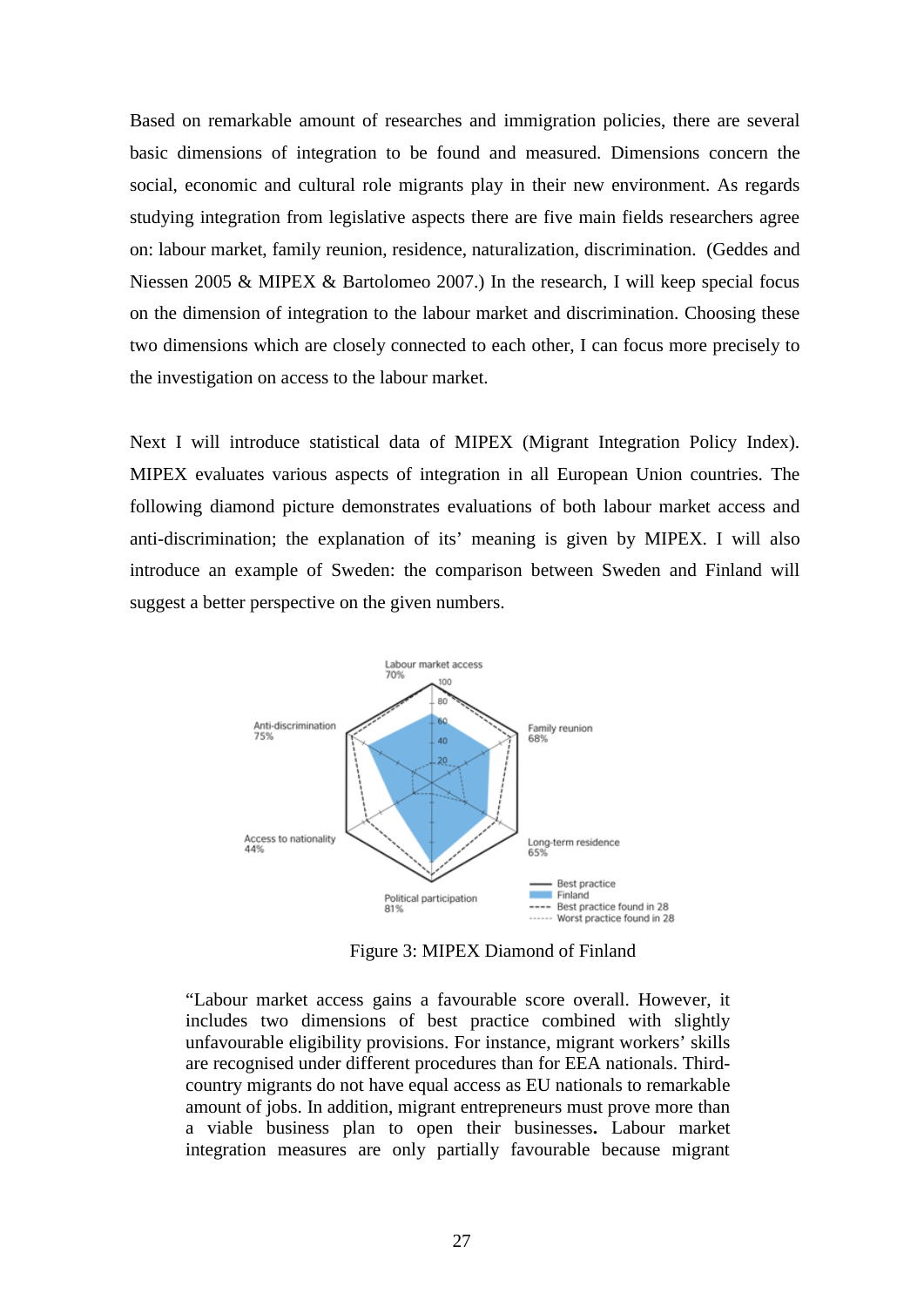Based on remarkable amount of researches and immigration policies, there are several basic dimensions of integration to be found and measured. Dimensions concern the social, economic and cultural role migrants play in their new environment. As regards studying integration from legislative aspects there are five main fields researchers agree on: labour market, family reunion, residence, naturalization, discrimination. (Geddes and Niessen 2005 & MIPEX & Bartolomeo 2007.) In the research, I will keep special focus on the dimension of integration to the labour market and discrimination. Choosing these two dimensions which are closely connected to each other, I can focus more precisely to the investigation on access to the labour market.

Next I will introduce statistical data of MIPEX (Migrant Integration Policy Index). MIPEX evaluates various aspects of integration in all European Union countries. The following diamond picture demonstrates evaluations of both labour market access and anti-discrimination; the explanation of its' meaning is given by MIPEX. I will also introduce an example of Sweden: the comparison between Sweden and Finland will suggest a better perspective on the given numbers.

Labour market access 70%
Family reunion 68%
Long-term residence 65%
Political participation 81%
Access to nationality 44%
Anti-discrimination 75%

Best practice
Finland
Best practice found in 28
Worst practice found in 28

Figure 3: MIPEX Diamond of Finland

> "Labour market access gains a favourable score overall. However, it includes two dimensions of best practice combined with slightly unfavourable eligibility provisions. For instance, migrant workers' skills are recognised under different procedures than for EEA nationals. Third-country migrants do not have equal access as EU nationals to remarkable amount of jobs. In addition, migrant entrepreneurs must prove more than a viable business plan to open their businesses**.** Labour market integration measures are only partially favourable because migrant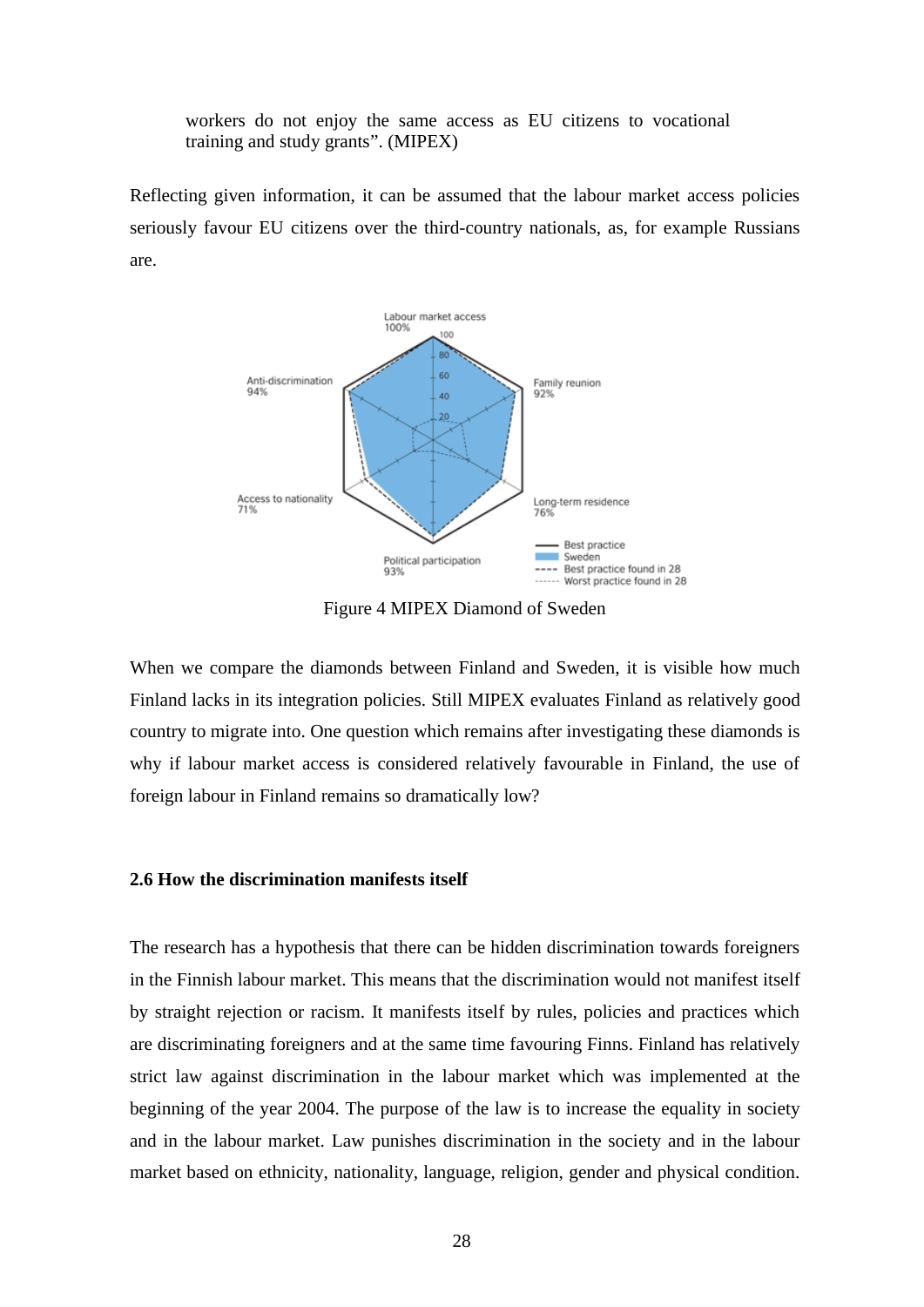workers do not enjoy the same access as EU citizens to vocational training and study grants". (MIPEX)

Reflecting given information, it can be assumed that the labour market access policies seriously favour EU citizens over the third-country nationals, as, for example Russians are.

Figure 4 MIPEX Diamond of Sweden

When we compare the diamonds between Finland and Sweden, it is visible how much Finland lacks in its integration policies. Still MIPEX evaluates Finland as relatively good country to migrate into. One question which remains after investigating these diamonds is why if labour market access is considered relatively favourable in Finland, the use of foreign labour in Finland remains so dramatically low?

### 2.6 How the discrimination manifests itself

The research has a hypothesis that there can be hidden discrimination towards foreigners in the Finnish labour market. This means that the discrimination would not manifest itself by straight rejection or racism. It manifests itself by rules, policies and practices which are discriminating foreigners and at the same time favouring Finns. Finland has relatively strict law against discrimination in the labour market which was implemented at the beginning of the year 2004. The purpose of the law is to increase the equality in society and in the labour market. Law punishes discrimination in the society and in the labour market based on ethnicity, nationality, language, religion, gender and physical condition.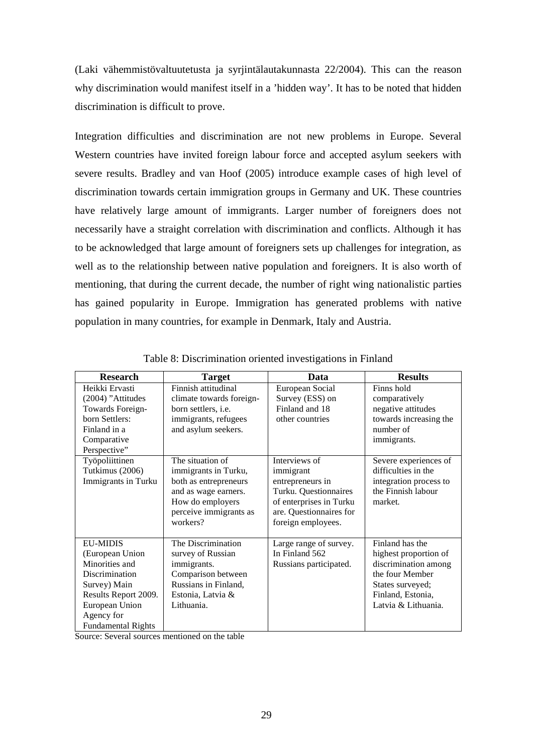(Laki vähemmistövaltuutetusta ja syrjintälautakunnasta 22/2004). This can the reason why discrimination would manifest itself in a 'hidden way'. It has to be noted that hidden discrimination is difficult to prove.

Integration difficulties and discrimination are not new problems in Europe. Several Western countries have invited foreign labour force and accepted asylum seekers with severe results. Bradley and van Hoof (2005) introduce example cases of high level of discrimination towards certain immigration groups in Germany and UK. These countries have relatively large amount of immigrants. Larger number of foreigners does not necessarily have a straight correlation with discrimination and conflicts. Although it has to be acknowledged that large amount of foreigners sets up challenges for integration, as well as to the relationship between native population and foreigners. It is also worth of mentioning, that during the current decade, the number of right wing nationalistic parties has gained popularity in Europe. Immigration has generated problems with native population in many countries, for example in Denmark, Italy and Austria.

Table 8: Discrimination oriented investigations in Finland

| Research | Target | Data | Results |
|---|---|---|---|
| Heikki Ervasti (2004) "Attitudes Towards Foreign-born Settlers: Finland in a Comparative Perspective" | Finnish attitudinal climate towards foreign-born settlers, i.e. immigrants, refugees and asylum seekers. | European Social Survey (ESS) on Finland and 18 other countries | Finns hold comparatively negative attitudes towards increasing the number of immigrants. |
| Työpoliittinen Tutkimus (2006) Immigrants in Turku | The situation of immigrants in Turku, both as entrepreneurs and as wage earners. How do employers perceive immigrants as workers? | Interviews of immigrant entrepreneurs in Turku. Questionnaires of enterprises in Turku are. Questionnaires for foreign employees. | Severe experiences of difficulties in the integration process to the Finnish labour market. |
| EU-MIDIS (European Union Minorities and Discrimination Survey) Main Results Report 2009. European Union Agency for Fundamental Rights | The Discrimination survey of Russian immigrants. Comparison between Russians in Finland, Estonia, Latvia & Lithuania. | Large range of survey. In Finland 562 Russians participated. | Finland has the highest proportion of discrimination among the four Member States surveyed; Finland, Estonia, Latvia & Lithuania. |

Source: Several sources mentioned on the table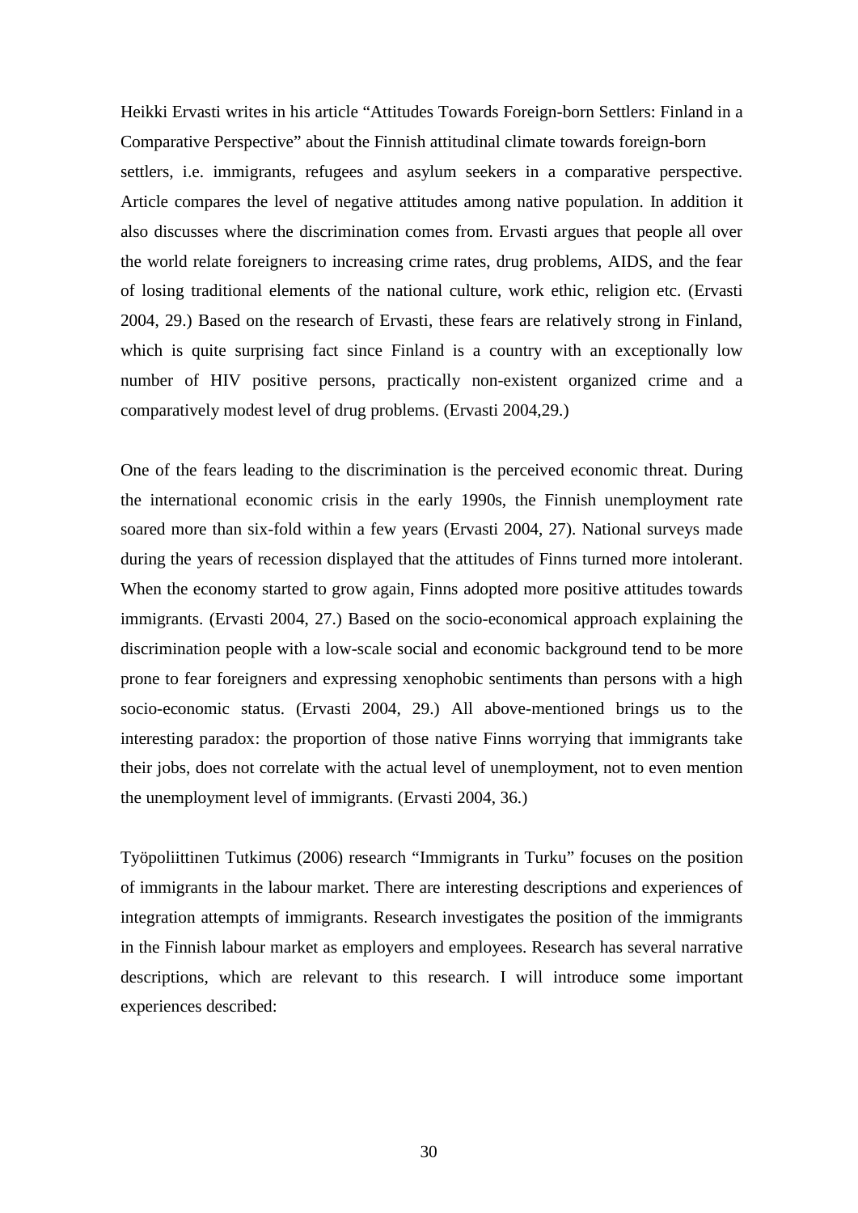Heikki Ervasti writes in his article "Attitudes Towards Foreign-born Settlers: Finland in a Comparative Perspective" about the Finnish attitudinal climate towards foreign-born settlers, i.e. immigrants, refugees and asylum seekers in a comparative perspective. Article compares the level of negative attitudes among native population. In addition it also discusses where the discrimination comes from. Ervasti argues that people all over the world relate foreigners to increasing crime rates, drug problems, AIDS, and the fear of losing traditional elements of the national culture, work ethic, religion etc. (Ervasti 2004, 29.) Based on the research of Ervasti, these fears are relatively strong in Finland, which is quite surprising fact since Finland is a country with an exceptionally low number of HIV positive persons, practically non-existent organized crime and a comparatively modest level of drug problems. (Ervasti 2004,29.)

One of the fears leading to the discrimination is the perceived economic threat. During the international economic crisis in the early 1990s, the Finnish unemployment rate soared more than six-fold within a few years (Ervasti 2004, 27). National surveys made during the years of recession displayed that the attitudes of Finns turned more intolerant. When the economy started to grow again, Finns adopted more positive attitudes towards immigrants. (Ervasti 2004, 27.) Based on the socio-economical approach explaining the discrimination people with a low-scale social and economic background tend to be more prone to fear foreigners and expressing xenophobic sentiments than persons with a high socio-economic status. (Ervasti 2004, 29.) All above-mentioned brings us to the interesting paradox: the proportion of those native Finns worrying that immigrants take their jobs, does not correlate with the actual level of unemployment, not to even mention the unemployment level of immigrants. (Ervasti 2004, 36.)

Työpoliittinen Tutkimus (2006) research "Immigrants in Turku" focuses on the position of immigrants in the labour market. There are interesting descriptions and experiences of integration attempts of immigrants. Research investigates the position of the immigrants in the Finnish labour market as employers and employees. Research has several narrative descriptions, which are relevant to this research. I will introduce some important experiences described: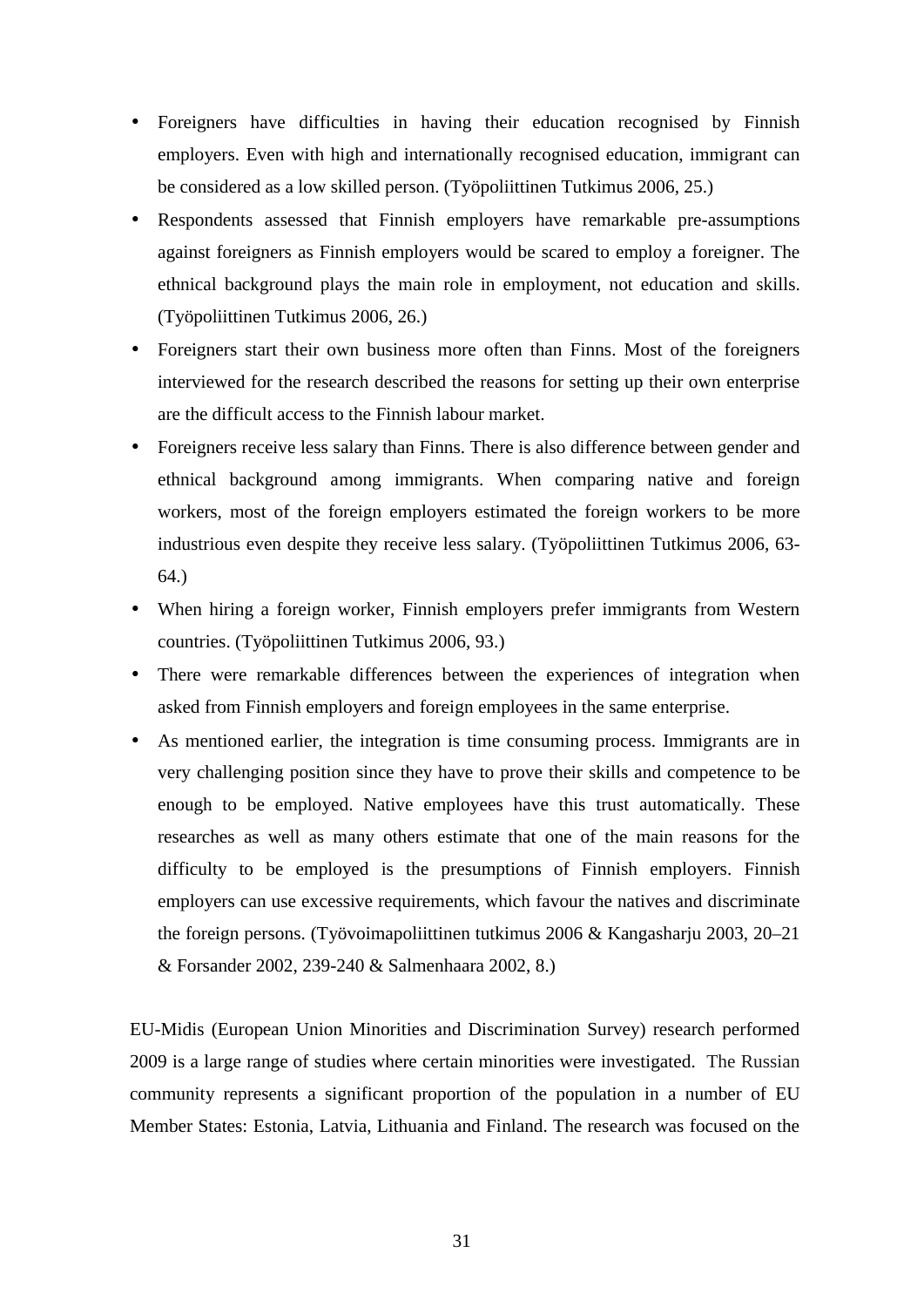- Foreigners have difficulties in having their education recognised by Finnish employers. Even with high and internationally recognised education, immigrant can be considered as a low skilled person. (Työpoliittinen Tutkimus 2006, 25.)
- Respondents assessed that Finnish employers have remarkable pre-assumptions against foreigners as Finnish employers would be scared to employ a foreigner. The ethnical background plays the main role in employment, not education and skills. (Työpoliittinen Tutkimus 2006, 26.)
- Foreigners start their own business more often than Finns. Most of the foreigners interviewed for the research described the reasons for setting up their own enterprise are the difficult access to the Finnish labour market.
- Foreigners receive less salary than Finns. There is also difference between gender and ethnical background among immigrants. When comparing native and foreign workers, most of the foreign employers estimated the foreign workers to be more industrious even despite they receive less salary. (Työpoliittinen Tutkimus 2006, 63-64.)
- When hiring a foreign worker, Finnish employers prefer immigrants from Western countries. (Työpoliittinen Tutkimus 2006, 93.)
- There were remarkable differences between the experiences of integration when asked from Finnish employers and foreign employees in the same enterprise.
- As mentioned earlier, the integration is time consuming process. Immigrants are in very challenging position since they have to prove their skills and competence to be enough to be employed. Native employees have this trust automatically. These researches as well as many others estimate that one of the main reasons for the difficulty to be employed is the presumptions of Finnish employers. Finnish employers can use excessive requirements, which favour the natives and discriminate the foreign persons. (Työvoimapoliittinen tutkimus 2006 & Kangasharju 2003, 20–21 & Forsander 2002, 239-240 & Salmenhaara 2002, 8.)

EU-Midis (European Union Minorities and Discrimination Survey) research performed 2009 is a large range of studies where certain minorities were investigated. The Russian community represents a significant proportion of the population in a number of EU Member States: Estonia, Latvia, Lithuania and Finland. The research was focused on the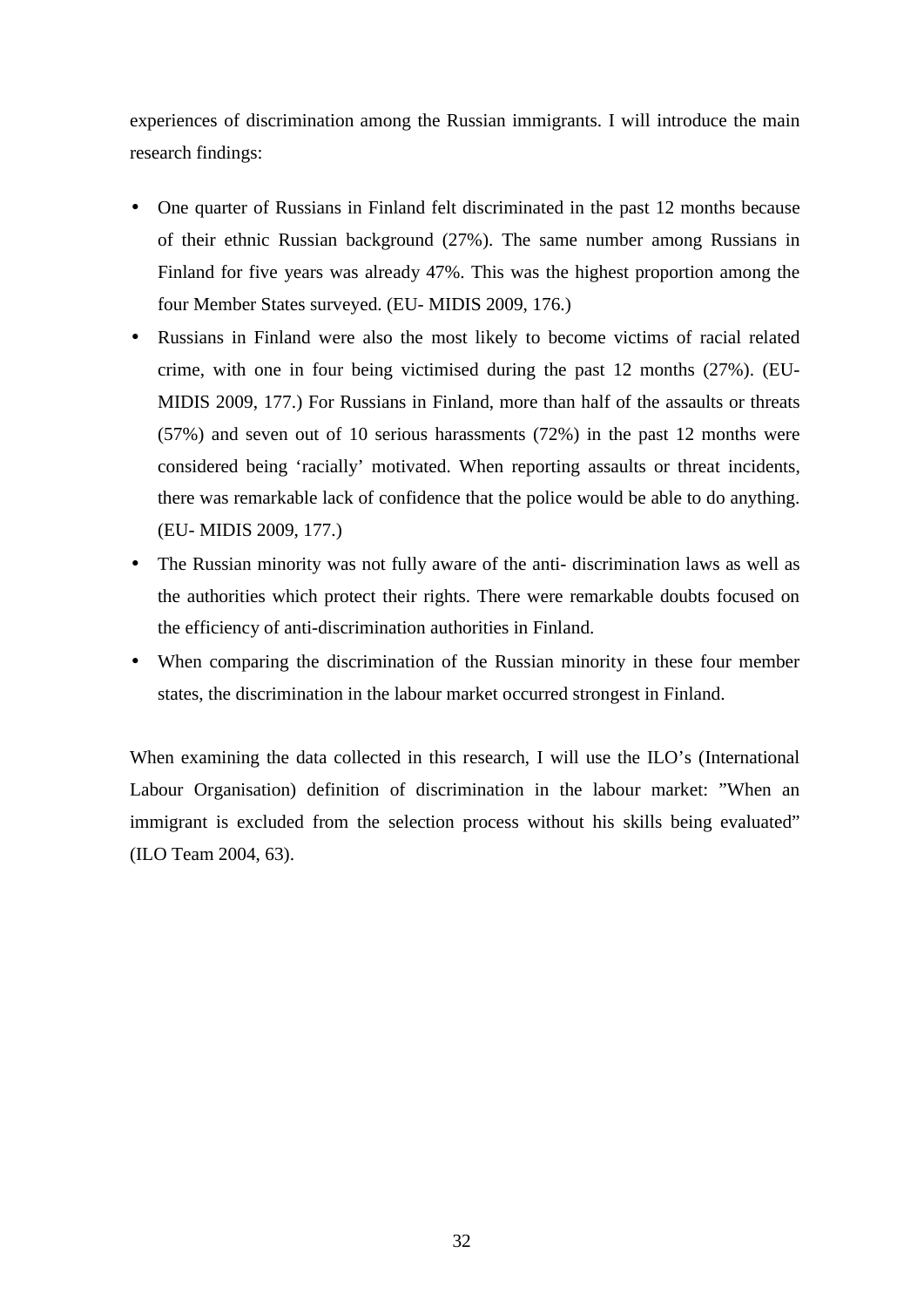experiences of discrimination among the Russian immigrants. I will introduce the main research findings:

- One quarter of Russians in Finland felt discriminated in the past 12 months because of their ethnic Russian background (27%). The same number among Russians in Finland for five years was already 47%. This was the highest proportion among the four Member States surveyed. (EU- MIDIS 2009, 176.)
- Russians in Finland were also the most likely to become victims of racial related crime, with one in four being victimised during the past 12 months (27%). (EU- MIDIS 2009, 177.) For Russians in Finland, more than half of the assaults or threats (57%) and seven out of 10 serious harassments (72%) in the past 12 months were considered being 'racially' motivated. When reporting assaults or threat incidents, there was remarkable lack of confidence that the police would be able to do anything. (EU- MIDIS 2009, 177.)
- The Russian minority was not fully aware of the anti- discrimination laws as well as the authorities which protect their rights. There were remarkable doubts focused on the efficiency of anti-discrimination authorities in Finland.
- When comparing the discrimination of the Russian minority in these four member states, the discrimination in the labour market occurred strongest in Finland.

When examining the data collected in this research, I will use the ILO's (International Labour Organisation) definition of discrimination in the labour market: "When an immigrant is excluded from the selection process without his skills being evaluated" (ILO Team 2004, 63).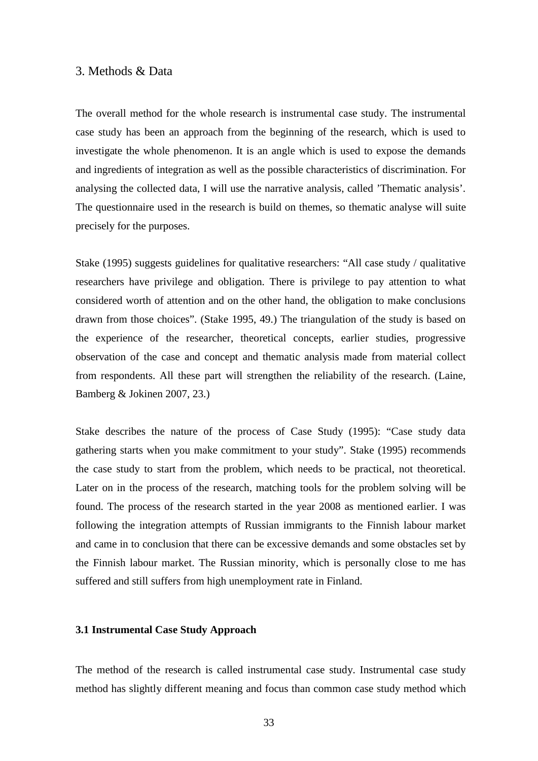# 3. Methods & Data

The overall method for the whole research is instrumental case study. The instrumental case study has been an approach from the beginning of the research, which is used to investigate the whole phenomenon. It is an angle which is used to expose the demands and ingredients of integration as well as the possible characteristics of discrimination. For analysing the collected data, I will use the narrative analysis, called 'Thematic analysis'. The questionnaire used in the research is build on themes, so thematic analyse will suite precisely for the purposes.

Stake (1995) suggests guidelines for qualitative researchers: "All case study / qualitative researchers have privilege and obligation. There is privilege to pay attention to what considered worth of attention and on the other hand, the obligation to make conclusions drawn from those choices". (Stake 1995, 49.) The triangulation of the study is based on the experience of the researcher, theoretical concepts, earlier studies, progressive observation of the case and concept and thematic analysis made from material collect from respondents. All these part will strengthen the reliability of the research. (Laine, Bamberg & Jokinen 2007, 23.)

Stake describes the nature of the process of Case Study (1995): "Case study data gathering starts when you make commitment to your study". Stake (1995) recommends the case study to start from the problem, which needs to be practical, not theoretical. Later on in the process of the research, matching tools for the problem solving will be found. The process of the research started in the year 2008 as mentioned earlier. I was following the integration attempts of Russian immigrants to the Finnish labour market and came in to conclusion that there can be excessive demands and some obstacles set by the Finnish labour market. The Russian minority, which is personally close to me has suffered and still suffers from high unemployment rate in Finland.

## 3.1 Instrumental Case Study Approach

The method of the research is called instrumental case study. Instrumental case study method has slightly different meaning and focus than common case study method which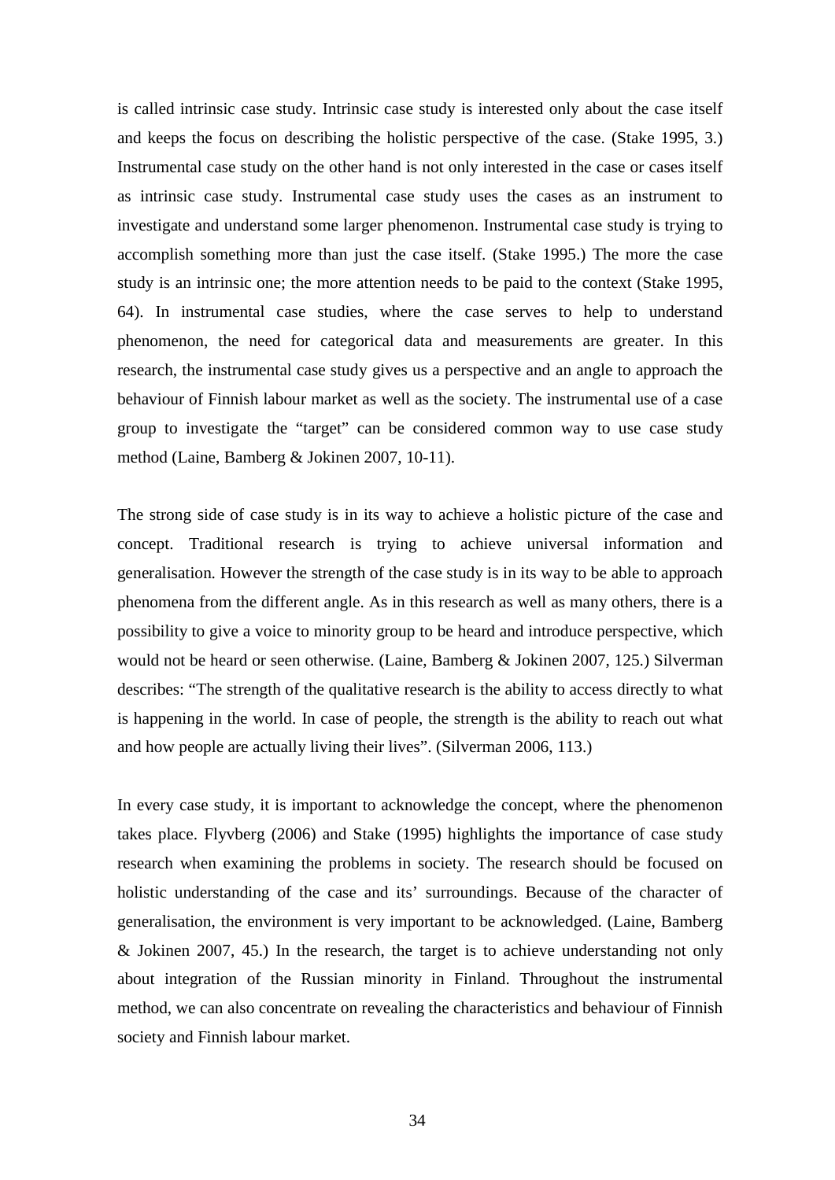is called intrinsic case study. Intrinsic case study is interested only about the case itself and keeps the focus on describing the holistic perspective of the case. (Stake 1995, 3.) Instrumental case study on the other hand is not only interested in the case or cases itself as intrinsic case study. Instrumental case study uses the cases as an instrument to investigate and understand some larger phenomenon. Instrumental case study is trying to accomplish something more than just the case itself. (Stake 1995.) The more the case study is an intrinsic one; the more attention needs to be paid to the context (Stake 1995, 64). In instrumental case studies, where the case serves to help to understand phenomenon, the need for categorical data and measurements are greater. In this research, the instrumental case study gives us a perspective and an angle to approach the behaviour of Finnish labour market as well as the society. The instrumental use of a case group to investigate the "target" can be considered common way to use case study method (Laine, Bamberg & Jokinen 2007, 10-11).

The strong side of case study is in its way to achieve a holistic picture of the case and concept. Traditional research is trying to achieve universal information and generalisation. However the strength of the case study is in its way to be able to approach phenomena from the different angle. As in this research as well as many others, there is a possibility to give a voice to minority group to be heard and introduce perspective, which would not be heard or seen otherwise. (Laine, Bamberg & Jokinen 2007, 125.) Silverman describes: "The strength of the qualitative research is the ability to access directly to what is happening in the world. In case of people, the strength is the ability to reach out what and how people are actually living their lives". (Silverman 2006, 113.)

In every case study, it is important to acknowledge the concept, where the phenomenon takes place. Flyvberg (2006) and Stake (1995) highlights the importance of case study research when examining the problems in society. The research should be focused on holistic understanding of the case and its' surroundings. Because of the character of generalisation, the environment is very important to be acknowledged. (Laine, Bamberg & Jokinen 2007, 45.) In the research, the target is to achieve understanding not only about integration of the Russian minority in Finland. Throughout the instrumental method, we can also concentrate on revealing the characteristics and behaviour of Finnish society and Finnish labour market.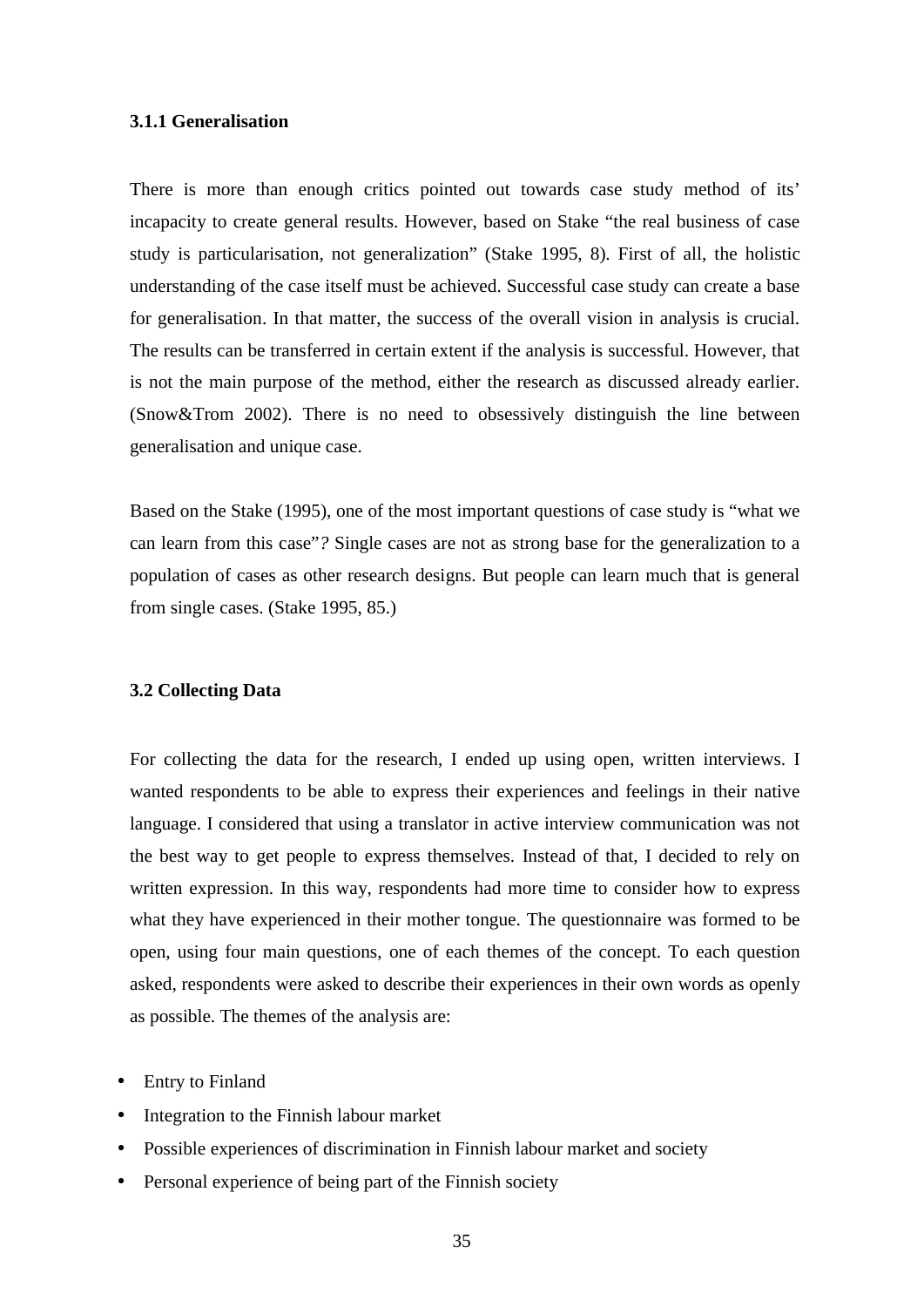### 3.1.1 Generalisation

There is more than enough critics pointed out towards case study method of its' incapacity to create general results. However, based on Stake "the real business of case study is particularisation, not generalization" (Stake 1995, 8). First of all, the holistic understanding of the case itself must be achieved. Successful case study can create a base for generalisation. In that matter, the success of the overall vision in analysis is crucial. The results can be transferred in certain extent if the analysis is successful. However, that is not the main purpose of the method, either the research as discussed already earlier. (Snow&Trom 2002). There is no need to obsessively distinguish the line between generalisation and unique case.

Based on the Stake (1995), one of the most important questions of case study is "what we can learn from this case"*?* Single cases are not as strong base for the generalization to a population of cases as other research designs. But people can learn much that is general from single cases. (Stake 1995, 85.)

## 3.2 Collecting Data

For collecting the data for the research, I ended up using open, written interviews. I wanted respondents to be able to express their experiences and feelings in their native language. I considered that using a translator in active interview communication was not the best way to get people to express themselves. Instead of that, I decided to rely on written expression. In this way, respondents had more time to consider how to express what they have experienced in their mother tongue. The questionnaire was formed to be open, using four main questions, one of each themes of the concept. To each question asked, respondents were asked to describe their experiences in their own words as openly as possible. The themes of the analysis are:

- Entry to Finland
- Integration to the Finnish labour market
- Possible experiences of discrimination in Finnish labour market and society
- Personal experience of being part of the Finnish society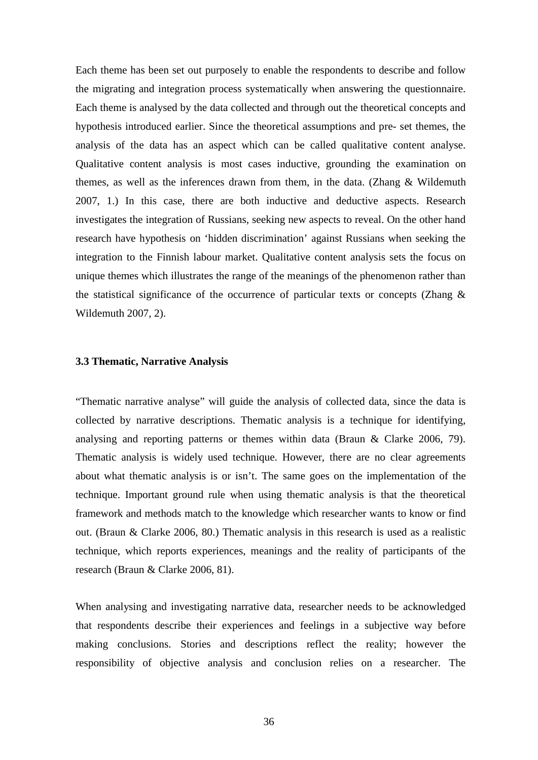Each theme has been set out purposely to enable the respondents to describe and follow the migrating and integration process systematically when answering the questionnaire. Each theme is analysed by the data collected and through out the theoretical concepts and hypothesis introduced earlier. Since the theoretical assumptions and pre- set themes, the analysis of the data has an aspect which can be called qualitative content analyse. Qualitative content analysis is most cases inductive, grounding the examination on themes, as well as the inferences drawn from them, in the data. (Zhang & Wildemuth 2007, 1.) In this case, there are both inductive and deductive aspects. Research investigates the integration of Russians, seeking new aspects to reveal. On the other hand research have hypothesis on 'hidden discrimination' against Russians when seeking the integration to the Finnish labour market. Qualitative content analysis sets the focus on unique themes which illustrates the range of the meanings of the phenomenon rather than the statistical significance of the occurrence of particular texts or concepts (Zhang & Wildemuth 2007, 2).

### 3.3 Thematic, Narrative Analysis

"Thematic narrative analyse" will guide the analysis of collected data, since the data is collected by narrative descriptions. Thematic analysis is a technique for identifying, analysing and reporting patterns or themes within data (Braun & Clarke 2006, 79). Thematic analysis is widely used technique. However, there are no clear agreements about what thematic analysis is or isn't. The same goes on the implementation of the technique. Important ground rule when using thematic analysis is that the theoretical framework and methods match to the knowledge which researcher wants to know or find out. (Braun & Clarke 2006, 80.) Thematic analysis in this research is used as a realistic technique, which reports experiences, meanings and the reality of participants of the research (Braun & Clarke 2006, 81).

When analysing and investigating narrative data, researcher needs to be acknowledged that respondents describe their experiences and feelings in a subjective way before making conclusions. Stories and descriptions reflect the reality; however the responsibility of objective analysis and conclusion relies on a researcher. The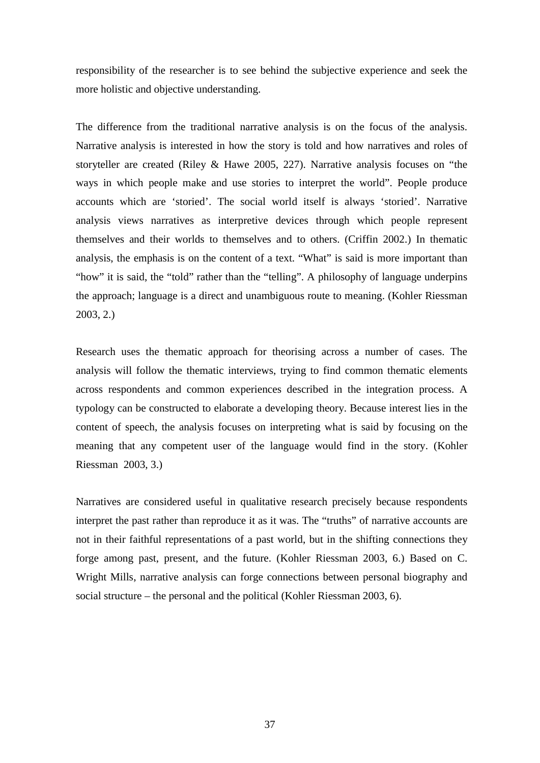responsibility of the researcher is to see behind the subjective experience and seek the more holistic and objective understanding.

The difference from the traditional narrative analysis is on the focus of the analysis. Narrative analysis is interested in how the story is told and how narratives and roles of storyteller are created (Riley & Hawe 2005, 227). Narrative analysis focuses on "the ways in which people make and use stories to interpret the world". People produce accounts which are 'storied'. The social world itself is always 'storied'. Narrative analysis views narratives as interpretive devices through which people represent themselves and their worlds to themselves and to others. (Criffin 2002.) In thematic analysis, the emphasis is on the content of a text. "What" is said is more important than "how" it is said, the "told" rather than the "telling". A philosophy of language underpins the approach; language is a direct and unambiguous route to meaning. (Kohler Riessman 2003, 2.)

Research uses the thematic approach for theorising across a number of cases. The analysis will follow the thematic interviews, trying to find common thematic elements across respondents and common experiences described in the integration process. A typology can be constructed to elaborate a developing theory. Because interest lies in the content of speech, the analysis focuses on interpreting what is said by focusing on the meaning that any competent user of the language would find in the story. (Kohler Riessman 2003, 3.)

Narratives are considered useful in qualitative research precisely because respondents interpret the past rather than reproduce it as it was. The "truths" of narrative accounts are not in their faithful representations of a past world, but in the shifting connections they forge among past, present, and the future. (Kohler Riessman 2003, 6.) Based on C. Wright Mills, narrative analysis can forge connections between personal biography and social structure – the personal and the political (Kohler Riessman 2003, 6).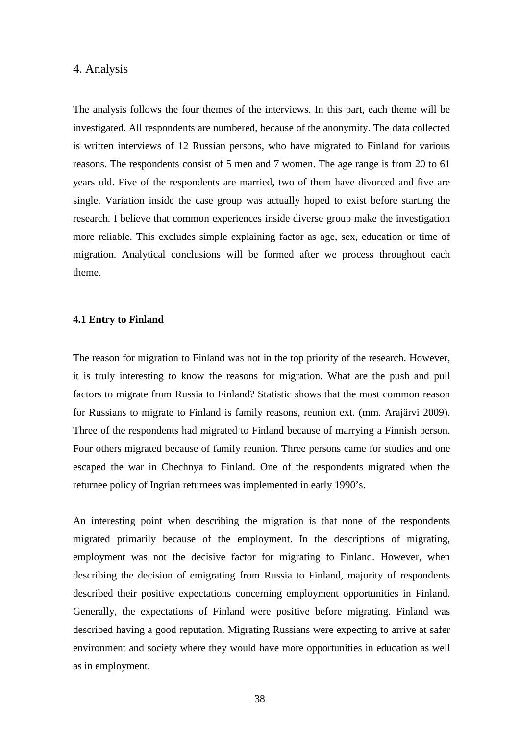# 4. Analysis

The analysis follows the four themes of the interviews. In this part, each theme will be investigated. All respondents are numbered, because of the anonymity. The data collected is written interviews of 12 Russian persons, who have migrated to Finland for various reasons. The respondents consist of 5 men and 7 women. The age range is from 20 to 61 years old. Five of the respondents are married, two of them have divorced and five are single. Variation inside the case group was actually hoped to exist before starting the research. I believe that common experiences inside diverse group make the investigation more reliable. This excludes simple explaining factor as age, sex, education or time of migration. Analytical conclusions will be formed after we process throughout each theme.

**4.1 Entry to Finland**

The reason for migration to Finland was not in the top priority of the research. However, it is truly interesting to know the reasons for migration. What are the push and pull factors to migrate from Russia to Finland? Statistic shows that the most common reason for Russians to migrate to Finland is family reasons, reunion ext. (mm. Arajärvi 2009). Three of the respondents had migrated to Finland because of marrying a Finnish person. Four others migrated because of family reunion. Three persons came for studies and one escaped the war in Chechnya to Finland. One of the respondents migrated when the returnee policy of Ingrian returnees was implemented in early 1990's.

An interesting point when describing the migration is that none of the respondents migrated primarily because of the employment. In the descriptions of migrating, employment was not the decisive factor for migrating to Finland. However, when describing the decision of emigrating from Russia to Finland, majority of respondents described their positive expectations concerning employment opportunities in Finland. Generally, the expectations of Finland were positive before migrating. Finland was described having a good reputation. Migrating Russians were expecting to arrive at safer environment and society where they would have more opportunities in education as well as in employment.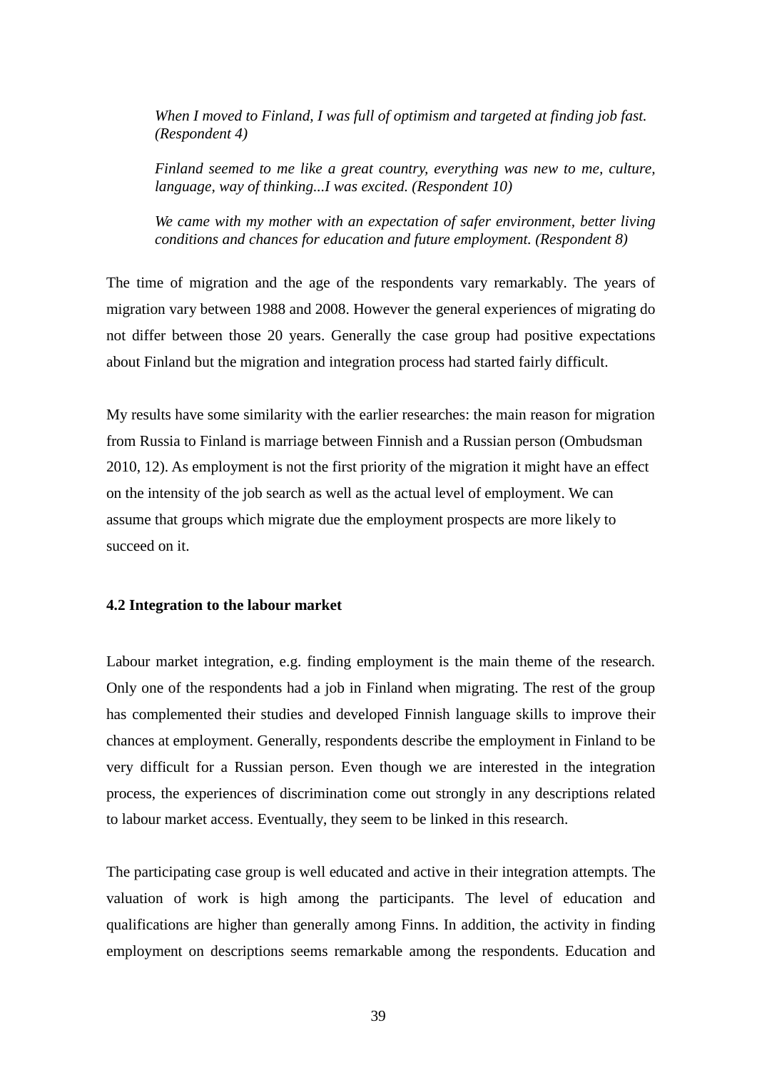> *When I moved to Finland, I was full of optimism and targeted at finding job fast. (Respondent 4)*

> *Finland seemed to me like a great country, everything was new to me, culture, language, way of thinking...I was excited. (Respondent 10)*

> *We came with my mother with an expectation of safer environment, better living conditions and chances for education and future employment. (Respondent 8)*

The time of migration and the age of the respondents vary remarkably. The years of migration vary between 1988 and 2008. However the general experiences of migrating do not differ between those 20 years. Generally the case group had positive expectations about Finland but the migration and integration process had started fairly difficult.

My results have some similarity with the earlier researches: the main reason for migration from Russia to Finland is marriage between Finnish and a Russian person (Ombudsman 2010, 12). As employment is not the first priority of the migration it might have an effect on the intensity of the job search as well as the actual level of employment. We can assume that groups which migrate due the employment prospects are more likely to succeed on it.

### 4.2 Integration to the labour market

Labour market integration, e.g. finding employment is the main theme of the research. Only one of the respondents had a job in Finland when migrating. The rest of the group has complemented their studies and developed Finnish language skills to improve their chances at employment. Generally, respondents describe the employment in Finland to be very difficult for a Russian person. Even though we are interested in the integration process, the experiences of discrimination come out strongly in any descriptions related to labour market access. Eventually, they seem to be linked in this research.

The participating case group is well educated and active in their integration attempts. The valuation of work is high among the participants. The level of education and qualifications are higher than generally among Finns. In addition, the activity in finding employment on descriptions seems remarkable among the respondents. Education and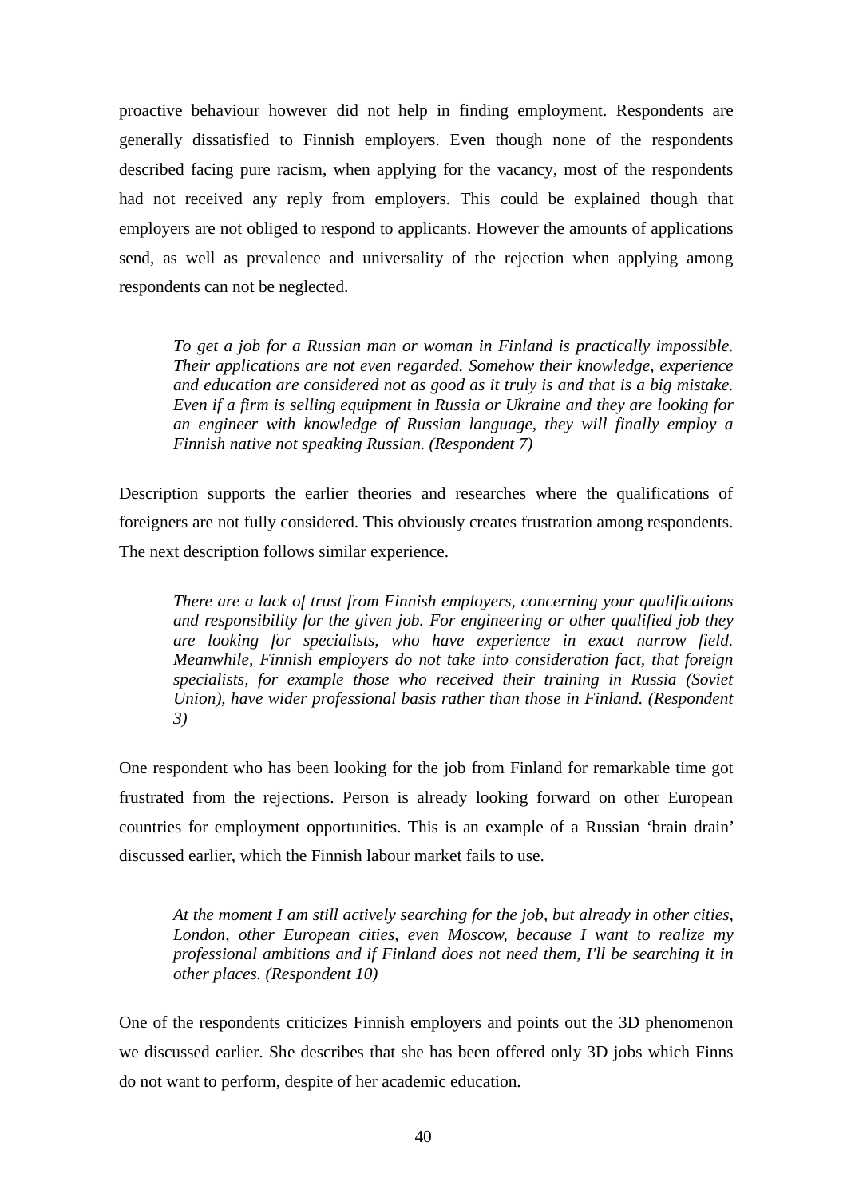proactive behaviour however did not help in finding employment. Respondents are generally dissatisfied to Finnish employers. Even though none of the respondents described facing pure racism, when applying for the vacancy, most of the respondents had not received any reply from employers. This could be explained though that employers are not obliged to respond to applicants. However the amounts of applications send, as well as prevalence and universality of the rejection when applying among respondents can not be neglected.

> *To get a job for a Russian man or woman in Finland is practically impossible. Their applications are not even regarded. Somehow their knowledge, experience and education are considered not as good as it truly is and that is a big mistake. Even if a firm is selling equipment in Russia or Ukraine and they are looking for an engineer with knowledge of Russian language, they will finally employ a Finnish native not speaking Russian. (Respondent 7)*

Description supports the earlier theories and researches where the qualifications of foreigners are not fully considered. This obviously creates frustration among respondents. The next description follows similar experience.

> *There are a lack of trust from Finnish employers, concerning your qualifications and responsibility for the given job. For engineering or other qualified job they are looking for specialists, who have experience in exact narrow field. Meanwhile, Finnish employers do not take into consideration fact, that foreign specialists, for example those who received their training in Russia (Soviet Union), have wider professional basis rather than those in Finland. (Respondent 3)*

One respondent who has been looking for the job from Finland for remarkable time got frustrated from the rejections. Person is already looking forward on other European countries for employment opportunities. This is an example of a Russian 'brain drain' discussed earlier, which the Finnish labour market fails to use.

> *At the moment I am still actively searching for the job, but already in other cities, London, other European cities, even Moscow, because I want to realize my professional ambitions and if Finland does not need them, I'll be searching it in other places. (Respondent 10)*

One of the respondents criticizes Finnish employers and points out the 3D phenomenon we discussed earlier. She describes that she has been offered only 3D jobs which Finns do not want to perform, despite of her academic education.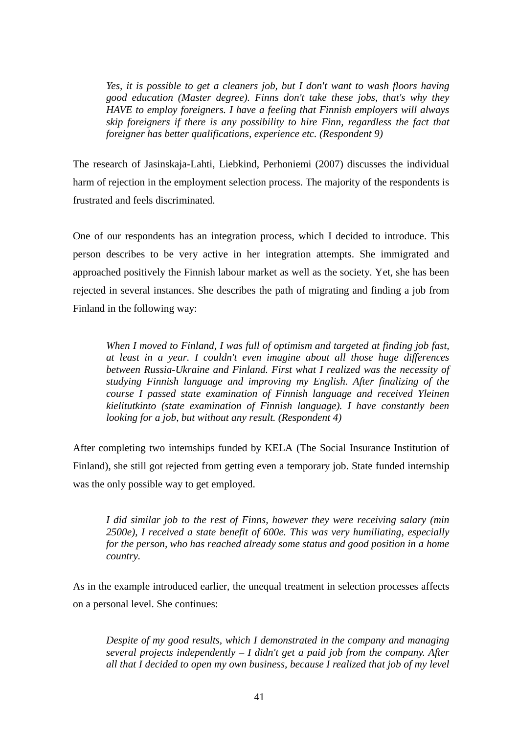> *Yes, it is possible to get a cleaners job, but I don't want to wash floors having good education (Master degree). Finns don't take these jobs, that's why they HAVE to employ foreigners. I have a feeling that Finnish employers will always skip foreigners if there is any possibility to hire Finn, regardless the fact that foreigner has better qualifications, experience etc. (Respondent 9)*

The research of Jasinskaja-Lahti, Liebkind, Perhoniemi (2007) discusses the individual harm of rejection in the employment selection process. The majority of the respondents is frustrated and feels discriminated.

One of our respondents has an integration process, which I decided to introduce. This person describes to be very active in her integration attempts. She immigrated and approached positively the Finnish labour market as well as the society. Yet, she has been rejected in several instances. She describes the path of migrating and finding a job from Finland in the following way:

> *When I moved to Finland, I was full of optimism and targeted at finding job fast, at least in a year. I couldn't even imagine about all those huge differences between Russia-Ukraine and Finland. First what I realized was the necessity of studying Finnish language and improving my English. After finalizing of the course I passed state examination of Finnish language and received Yleinen kielitutkinto (state examination of Finnish language). I have constantly been looking for a job, but without any result. (Respondent 4)*

After completing two internships funded by KELA (The Social Insurance Institution of Finland), she still got rejected from getting even a temporary job. State funded internship was the only possible way to get employed.

> *I did similar job to the rest of Finns, however they were receiving salary (min 2500e), I received a state benefit of 600e. This was very humiliating, especially for the person, who has reached already some status and good position in a home country.*

As in the example introduced earlier, the unequal treatment in selection processes affects on a personal level. She continues:

> *Despite of my good results, which I demonstrated in the company and managing several projects independently – I didn't get a paid job from the company. After all that I decided to open my own business, because I realized that job of my level*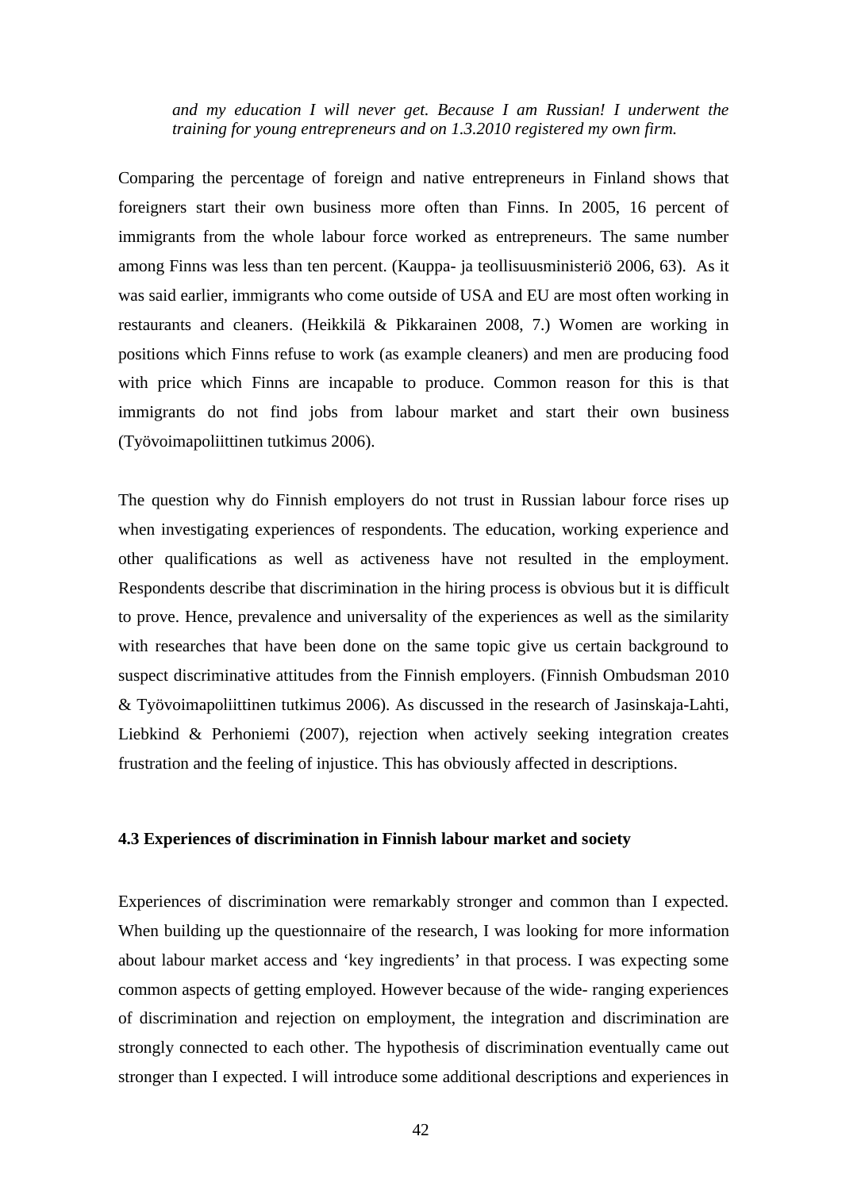*and my education I will never get. Because I am Russian! I underwent the training for young entrepreneurs and on 1.3.2010 registered my own firm.*

Comparing the percentage of foreign and native entrepreneurs in Finland shows that foreigners start their own business more often than Finns. In 2005, 16 percent of immigrants from the whole labour force worked as entrepreneurs. The same number among Finns was less than ten percent. (Kauppa- ja teollisuusministeriö 2006, 63). As it was said earlier, immigrants who come outside of USA and EU are most often working in restaurants and cleaners. (Heikkilä & Pikkarainen 2008, 7.) Women are working in positions which Finns refuse to work (as example cleaners) and men are producing food with price which Finns are incapable to produce. Common reason for this is that immigrants do not find jobs from labour market and start their own business (Työvoimapoliittinen tutkimus 2006).

The question why do Finnish employers do not trust in Russian labour force rises up when investigating experiences of respondents. The education, working experience and other qualifications as well as activeness have not resulted in the employment. Respondents describe that discrimination in the hiring process is obvious but it is difficult to prove. Hence, prevalence and universality of the experiences as well as the similarity with researches that have been done on the same topic give us certain background to suspect discriminative attitudes from the Finnish employers. (Finnish Ombudsman 2010 & Työvoimapoliittinen tutkimus 2006). As discussed in the research of Jasinskaja-Lahti, Liebkind & Perhoniemi (2007), rejection when actively seeking integration creates frustration and the feeling of injustice. This has obviously affected in descriptions.

### 4.3 Experiences of discrimination in Finnish labour market and society

Experiences of discrimination were remarkably stronger and common than I expected. When building up the questionnaire of the research, I was looking for more information about labour market access and 'key ingredients' in that process. I was expecting some common aspects of getting employed. However because of the wide- ranging experiences of discrimination and rejection on employment, the integration and discrimination are strongly connected to each other. The hypothesis of discrimination eventually came out stronger than I expected. I will introduce some additional descriptions and experiences in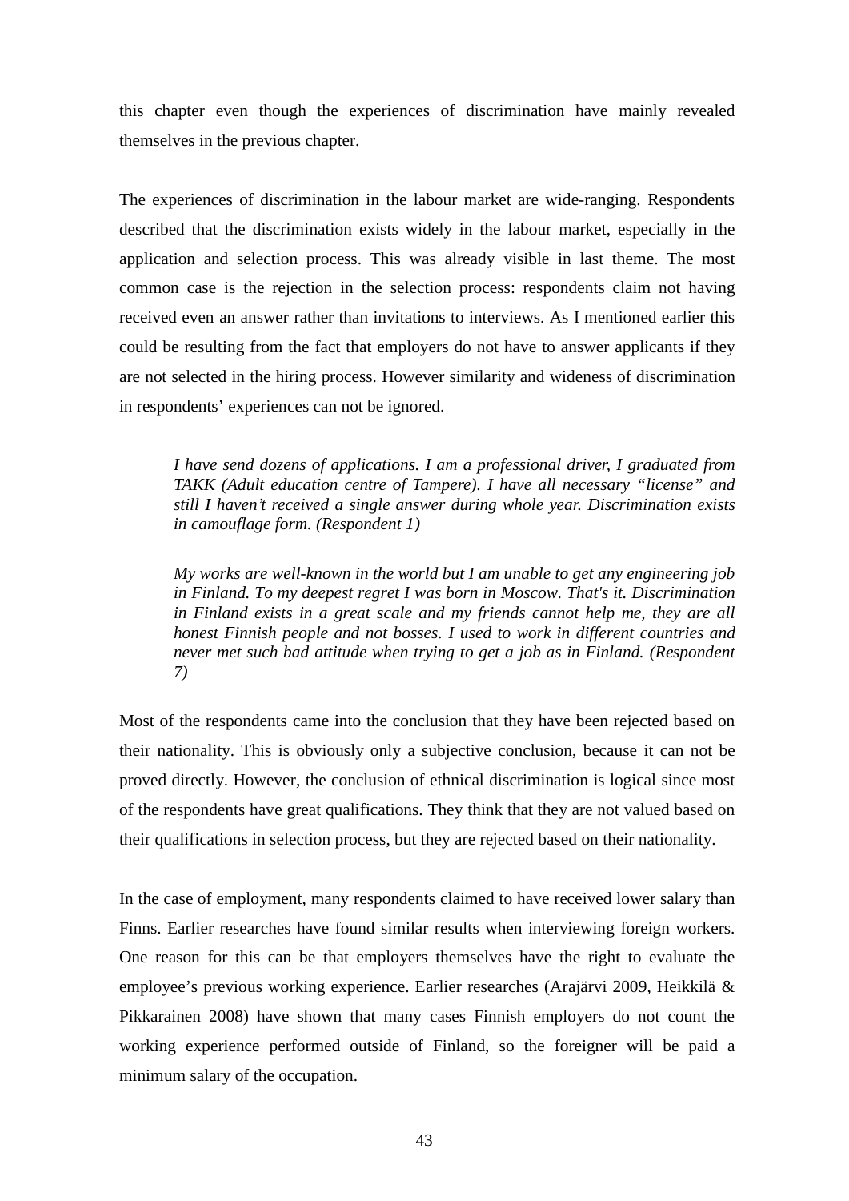this chapter even though the experiences of discrimination have mainly revealed themselves in the previous chapter.

The experiences of discrimination in the labour market are wide-ranging. Respondents described that the discrimination exists widely in the labour market, especially in the application and selection process. This was already visible in last theme. The most common case is the rejection in the selection process: respondents claim not having received even an answer rather than invitations to interviews. As I mentioned earlier this could be resulting from the fact that employers do not have to answer applicants if they are not selected in the hiring process. However similarity and wideness of discrimination in respondents' experiences can not be ignored.

> *I have send dozens of applications. I am a professional driver, I graduated from TAKK (Adult education centre of Tampere). I have all necessary "license" and still I haven't received a single answer during whole year. Discrimination exists in camouflage form. (Respondent 1)*

> *My works are well-known in the world but I am unable to get any engineering job in Finland. To my deepest regret I was born in Moscow. That's it. Discrimination in Finland exists in a great scale and my friends cannot help me, they are all honest Finnish people and not bosses. I used to work in different countries and never met such bad attitude when trying to get a job as in Finland. (Respondent 7)*

Most of the respondents came into the conclusion that they have been rejected based on their nationality. This is obviously only a subjective conclusion, because it can not be proved directly. However, the conclusion of ethnical discrimination is logical since most of the respondents have great qualifications. They think that they are not valued based on their qualifications in selection process, but they are rejected based on their nationality.

In the case of employment, many respondents claimed to have received lower salary than Finns. Earlier researches have found similar results when interviewing foreign workers. One reason for this can be that employers themselves have the right to evaluate the employee's previous working experience. Earlier researches (Arajärvi 2009, Heikkilä & Pikkarainen 2008) have shown that many cases Finnish employers do not count the working experience performed outside of Finland, so the foreigner will be paid a minimum salary of the occupation.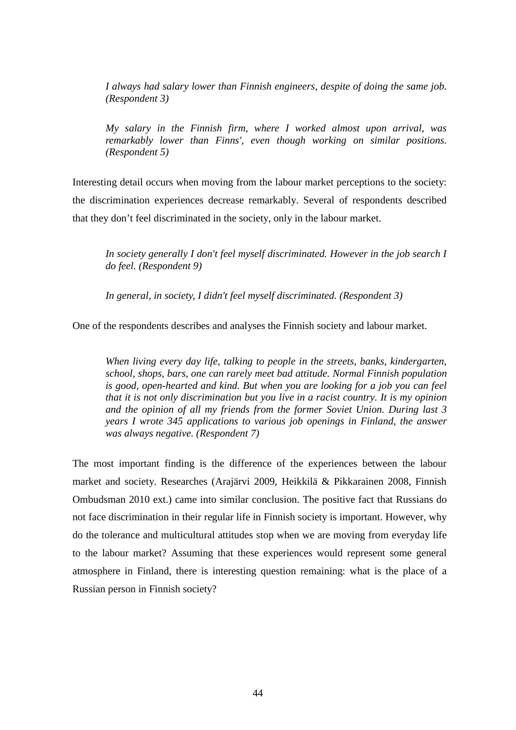> *I always had salary lower than Finnish engineers, despite of doing the same job. (Respondent 3)*

> *My salary in the Finnish firm, where I worked almost upon arrival, was remarkably lower than Finns', even though working on similar positions. (Respondent 5)*

Interesting detail occurs when moving from the labour market perceptions to the society: the discrimination experiences decrease remarkably. Several of respondents described that they don't feel discriminated in the society, only in the labour market.

> *In society generally I don't feel myself discriminated. However in the job search I do feel. (Respondent 9)*

> *In general, in society, I didn't feel myself discriminated. (Respondent 3)*

One of the respondents describes and analyses the Finnish society and labour market.

> *When living every day life, talking to people in the streets, banks, kindergarten, school, shops, bars, one can rarely meet bad attitude. Normal Finnish population is good, open-hearted and kind. But when you are looking for a job you can feel that it is not only discrimination but you live in a racist country. It is my opinion and the opinion of all my friends from the former Soviet Union. During last 3 years I wrote 345 applications to various job openings in Finland, the answer was always negative. (Respondent 7)*

The most important finding is the difference of the experiences between the labour market and society. Researches (Arajärvi 2009, Heikkilä & Pikkarainen 2008, Finnish Ombudsman 2010 ext.) came into similar conclusion. The positive fact that Russians do not face discrimination in their regular life in Finnish society is important. However, why do the tolerance and multicultural attitudes stop when we are moving from everyday life to the labour market? Assuming that these experiences would represent some general atmosphere in Finland, there is interesting question remaining: what is the place of a Russian person in Finnish society?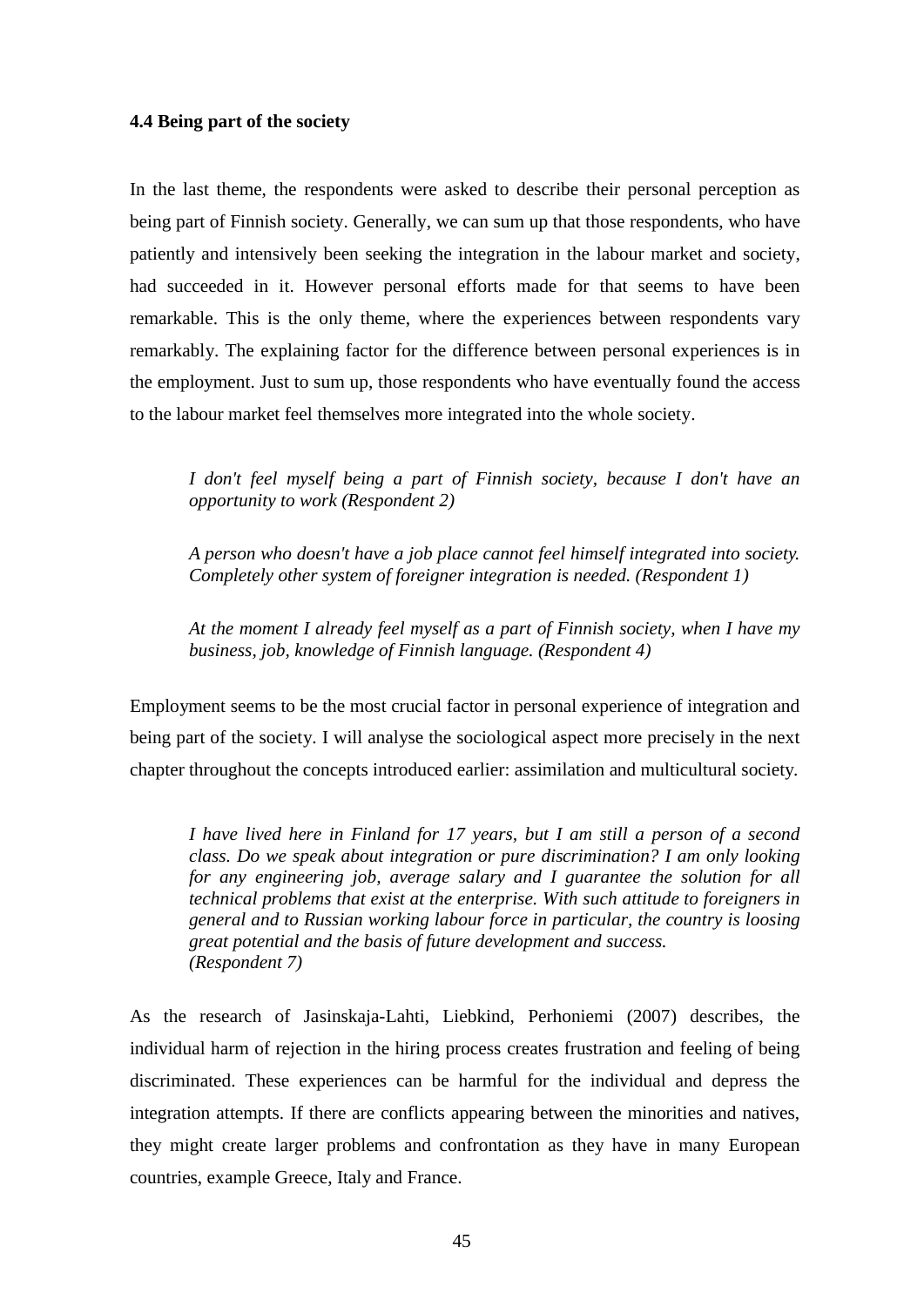### 4.4 Being part of the society

In the last theme, the respondents were asked to describe their personal perception as being part of Finnish society. Generally, we can sum up that those respondents, who have patiently and intensively been seeking the integration in the labour market and society, had succeeded in it. However personal efforts made for that seems to have been remarkable. This is the only theme, where the experiences between respondents vary remarkably. The explaining factor for the difference between personal experiences is in the employment. Just to sum up, those respondents who have eventually found the access to the labour market feel themselves more integrated into the whole society.

> *I don't feel myself being a part of Finnish society, because I don't have an opportunity to work (Respondent 2)*
>
> *A person who doesn't have a job place cannot feel himself integrated into society. Completely other system of foreigner integration is needed. (Respondent 1)*
>
> *At the moment I already feel myself as a part of Finnish society, when I have my business, job, knowledge of Finnish language. (Respondent 4)*

Employment seems to be the most crucial factor in personal experience of integration and being part of the society. I will analyse the sociological aspect more precisely in the next chapter throughout the concepts introduced earlier: assimilation and multicultural society.

> *I have lived here in Finland for 17 years, but I am still a person of a second class. Do we speak about integration or pure discrimination? I am only looking for any engineering job, average salary and I guarantee the solution for all technical problems that exist at the enterprise. With such attitude to foreigners in general and to Russian working labour force in particular, the country is loosing great potential and the basis of future development and success. (Respondent 7)*

As the research of Jasinskaja-Lahti, Liebkind, Perhoniemi (2007) describes, the individual harm of rejection in the hiring process creates frustration and feeling of being discriminated. These experiences can be harmful for the individual and depress the integration attempts. If there are conflicts appearing between the minorities and natives, they might create larger problems and confrontation as they have in many European countries, example Greece, Italy and France.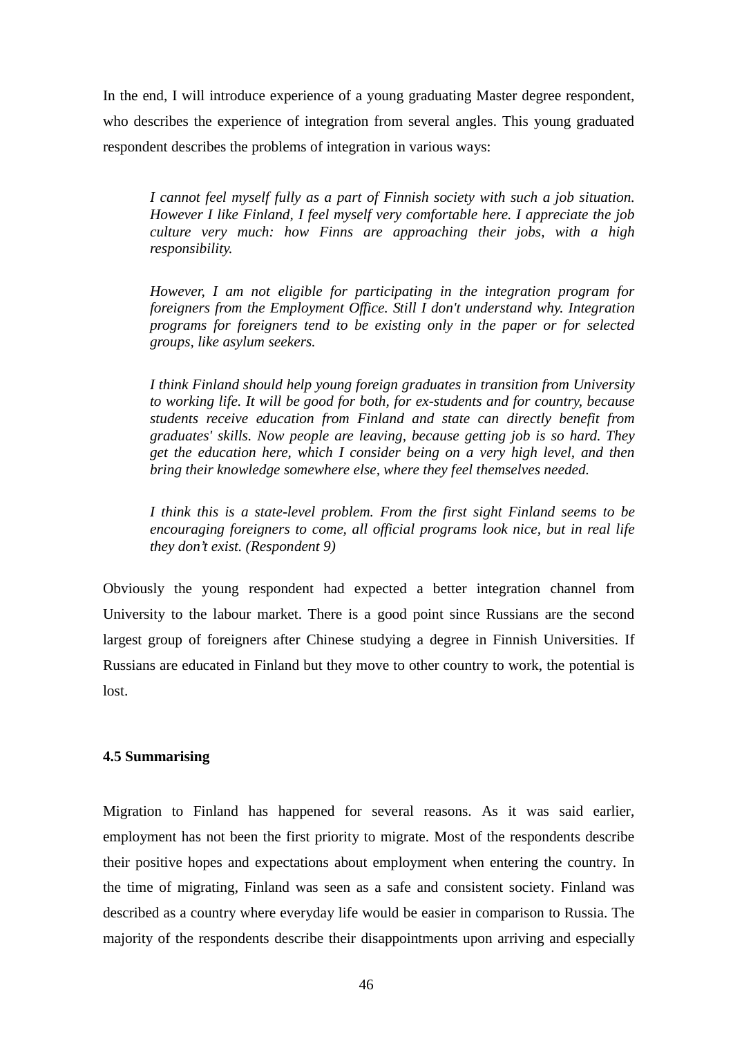In the end, I will introduce experience of a young graduating Master degree respondent, who describes the experience of integration from several angles. This young graduated respondent describes the problems of integration in various ways:

> *I cannot feel myself fully as a part of Finnish society with such a job situation. However I like Finland, I feel myself very comfortable here. I appreciate the job culture very much: how Finns are approaching their jobs, with a high responsibility.*
>
> *However, I am not eligible for participating in the integration program for foreigners from the Employment Office. Still I don't understand why. Integration programs for foreigners tend to be existing only in the paper or for selected groups, like asylum seekers.*
>
> *I think Finland should help young foreign graduates in transition from University to working life. It will be good for both, for ex-students and for country, because students receive education from Finland and state can directly benefit from graduates' skills. Now people are leaving, because getting job is so hard. They get the education here, which I consider being on a very high level, and then bring their knowledge somewhere else, where they feel themselves needed.*
>
> *I think this is a state-level problem. From the first sight Finland seems to be encouraging foreigners to come, all official programs look nice, but in real life they don't exist. (Respondent 9)*

Obviously the young respondent had expected a better integration channel from University to the labour market. There is a good point since Russians are the second largest group of foreigners after Chinese studying a degree in Finnish Universities. If Russians are educated in Finland but they move to other country to work, the potential is lost.

### 4.5 Summarising

Migration to Finland has happened for several reasons. As it was said earlier, employment has not been the first priority to migrate. Most of the respondents describe their positive hopes and expectations about employment when entering the country. In the time of migrating, Finland was seen as a safe and consistent society. Finland was described as a country where everyday life would be easier in comparison to Russia. The majority of the respondents describe their disappointments upon arriving and especially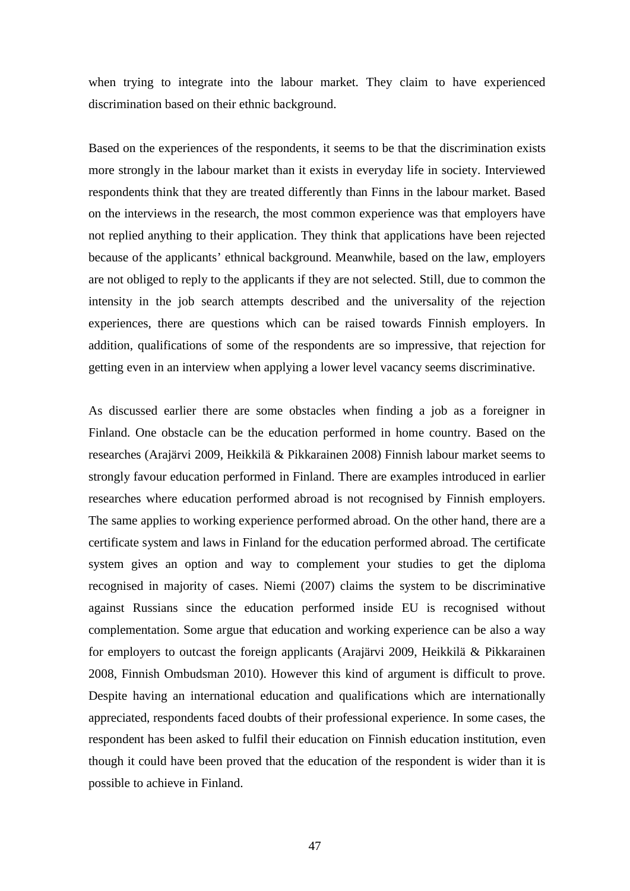when trying to integrate into the labour market. They claim to have experienced discrimination based on their ethnic background.

Based on the experiences of the respondents, it seems to be that the discrimination exists more strongly in the labour market than it exists in everyday life in society. Interviewed respondents think that they are treated differently than Finns in the labour market. Based on the interviews in the research, the most common experience was that employers have not replied anything to their application. They think that applications have been rejected because of the applicants' ethnical background. Meanwhile, based on the law, employers are not obliged to reply to the applicants if they are not selected. Still, due to common the intensity in the job search attempts described and the universality of the rejection experiences, there are questions which can be raised towards Finnish employers. In addition, qualifications of some of the respondents are so impressive, that rejection for getting even in an interview when applying a lower level vacancy seems discriminative.

As discussed earlier there are some obstacles when finding a job as a foreigner in Finland. One obstacle can be the education performed in home country. Based on the researches (Arajärvi 2009, Heikkilä & Pikkarainen 2008) Finnish labour market seems to strongly favour education performed in Finland. There are examples introduced in earlier researches where education performed abroad is not recognised by Finnish employers. The same applies to working experience performed abroad. On the other hand, there are a certificate system and laws in Finland for the education performed abroad. The certificate system gives an option and way to complement your studies to get the diploma recognised in majority of cases. Niemi (2007) claims the system to be discriminative against Russians since the education performed inside EU is recognised without complementation. Some argue that education and working experience can be also a way for employers to outcast the foreign applicants (Arajärvi 2009, Heikkilä & Pikkarainen 2008, Finnish Ombudsman 2010). However this kind of argument is difficult to prove. Despite having an international education and qualifications which are internationally appreciated, respondents faced doubts of their professional experience. In some cases, the respondent has been asked to fulfil their education on Finnish education institution, even though it could have been proved that the education of the respondent is wider than it is possible to achieve in Finland.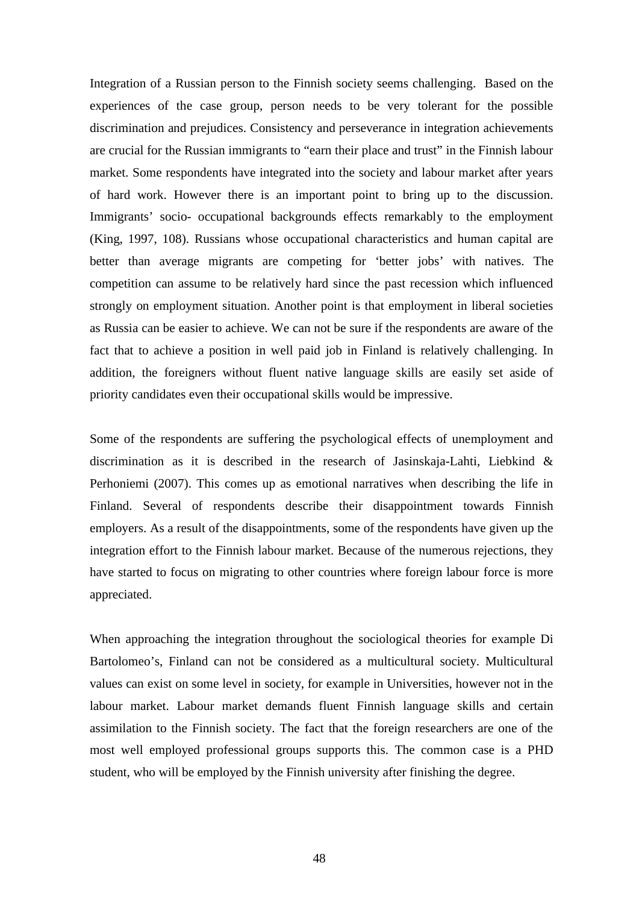Integration of a Russian person to the Finnish society seems challenging.  Based on the experiences of the case group, person needs to be very tolerant for the possible discrimination and prejudices. Consistency and perseverance in integration achievements are crucial for the Russian immigrants to "earn their place and trust" in the Finnish labour market. Some respondents have integrated into the society and labour market after years of hard work. However there is an important point to bring up to the discussion. Immigrants' socio- occupational backgrounds effects remarkably to the employment (King, 1997, 108). Russians whose occupational characteristics and human capital are better than average migrants are competing for 'better jobs' with natives. The competition can assume to be relatively hard since the past recession which influenced strongly on employment situation. Another point is that employment in liberal societies as Russia can be easier to achieve. We can not be sure if the respondents are aware of the fact that to achieve a position in well paid job in Finland is relatively challenging. In addition, the foreigners without fluent native language skills are easily set aside of priority candidates even their occupational skills would be impressive.

Some of the respondents are suffering the psychological effects of unemployment and discrimination as it is described in the research of Jasinskaja-Lahti, Liebkind & Perhoniemi (2007). This comes up as emotional narratives when describing the life in Finland. Several of respondents describe their disappointment towards Finnish employers. As a result of the disappointments, some of the respondents have given up the integration effort to the Finnish labour market. Because of the numerous rejections, they have started to focus on migrating to other countries where foreign labour force is more appreciated.

When approaching the integration throughout the sociological theories for example Di Bartolomeo's, Finland can not be considered as a multicultural society. Multicultural values can exist on some level in society, for example in Universities, however not in the labour market. Labour market demands fluent Finnish language skills and certain assimilation to the Finnish society. The fact that the foreign researchers are one of the most well employed professional groups supports this. The common case is a PHD student, who will be employed by the Finnish university after finishing the degree.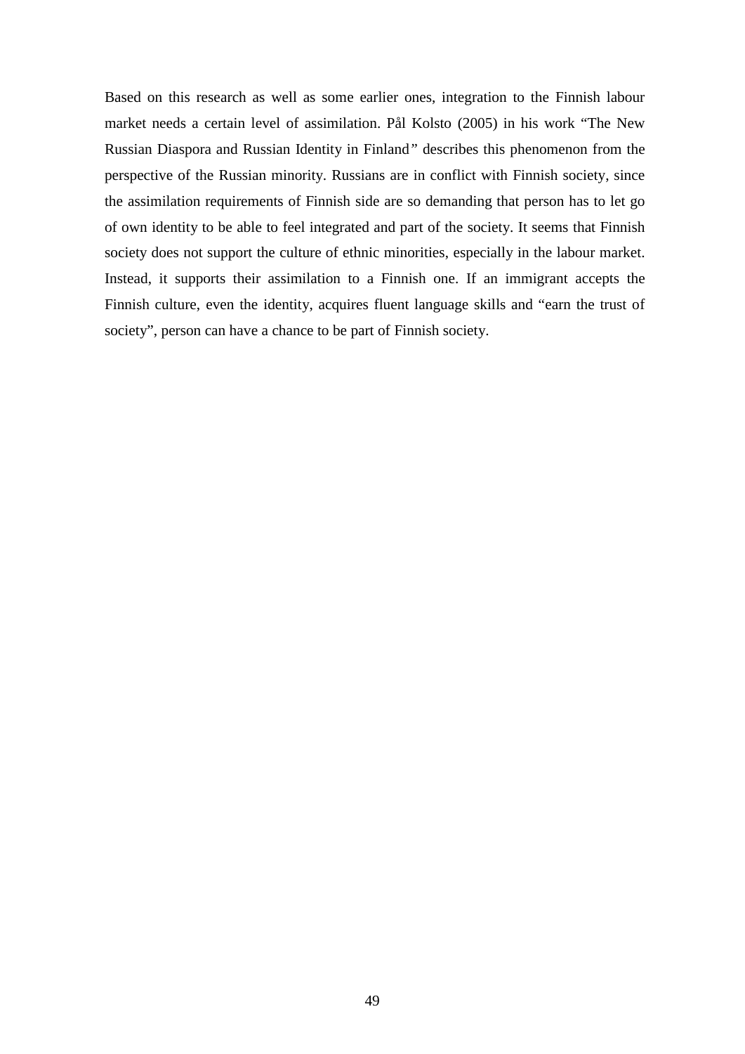Based on this research as well as some earlier ones, integration to the Finnish labour market needs a certain level of assimilation. Pål Kolsto (2005) in his work "The New Russian Diaspora and Russian Identity in Finland" describes this phenomenon from the perspective of the Russian minority. Russians are in conflict with Finnish society, since the assimilation requirements of Finnish side are so demanding that person has to let go of own identity to be able to feel integrated and part of the society. It seems that Finnish society does not support the culture of ethnic minorities, especially in the labour market. Instead, it supports their assimilation to a Finnish one. If an immigrant accepts the Finnish culture, even the identity, acquires fluent language skills and "earn the trust of society", person can have a chance to be part of Finnish society.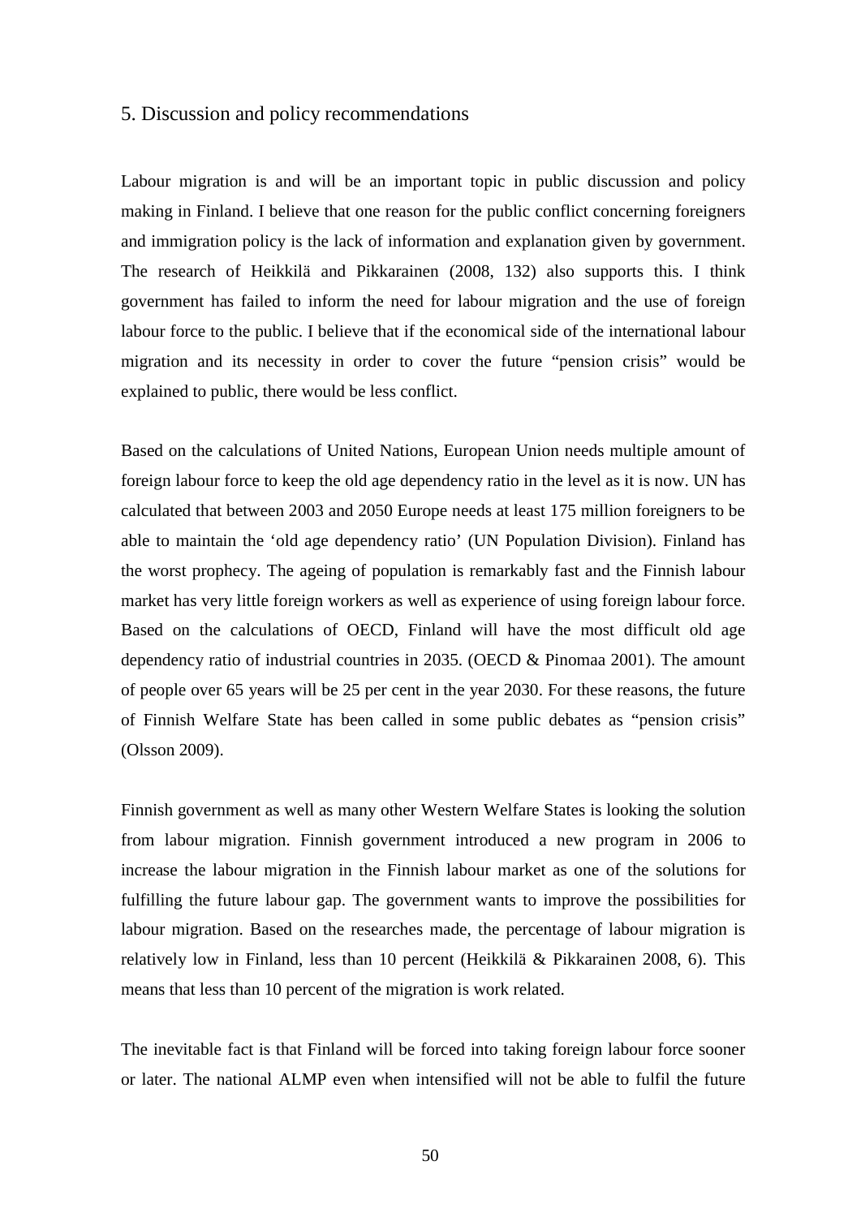## 5. Discussion and policy recommendations

Labour migration is and will be an important topic in public discussion and policy making in Finland. I believe that one reason for the public conflict concerning foreigners and immigration policy is the lack of information and explanation given by government. The research of Heikkilä and Pikkarainen (2008, 132) also supports this. I think government has failed to inform the need for labour migration and the use of foreign labour force to the public. I believe that if the economical side of the international labour migration and its necessity in order to cover the future "pension crisis" would be explained to public, there would be less conflict.

Based on the calculations of United Nations, European Union needs multiple amount of foreign labour force to keep the old age dependency ratio in the level as it is now. UN has calculated that between 2003 and 2050 Europe needs at least 175 million foreigners to be able to maintain the 'old age dependency ratio' (UN Population Division). Finland has the worst prophecy. The ageing of population is remarkably fast and the Finnish labour market has very little foreign workers as well as experience of using foreign labour force. Based on the calculations of OECD, Finland will have the most difficult old age dependency ratio of industrial countries in 2035. (OECD & Pinomaa 2001). The amount of people over 65 years will be 25 per cent in the year 2030. For these reasons, the future of Finnish Welfare State has been called in some public debates as "pension crisis" (Olsson 2009).

Finnish government as well as many other Western Welfare States is looking the solution from labour migration. Finnish government introduced a new program in 2006 to increase the labour migration in the Finnish labour market as one of the solutions for fulfilling the future labour gap. The government wants to improve the possibilities for labour migration. Based on the researches made, the percentage of labour migration is relatively low in Finland, less than 10 percent (Heikkilä & Pikkarainen 2008, 6). This means that less than 10 percent of the migration is work related.

The inevitable fact is that Finland will be forced into taking foreign labour force sooner or later. The national ALMP even when intensified will not be able to fulfil the future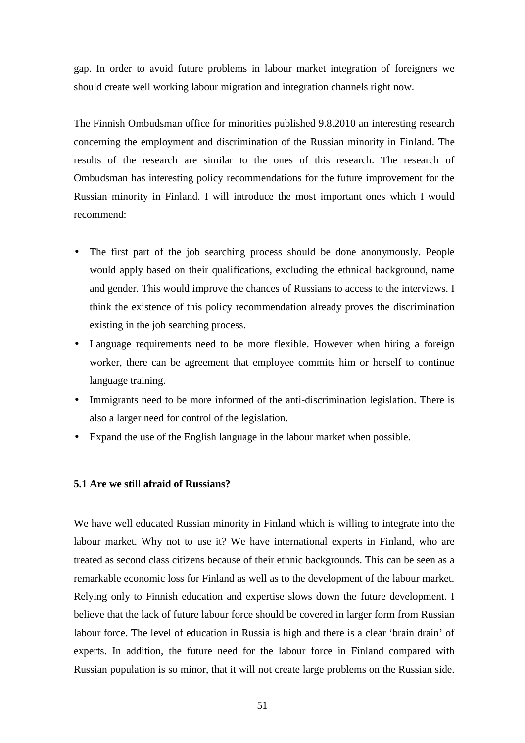gap. In order to avoid future problems in labour market integration of foreigners we should create well working labour migration and integration channels right now.

The Finnish Ombudsman office for minorities published 9.8.2010 an interesting research concerning the employment and discrimination of the Russian minority in Finland. The results of the research are similar to the ones of this research. The research of Ombudsman has interesting policy recommendations for the future improvement for the Russian minority in Finland. I will introduce the most important ones which I would recommend:

- The first part of the job searching process should be done anonymously. People would apply based on their qualifications, excluding the ethnical background, name and gender. This would improve the chances of Russians to access to the interviews. I think the existence of this policy recommendation already proves the discrimination existing in the job searching process.
- Language requirements need to be more flexible. However when hiring a foreign worker, there can be agreement that employee commits him or herself to continue language training.
- Immigrants need to be more informed of the anti-discrimination legislation. There is also a larger need for control of the legislation.
- Expand the use of the English language in the labour market when possible.

### 5.1 Are we still afraid of Russians?

We have well educated Russian minority in Finland which is willing to integrate into the labour market. Why not to use it? We have international experts in Finland, who are treated as second class citizens because of their ethnic backgrounds. This can be seen as a remarkable economic loss for Finland as well as to the development of the labour market. Relying only to Finnish education and expertise slows down the future development. I believe that the lack of future labour force should be covered in larger form from Russian labour force. The level of education in Russia is high and there is a clear 'brain drain' of experts. In addition, the future need for the labour force in Finland compared with Russian population is so minor, that it will not create large problems on the Russian side.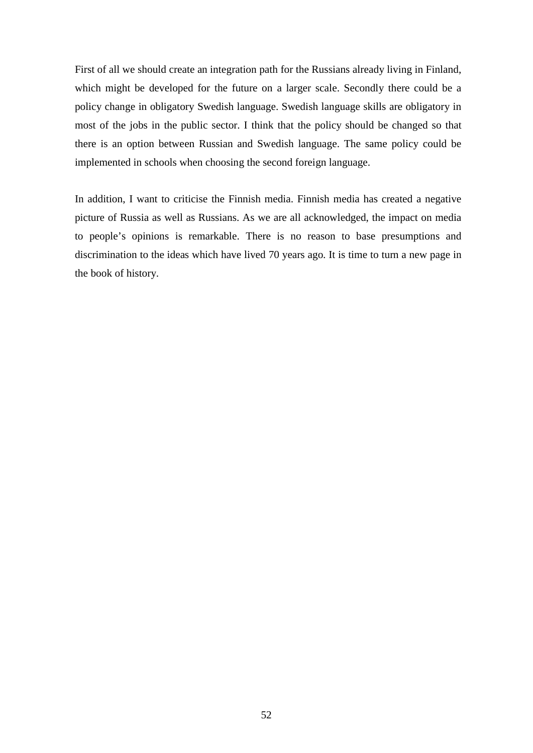First of all we should create an integration path for the Russians already living in Finland, which might be developed for the future on a larger scale. Secondly there could be a policy change in obligatory Swedish language. Swedish language skills are obligatory in most of the jobs in the public sector. I think that the policy should be changed so that there is an option between Russian and Swedish language. The same policy could be implemented in schools when choosing the second foreign language.

In addition, I want to criticise the Finnish media. Finnish media has created a negative picture of Russia as well as Russians. As we are all acknowledged, the impact on media to people's opinions is remarkable. There is no reason to base presumptions and discrimination to the ideas which have lived 70 years ago. It is time to turn a new page in the book of history.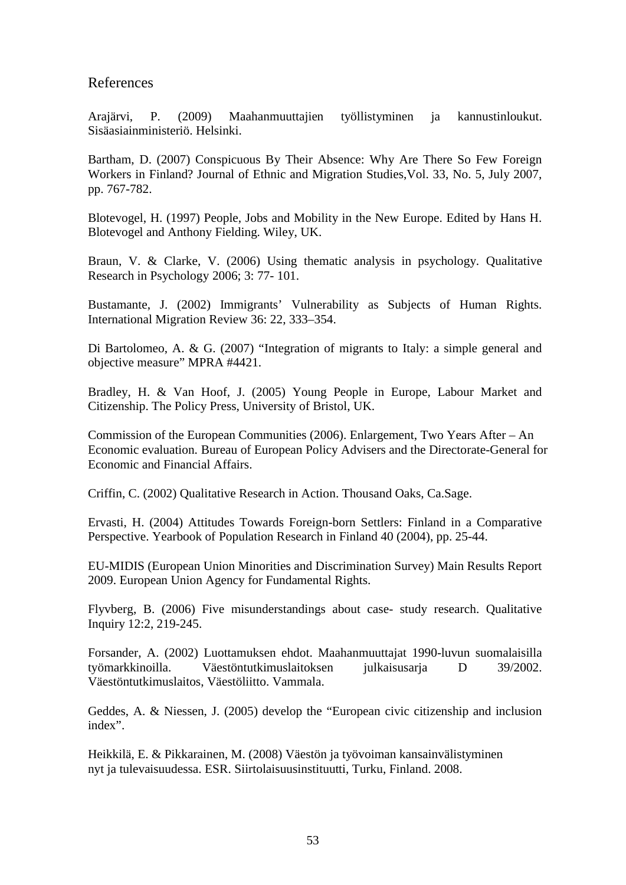## References

Arajärvi, P. (2009) Maahanmuuttajien työllistyminen ja kannustinloukut. Sisäasiainministeriö. Helsinki.

Bartham, D. (2007) Conspicuous By Their Absence: Why Are There So Few Foreign Workers in Finland? Journal of Ethnic and Migration Studies,Vol. 33, No. 5, July 2007, pp. 767-782.

Blotevogel, H. (1997) People, Jobs and Mobility in the New Europe. Edited by Hans H. Blotevogel and Anthony Fielding. Wiley, UK.

Braun, V. & Clarke, V. (2006) Using thematic analysis in psychology. Qualitative Research in Psychology 2006; 3: 77- 101.

Bustamante, J. (2002) Immigrants' Vulnerability as Subjects of Human Rights. International Migration Review 36: 22, 333–354.

Di Bartolomeo, A. & G. (2007) "Integration of migrants to Italy: a simple general and objective measure" MPRA #4421.

Bradley, H. & Van Hoof, J. (2005) Young People in Europe, Labour Market and Citizenship. The Policy Press, University of Bristol, UK.

Commission of the European Communities (2006). Enlargement, Two Years After – An Economic evaluation. Bureau of European Policy Advisers and the Directorate-General for Economic and Financial Affairs.

Criffin, C. (2002) Qualitative Research in Action. Thousand Oaks, Ca.Sage.

Ervasti, H. (2004) Attitudes Towards Foreign-born Settlers: Finland in a Comparative Perspective. Yearbook of Population Research in Finland 40 (2004), pp. 25-44.

EU-MIDIS (European Union Minorities and Discrimination Survey) Main Results Report 2009. European Union Agency for Fundamental Rights.

Flyvberg, B. (2006) Five misunderstandings about case- study research. Qualitative Inquiry 12:2, 219-245.

Forsander, A. (2002) Luottamuksen ehdot. Maahanmuuttajat 1990-luvun suomalaisilla työmarkkinoilla. Väestöntutkimuslaitoksen julkaisusarja D 39/2002. Väestöntutkimuslaitos, Väestöliitto. Vammala.

Geddes, A. & Niessen, J. (2005) develop the "European civic citizenship and inclusion index".

Heikkilä, E. & Pikkarainen, M. (2008) Väestön ja työvoiman kansainvälistyminen nyt ja tulevaisuudessa. ESR. Siirtolaisuusinstituutti, Turku, Finland. 2008.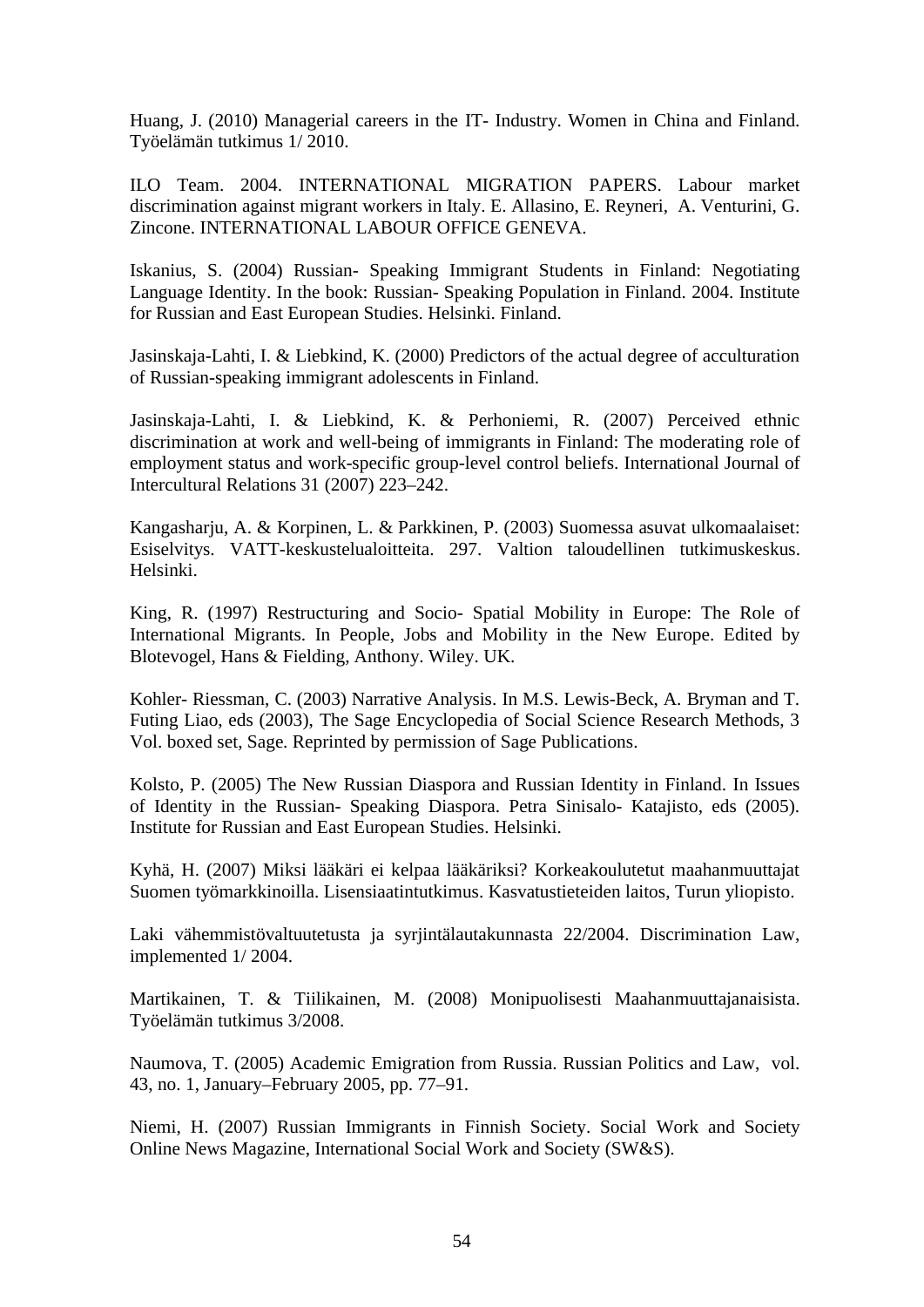Huang, J. (2010) Managerial careers in the IT- Industry. Women in China and Finland. Työelämän tutkimus 1/ 2010.

ILO Team. 2004. INTERNATIONAL MIGRATION PAPERS. Labour market discrimination against migrant workers in Italy. E. Allasino, E. Reyneri, A. Venturini, G. Zincone. INTERNATIONAL LABOUR OFFICE GENEVA.

Iskanius, S. (2004) Russian- Speaking Immigrant Students in Finland: Negotiating Language Identity. In the book: Russian- Speaking Population in Finland. 2004. Institute for Russian and East European Studies. Helsinki. Finland.

Jasinskaja-Lahti, I. & Liebkind, K. (2000) Predictors of the actual degree of acculturation of Russian-speaking immigrant adolescents in Finland.

Jasinskaja-Lahti, I. & Liebkind, K. & Perhoniemi, R. (2007) Perceived ethnic discrimination at work and well-being of immigrants in Finland: The moderating role of employment status and work-specific group-level control beliefs. International Journal of Intercultural Relations 31 (2007) 223–242.

Kangasharju, A. & Korpinen, L. & Parkkinen, P. (2003) Suomessa asuvat ulkomaalaiset: Esiselvitys. VATT-keskustelualoitteita. 297. Valtion taloudellinen tutkimuskeskus. Helsinki.

King, R. (1997) Restructuring and Socio- Spatial Mobility in Europe: The Role of International Migrants. In People, Jobs and Mobility in the New Europe. Edited by Blotevogel, Hans & Fielding, Anthony. Wiley. UK.

Kohler- Riessman, C. (2003) Narrative Analysis. In M.S. Lewis-Beck, A. Bryman and T. Futing Liao, eds (2003), The Sage Encyclopedia of Social Science Research Methods, 3 Vol. boxed set, Sage. Reprinted by permission of Sage Publications.

Kolsto, P. (2005) The New Russian Diaspora and Russian Identity in Finland. In Issues of Identity in the Russian- Speaking Diaspora. Petra Sinisalo- Katajisto, eds (2005). Institute for Russian and East European Studies. Helsinki.

Kyhä, H. (2007) Miksi lääkäri ei kelpaa lääkäriksi? Korkeakoulutetut maahanmuuttajat Suomen työmarkkinoilla. Lisensiaatintutkimus. Kasvatustieteiden laitos, Turun yliopisto.

Laki vähemmistövaltuutetusta ja syrjintälautakunnasta 22/2004. Discrimination Law, implemented 1/ 2004.

Martikainen, T. & Tiilikainen, M. (2008) Monipuolisesti Maahanmuuttajanaisista. Työelämän tutkimus 3/2008.

Naumova, T. (2005) Academic Emigration from Russia. Russian Politics and Law, vol. 43, no. 1, January–February 2005, pp. 77–91.

Niemi, H. (2007) Russian Immigrants in Finnish Society. Social Work and Society Online News Magazine, International Social Work and Society (SW&S).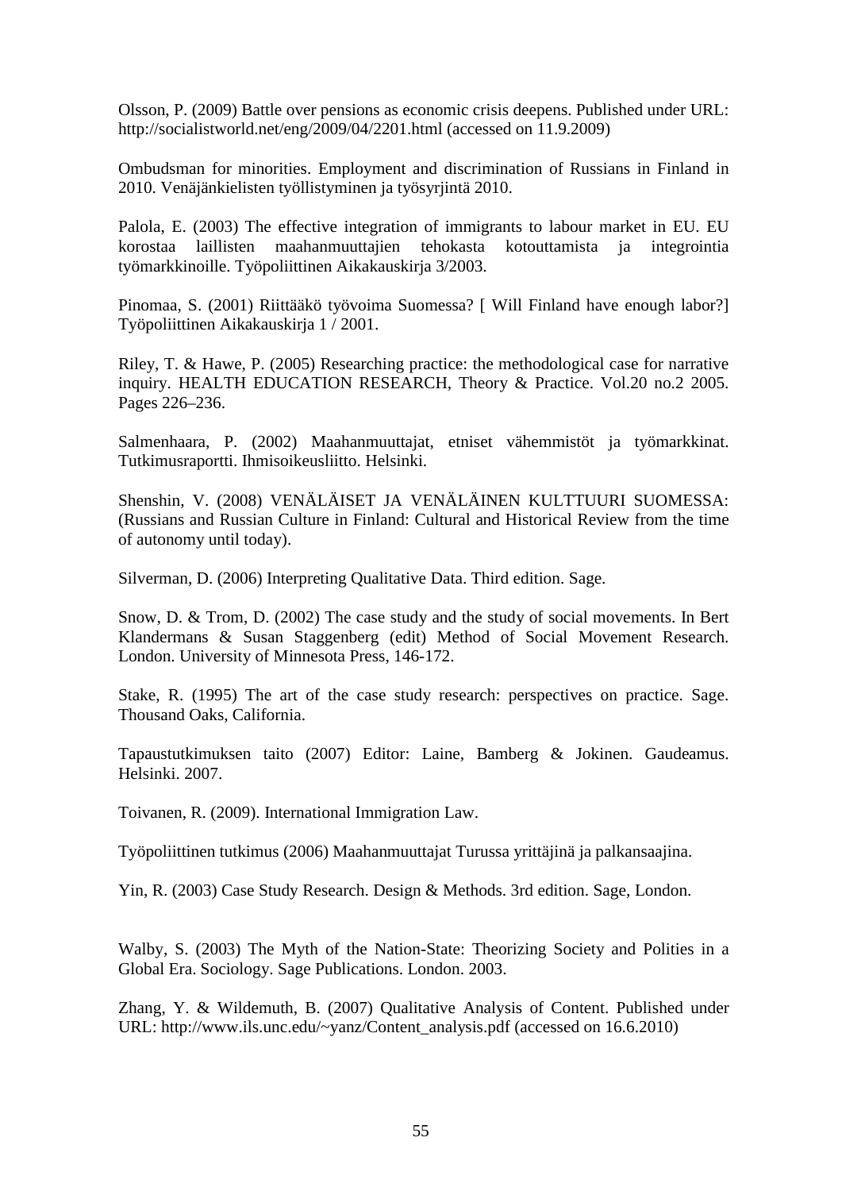Olsson, P. (2009) Battle over pensions as economic crisis deepens. Published under URL: http://socialistworld.net/eng/2009/04/2201.html (accessed on 11.9.2009)

Ombudsman for minorities. Employment and discrimination of Russians in Finland in 2010. Venäjänkielisten työllistyminen ja työsyrjintä 2010.

Palola, E. (2003) The effective integration of immigrants to labour market in EU. EU korostaa laillisten maahanmuuttajien tehokasta kotouttamista ja integrointia työmarkkinoille. Työpoliittinen Aikakauskirja 3/2003.

Pinomaa, S. (2001) Riittääkö työvoima Suomessa? [ Will Finland have enough labor?] Työpoliittinen Aikakauskirja 1 / 2001.

Riley, T. & Hawe, P. (2005) Researching practice: the methodological case for narrative inquiry. HEALTH EDUCATION RESEARCH, Theory & Practice. Vol.20 no.2 2005. Pages 226–236.

Salmenhaara, P. (2002) Maahanmuuttajat, etniset vähemmistöt ja työmarkkinat. Tutkimusraportti. Ihmisoikeusliitto. Helsinki.

Shenshin, V. (2008) VENÄLÄISET JA VENÄLÄINEN KULTTUURI SUOMESSA: (Russians and Russian Culture in Finland: Cultural and Historical Review from the time of autonomy until today).

Silverman, D. (2006) Interpreting Qualitative Data. Third edition. Sage.

Snow, D. & Trom, D. (2002) The case study and the study of social movements. In Bert Klandermans & Susan Staggenberg (edit) Method of Social Movement Research. London. University of Minnesota Press, 146-172.

Stake, R. (1995) The art of the case study research: perspectives on practice. Sage. Thousand Oaks, California.

Tapaustutkimuksen taito (2007) Editor: Laine, Bamberg & Jokinen. Gaudeamus. Helsinki. 2007.

Toivanen, R. (2009). International Immigration Law.

Työpoliittinen tutkimus (2006) Maahanmuuttajat Turussa yrittäjinä ja palkansaajina.

Yin, R. (2003) Case Study Research. Design & Methods. 3rd edition. Sage, London.

Walby, S. (2003) The Myth of the Nation-State: Theorizing Society and Polities in a Global Era. Sociology. Sage Publications. London. 2003.

Zhang, Y. & Wildemuth, B. (2007) Qualitative Analysis of Content. Published under URL: http://www.ils.unc.edu/~yanz/Content_analysis.pdf (accessed on 16.6.2010)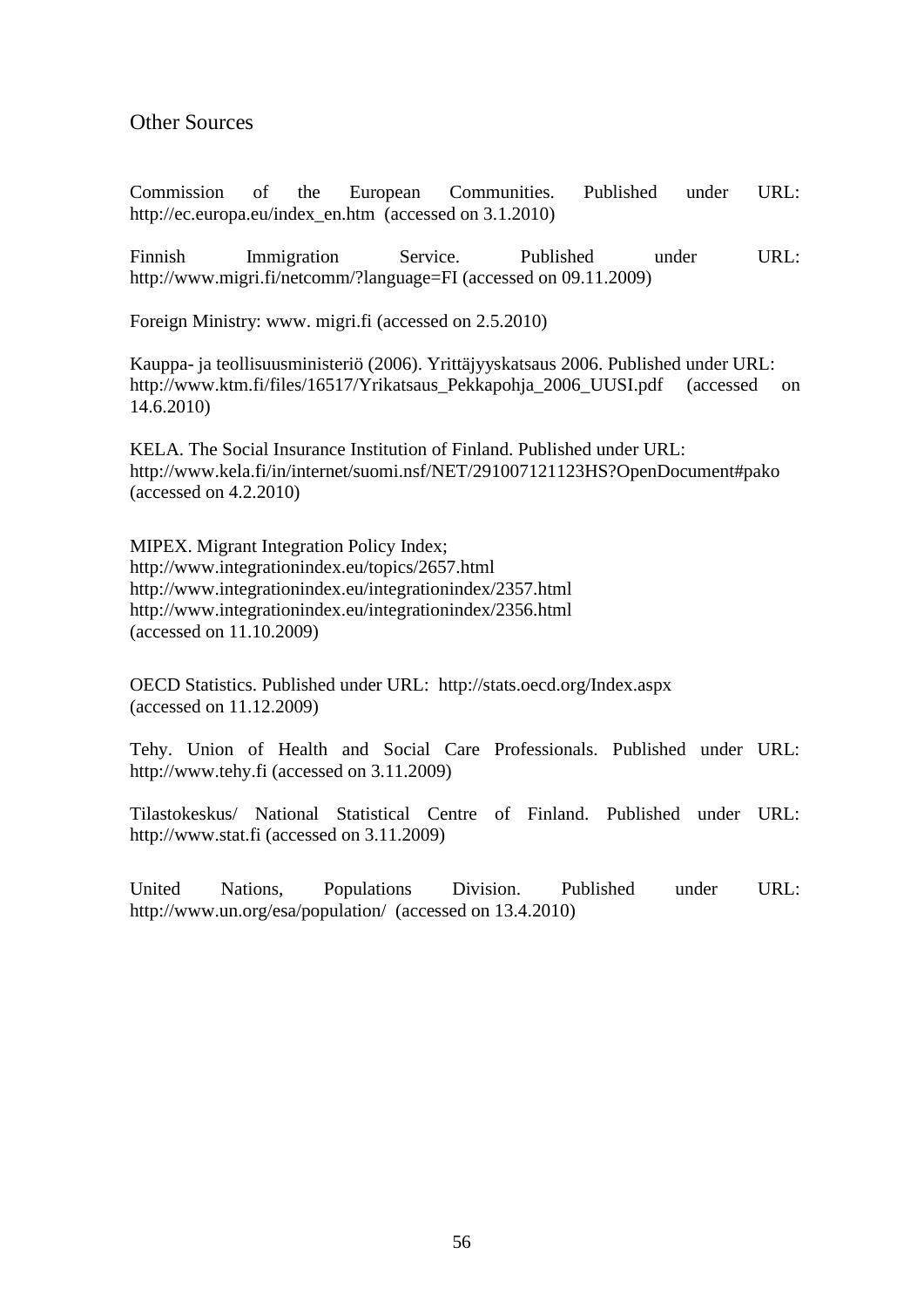## Other Sources

Commission of the European Communities. Published under URL: http://ec.europa.eu/index_en.htm (accessed on 3.1.2010)

Finnish Immigration Service. Published under URL: http://www.migri.fi/netcomm/?language=FI (accessed on 09.11.2009)

Foreign Ministry: www. migri.fi (accessed on 2.5.2010)

Kauppa- ja teollisuusministeriö (2006). Yrittäjyyskatsaus 2006. Published under URL: http://www.ktm.fi/files/16517/Yrikatsaus_Pekkapohja_2006_UUSI.pdf (accessed on 14.6.2010)

KELA. The Social Insurance Institution of Finland. Published under URL: http://www.kela.fi/in/internet/suomi.nsf/NET/291007121123HS?OpenDocument#pako (accessed on 4.2.2010)

MIPEX. Migrant Integration Policy Index;
http://www.integrationindex.eu/topics/2657.html
http://www.integrationindex.eu/integrationindex/2357.html
http://www.integrationindex.eu/integrationindex/2356.html
(accessed on 11.10.2009)

OECD Statistics. Published under URL: http://stats.oecd.org/Index.aspx (accessed on 11.12.2009)

Tehy. Union of Health and Social Care Professionals. Published under URL: http://www.tehy.fi (accessed on 3.11.2009)

Tilastokeskus/ National Statistical Centre of Finland. Published under URL: http://www.stat.fi (accessed on 3.11.2009)

United Nations, Populations Division. Published under URL: http://www.un.org/esa/population/ (accessed on 13.4.2010)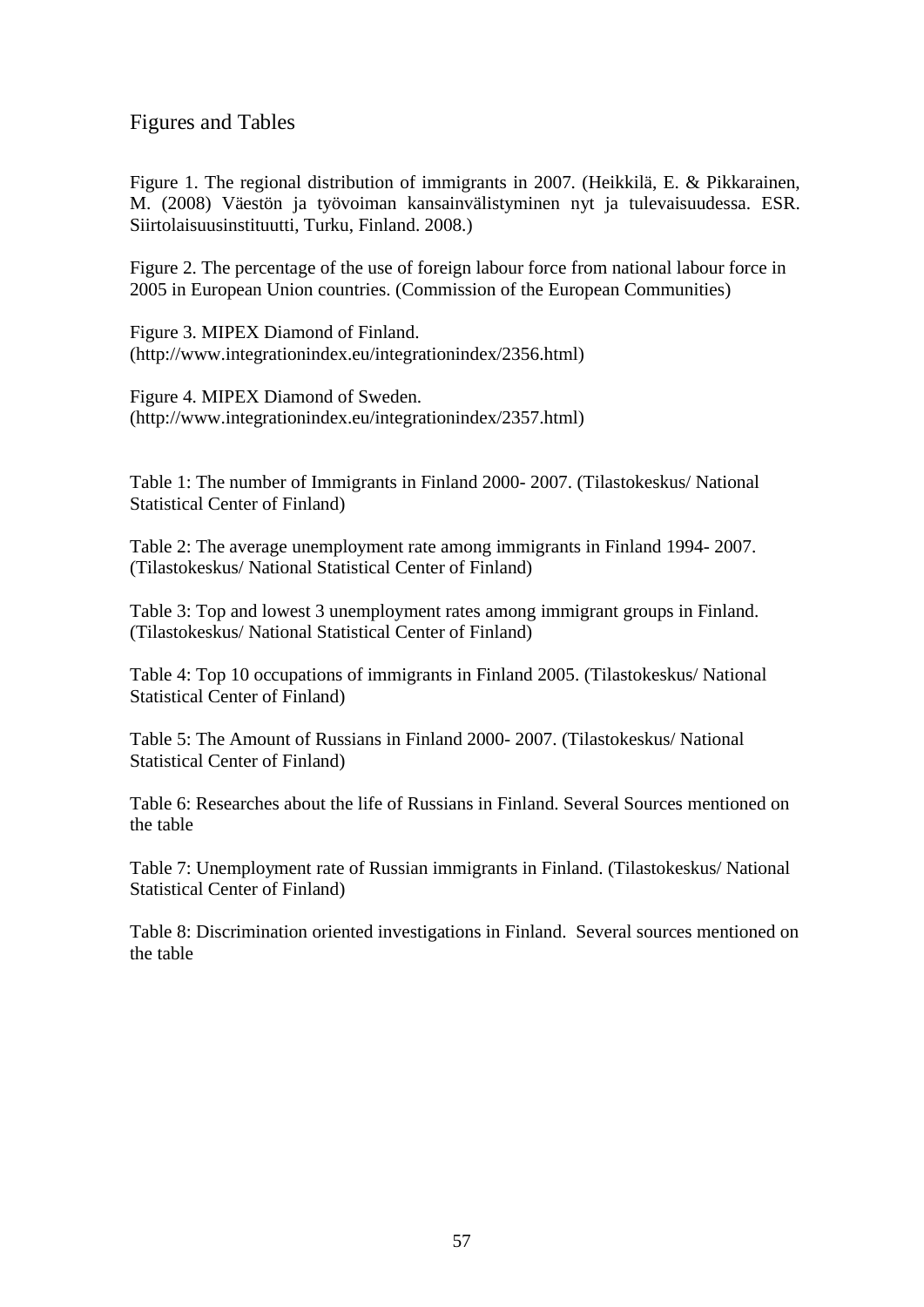# Figures and Tables

Figure 1. The regional distribution of immigrants in 2007. (Heikkilä, E. & Pikkarainen, M. (2008) Väestön ja työvoiman kansainvälistyminen nyt ja tulevaisuudessa. ESR. Siirtolaisuusinstituutti, Turku, Finland. 2008.)

Figure 2. The percentage of the use of foreign labour force from national labour force in 2005 in European Union countries. (Commission of the European Communities)

Figure 3. MIPEX Diamond of Finland. (http://www.integrationindex.eu/integrationindex/2356.html)

Figure 4. MIPEX Diamond of Sweden. (http://www.integrationindex.eu/integrationindex/2357.html)

Table 1: The number of Immigrants in Finland 2000- 2007. (Tilastokeskus/ National Statistical Center of Finland)

Table 2: The average unemployment rate among immigrants in Finland 1994- 2007. (Tilastokeskus/ National Statistical Center of Finland)

Table 3: Top and lowest 3 unemployment rates among immigrant groups in Finland. (Tilastokeskus/ National Statistical Center of Finland)

Table 4: Top 10 occupations of immigrants in Finland 2005. (Tilastokeskus/ National Statistical Center of Finland)

Table 5: The Amount of Russians in Finland 2000- 2007. (Tilastokeskus/ National Statistical Center of Finland)

Table 6: Researches about the life of Russians in Finland. Several Sources mentioned on the table

Table 7: Unemployment rate of Russian immigrants in Finland. (Tilastokeskus/ National Statistical Center of Finland)

Table 8: Discrimination oriented investigations in Finland. Several sources mentioned on the table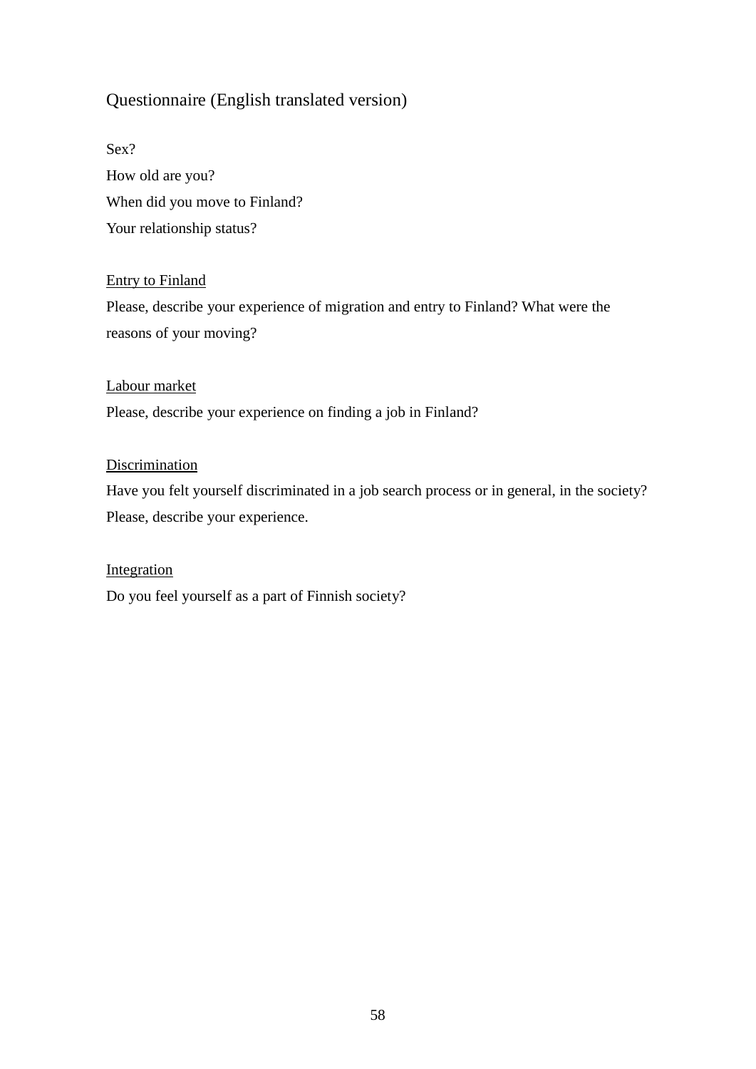# Questionnaire (English translated version)

Sex?

How old are you?

When did you move to Finland?

Your relationship status?

<u>Entry to Finland</u>

Please, describe your experience of migration and entry to Finland? What were the reasons of your moving?

<u>Labour market</u>

Please, describe your experience on finding a job in Finland?

<u>Discrimination</u>

Have you felt yourself discriminated in a job search process or in general, in the society? Please, describe your experience.

<u>Integration</u>

Do you feel yourself as a part of Finnish society?